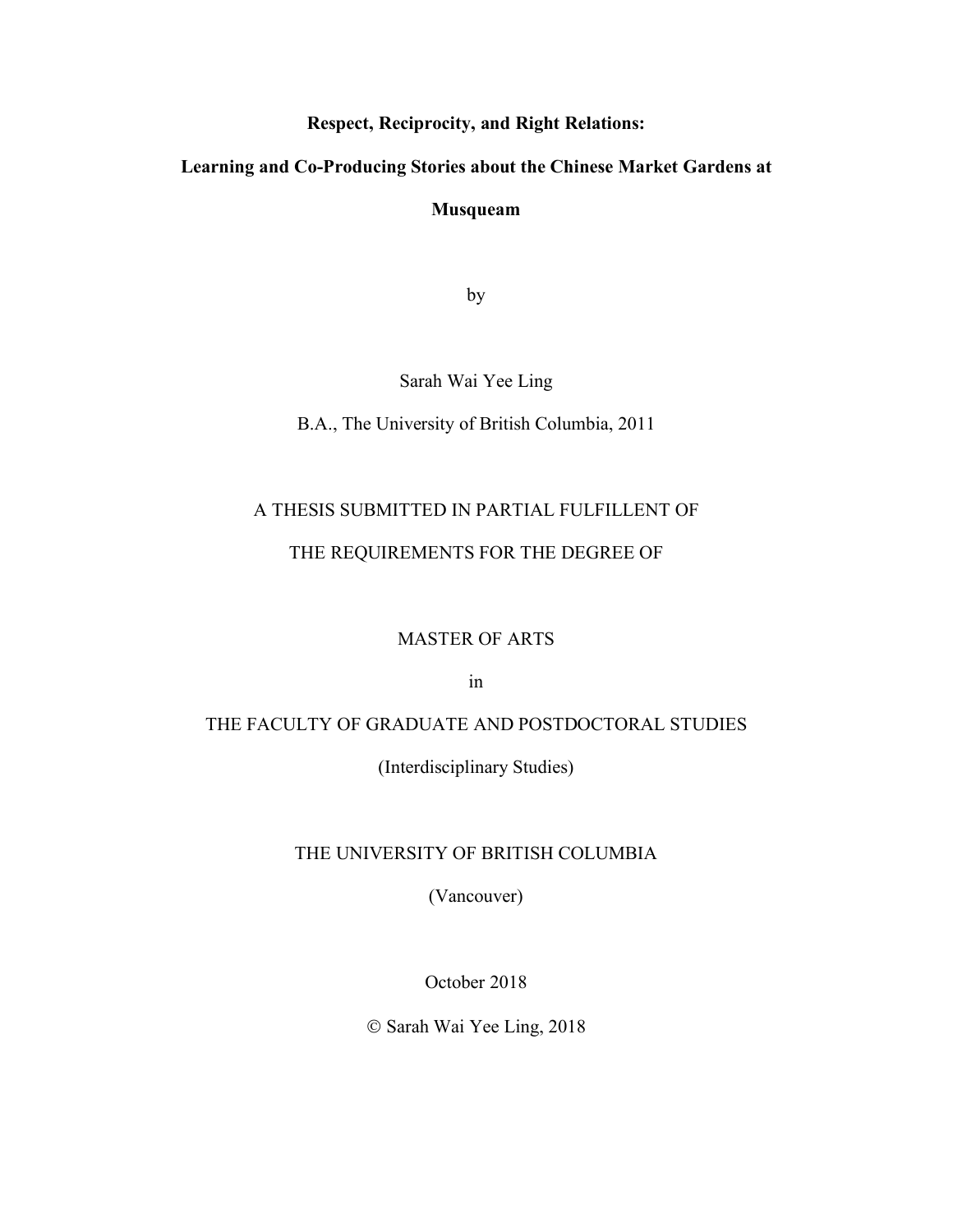**Respect, Reciprocity, and Right Relations:**

**Learning and Co-Producing Stories about the Chinese Market Gardens at Musqueam**

by

Sarah Wai Yee Ling

B.A., The University of British Columbia, 2011

A THESIS SUBMITTED IN PARTIAL FULFILLENT OF

THE REQUIREMENTS FOR THE DEGREE OF

MASTER OF ARTS

in

THE FACULTY OF GRADUATE AND POSTDOCTORAL STUDIES

(Interdisciplinary Studies)

THE UNIVERSITY OF BRITISH COLUMBIA

(Vancouver)

October 2018

© Sarah Wai Yee Ling, 2018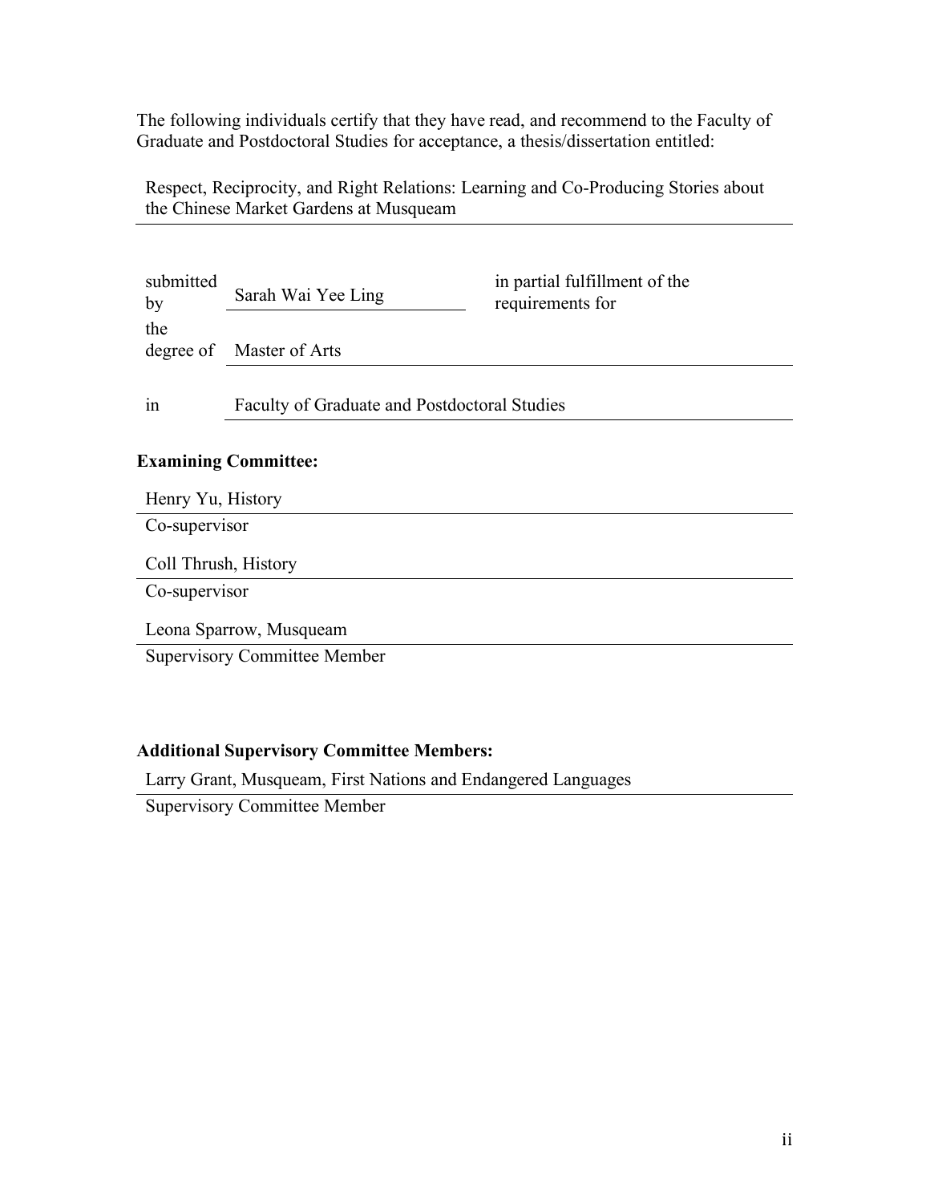The following individuals certify that they have read, and recommend to the Faculty of Graduate and Postdoctoral Studies for acceptance, a thesis/dissertation entitled:

Respect, Reciprocity, and Right Relations: Learning and Co-Producing Stories about the Chinese Market Gardens at Musqueam

| | | |
|---|---|---|
| submitted by | Sarah Wai Yee Ling | in partial fulfillment of the requirements for |
| the degree of | Master of Arts | |
| in | Faculty of Graduate and Postdoctoral Studies | |

**Examining Committee:**

Henry Yu, History
Co-supervisor

Coll Thrush, History
Co-supervisor

Leona Sparrow, Musqueam
Supervisory Committee Member

**Additional Supervisory Committee Members:**

Larry Grant, Musqueam, First Nations and Endangered Languages
Supervisory Committee Member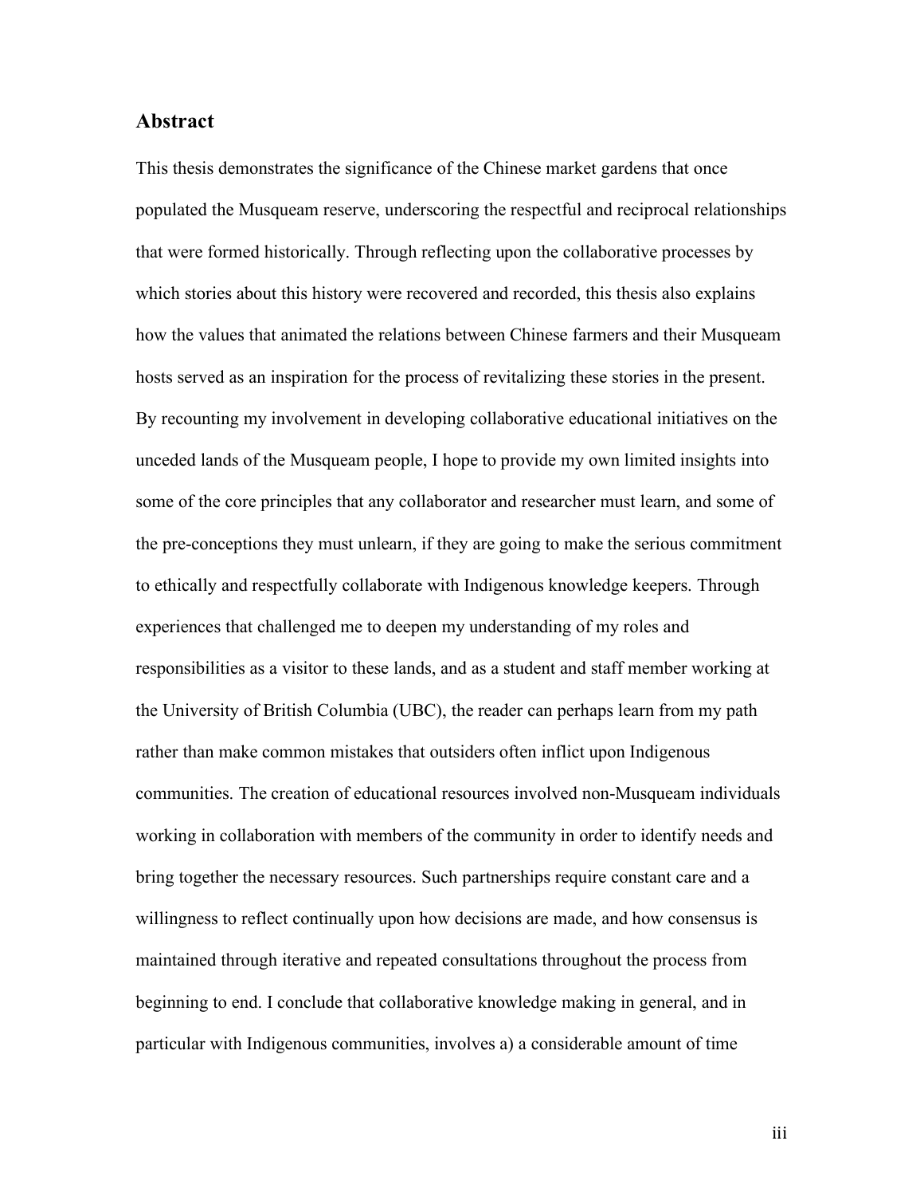## Abstract

This thesis demonstrates the significance of the Chinese market gardens that once populated the Musqueam reserve, underscoring the respectful and reciprocal relationships that were formed historically. Through reflecting upon the collaborative processes by which stories about this history were recovered and recorded, this thesis also explains how the values that animated the relations between Chinese farmers and their Musqueam hosts served as an inspiration for the process of revitalizing these stories in the present. By recounting my involvement in developing collaborative educational initiatives on the unceded lands of the Musqueam people, I hope to provide my own limited insights into some of the core principles that any collaborator and researcher must learn, and some of the pre-conceptions they must unlearn, if they are going to make the serious commitment to ethically and respectfully collaborate with Indigenous knowledge keepers. Through experiences that challenged me to deepen my understanding of my roles and responsibilities as a visitor to these lands, and as a student and staff member working at the University of British Columbia (UBC), the reader can perhaps learn from my path rather than make common mistakes that outsiders often inflict upon Indigenous communities. The creation of educational resources involved non-Musqueam individuals working in collaboration with members of the community in order to identify needs and bring together the necessary resources. Such partnerships require constant care and a willingness to reflect continually upon how decisions are made, and how consensus is maintained through iterative and repeated consultations throughout the process from beginning to end. I conclude that collaborative knowledge making in general, and in particular with Indigenous communities, involves a) a considerable amount of time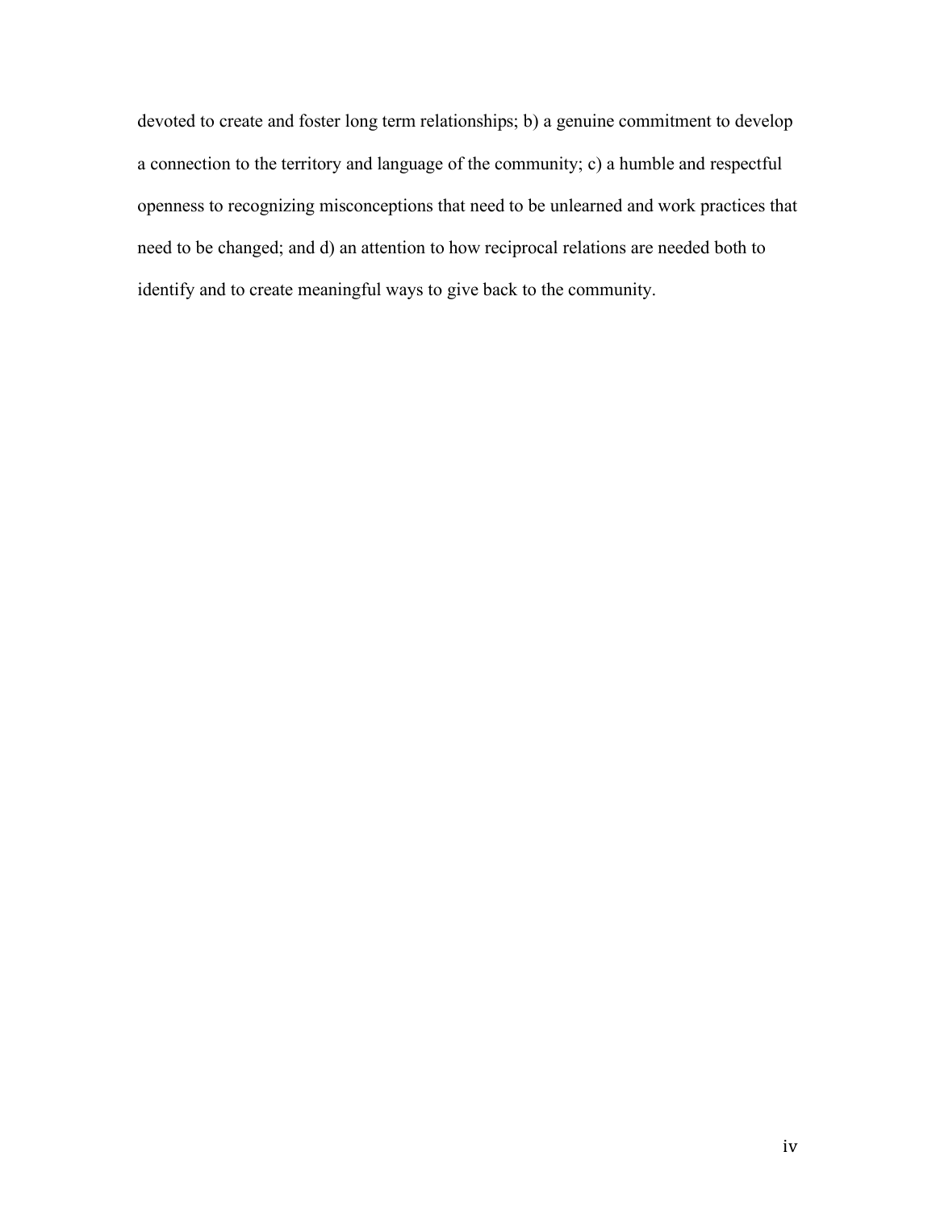devoted to create and foster long term relationships; b) a genuine commitment to develop a connection to the territory and language of the community; c) a humble and respectful openness to recognizing misconceptions that need to be unlearned and work practices that need to be changed; and d) an attention to how reciprocal relations are needed both to identify and to create meaningful ways to give back to the community.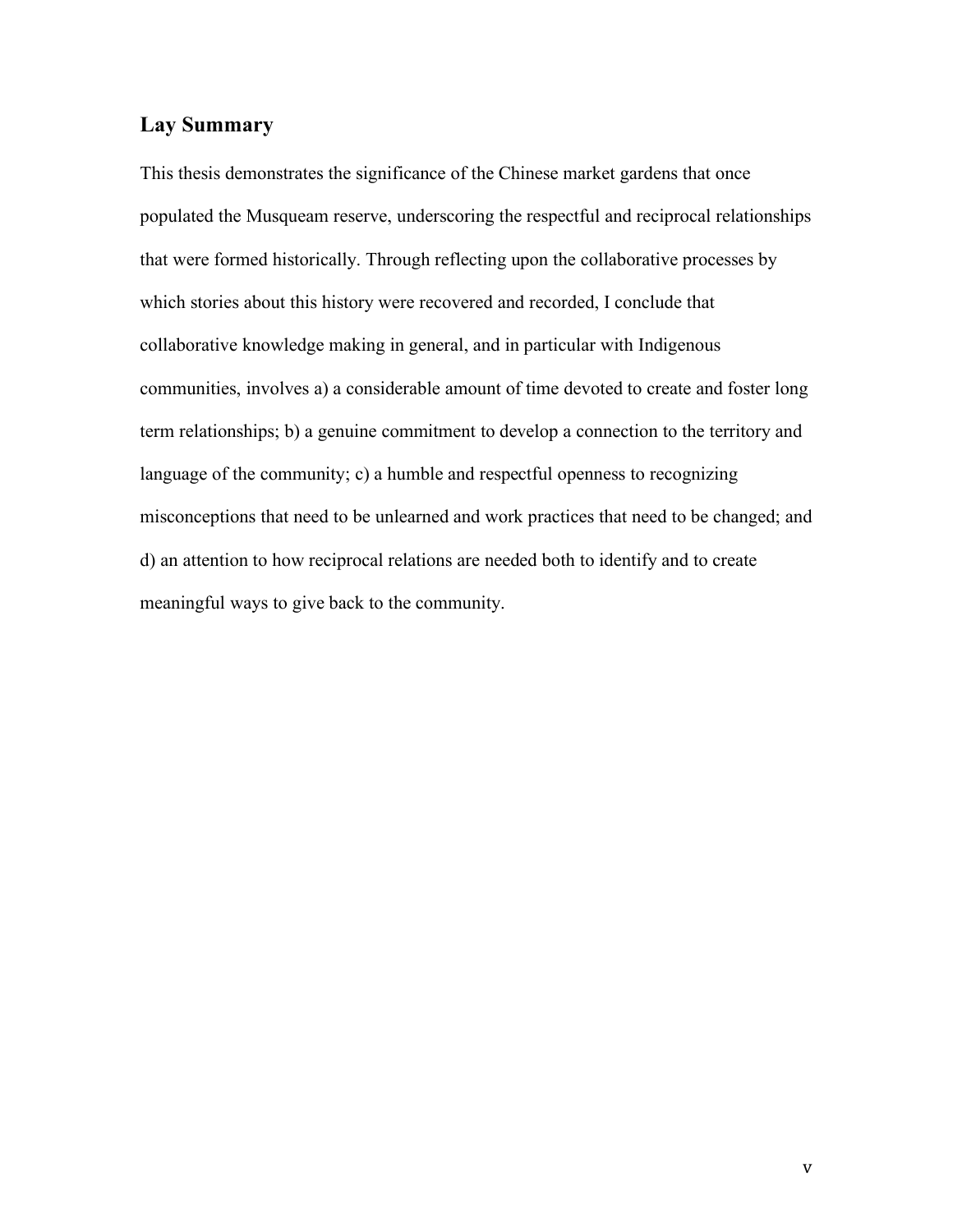## Lay Summary

This thesis demonstrates the significance of the Chinese market gardens that once populated the Musqueam reserve, underscoring the respectful and reciprocal relationships that were formed historically. Through reflecting upon the collaborative processes by which stories about this history were recovered and recorded, I conclude that collaborative knowledge making in general, and in particular with Indigenous communities, involves a) a considerable amount of time devoted to create and foster long term relationships; b) a genuine commitment to develop a connection to the territory and language of the community; c) a humble and respectful openness to recognizing misconceptions that need to be unlearned and work practices that need to be changed; and d) an attention to how reciprocal relations are needed both to identify and to create meaningful ways to give back to the community.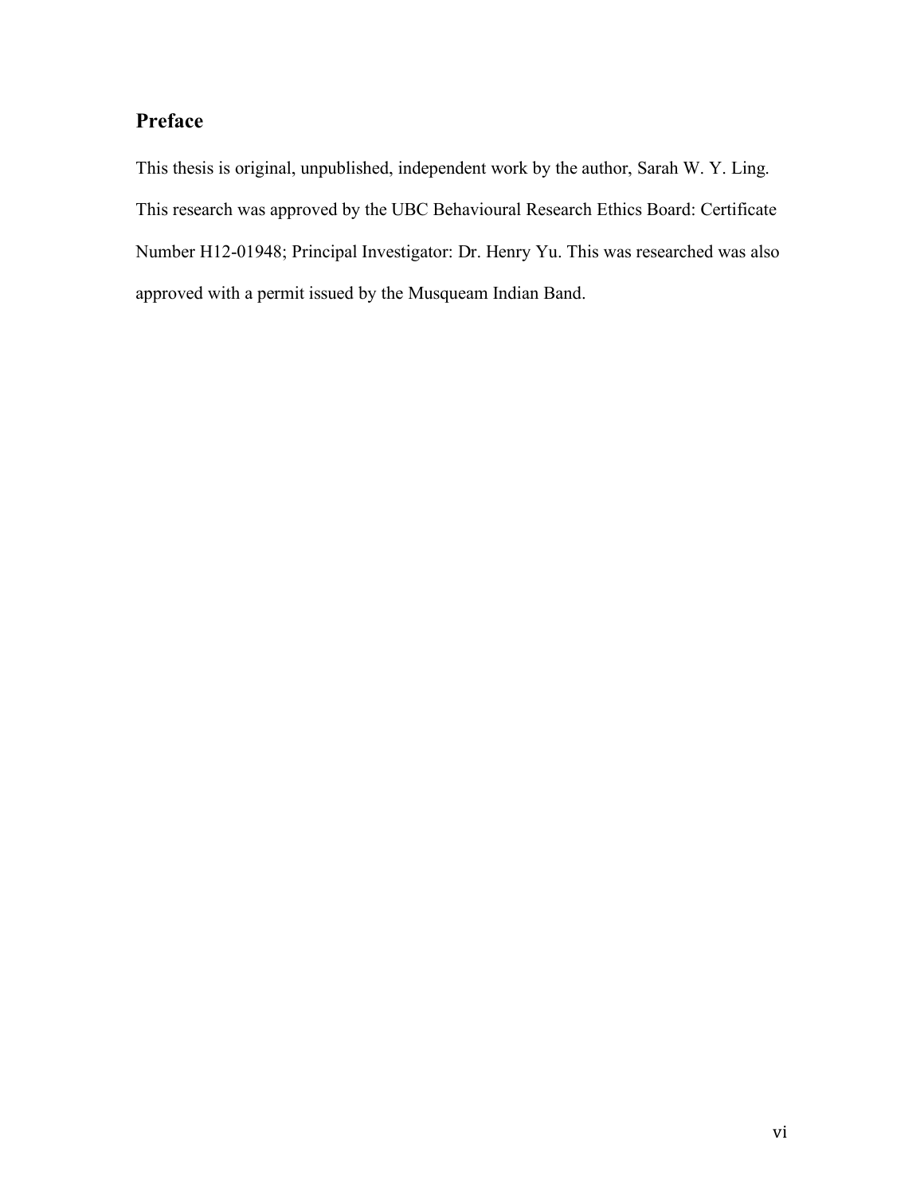## Preface

This thesis is original, unpublished, independent work by the author, Sarah W. Y. Ling. This research was approved by the UBC Behavioural Research Ethics Board: Certificate Number H12-01948; Principal Investigator: Dr. Henry Yu. This was researched was also approved with a permit issued by the Musqueam Indian Band.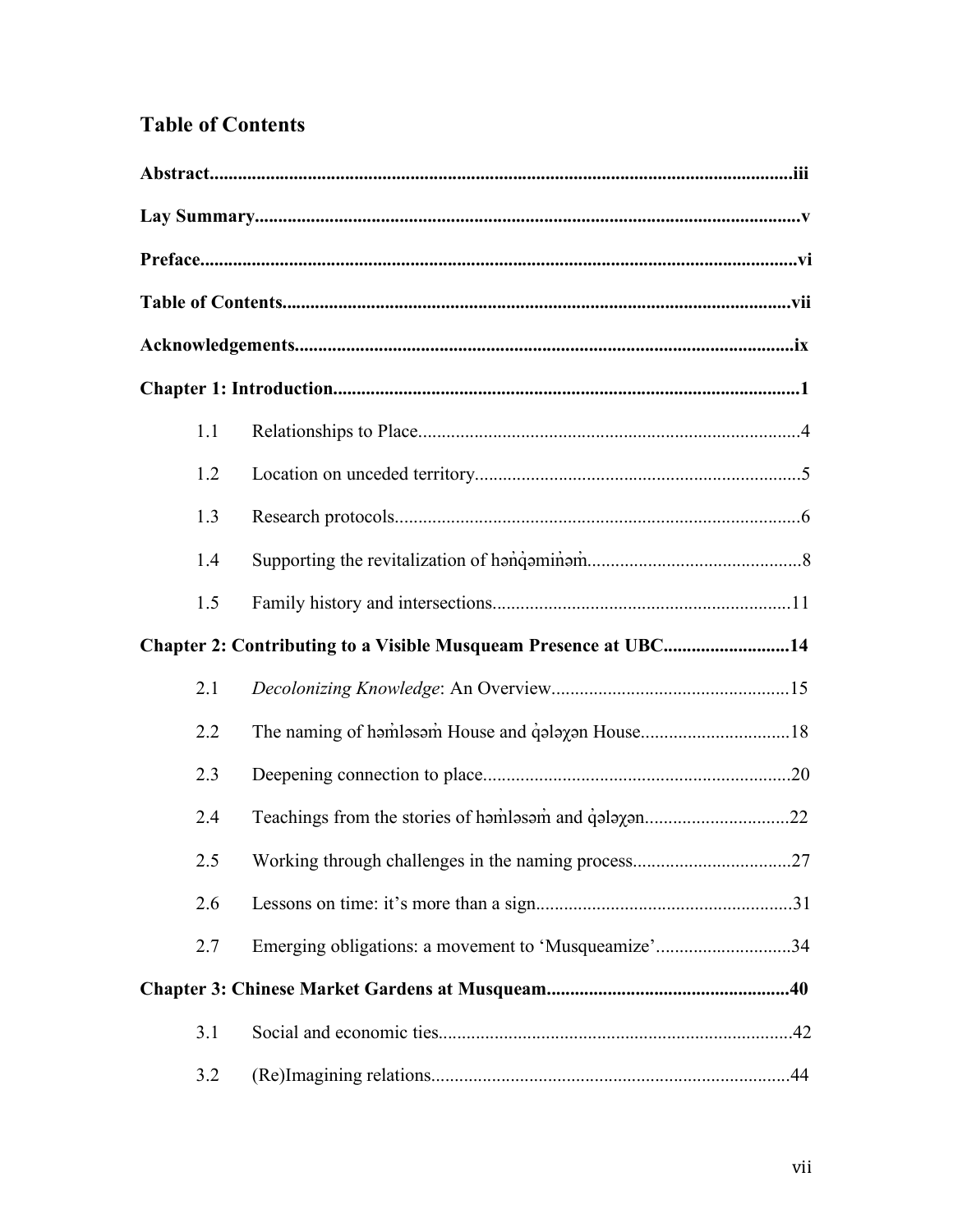## Table of Contents

**Abstract** .......... iii

**Lay Summary** .......... v

**Preface** .......... vi

**Table of Contents** .......... vii

**Acknowledgements** .......... ix

**Chapter 1: Introduction** .......... 1

- 1.1 Relationships to Place .......... 4
- 1.2 Location on unceded territory .......... 5
- 1.3 Research protocols .......... 6
- 1.4 Supporting the revitalization of hən̓q̓əmin̓əm̓ .......... 8
- 1.5 Family history and intersections .......... 11

**Chapter 2: Contributing to a Visible Musqueam Presence at UBC** .......... 14

- 2.1 *Decolonizing Knowledge*: An Overview .......... 15
- 2.2 The naming of həm̓ləsəm̓ House and q̓ələχən House .......... 18
- 2.3 Deepening connection to place .......... 20
- 2.4 Teachings from the stories of həm̓ləsəm̓ and q̓ələχən .......... 22
- 2.5 Working through challenges in the naming process .......... 27
- 2.6 Lessons on time: it's more than a sign .......... 31
- 2.7 Emerging obligations: a movement to 'Musqueamize' .......... 34

**Chapter 3: Chinese Market Gardens at Musqueam** .......... 40

- 3.1 Social and economic ties .......... 42
- 3.2 (Re)Imagining relations .......... 44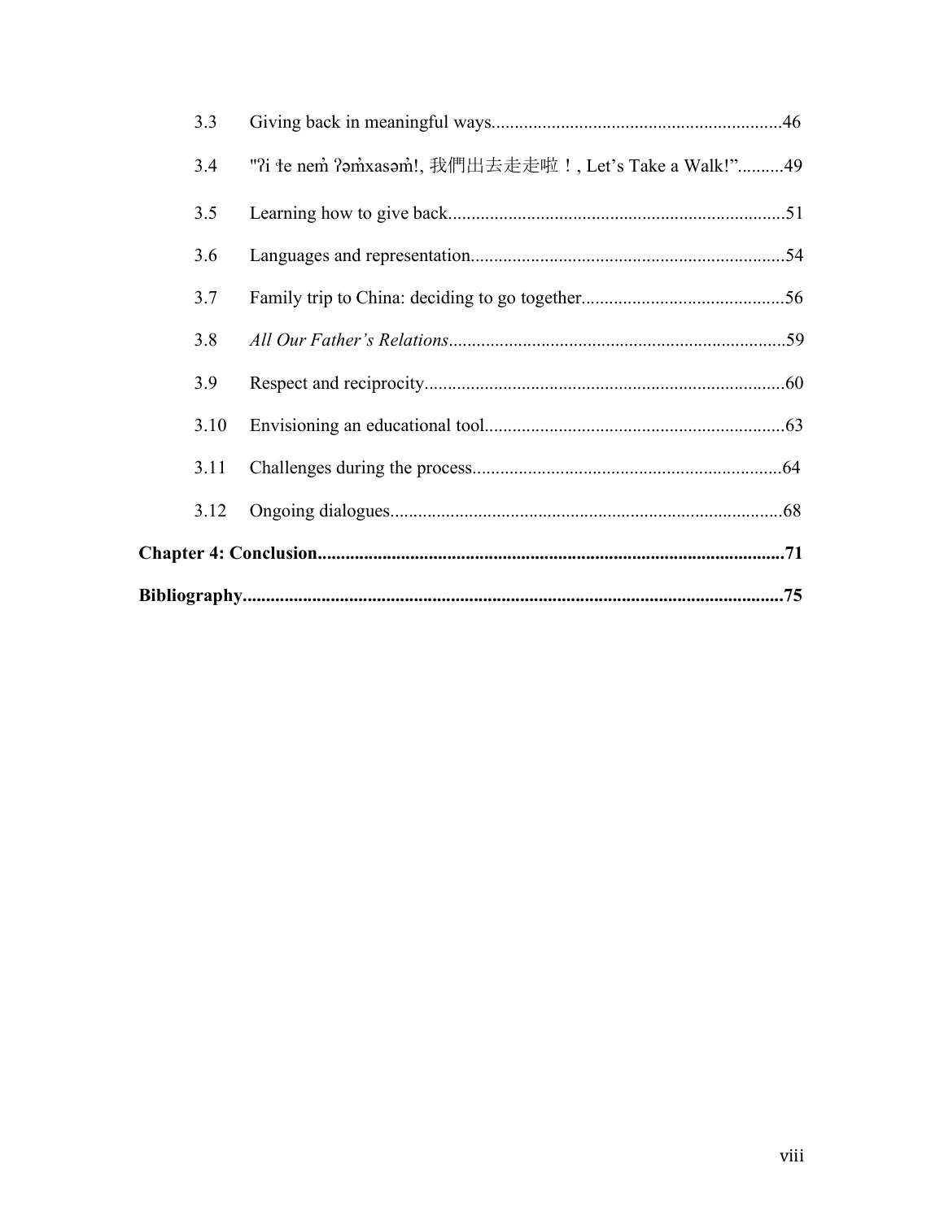3.3 Giving back in meaningful ways..............................................................46

3.4 "ʔi ɬe nem̓ ʔəm̓xasəm̓!, 我們出去走走啦！, Let's Take a Walk!"..........49

3.5 Learning how to give back........................................................................51

3.6 Languages and representation...................................................................54

3.7 Family trip to China: deciding to go together...........................................56

3.8 *All Our Father's Relations*.........................................................................59

3.9 Respect and reciprocity.............................................................................60

3.10 Envisioning an educational tool................................................................63

3.11 Challenges during the process..................................................................64

3.12 Ongoing dialogues....................................................................................68

**Chapter 4: Conclusion.....................................................................................................71**

**Bibliography....................................................................................................................75**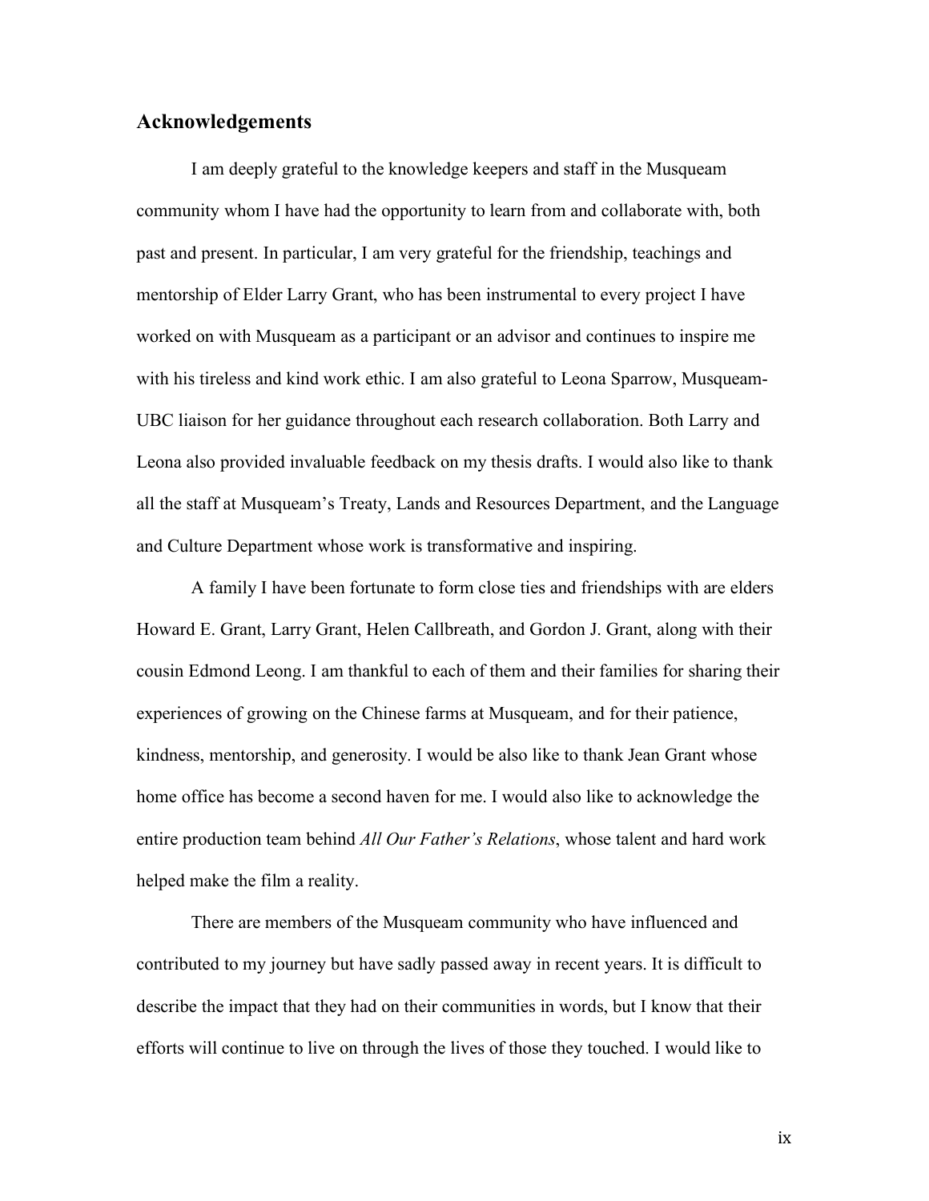## Acknowledgements

I am deeply grateful to the knowledge keepers and staff in the Musqueam community whom I have had the opportunity to learn from and collaborate with, both past and present. In particular, I am very grateful for the friendship, teachings and mentorship of Elder Larry Grant, who has been instrumental to every project I have worked on with Musqueam as a participant or an advisor and continues to inspire me with his tireless and kind work ethic. I am also grateful to Leona Sparrow, Musqueam-UBC liaison for her guidance throughout each research collaboration. Both Larry and Leona also provided invaluable feedback on my thesis drafts. I would also like to thank all the staff at Musqueam's Treaty, Lands and Resources Department, and the Language and Culture Department whose work is transformative and inspiring.

A family I have been fortunate to form close ties and friendships with are elders Howard E. Grant, Larry Grant, Helen Callbreath, and Gordon J. Grant, along with their cousin Edmond Leong. I am thankful to each of them and their families for sharing their experiences of growing on the Chinese farms at Musqueam, and for their patience, kindness, mentorship, and generosity. I would be also like to thank Jean Grant whose home office has become a second haven for me. I would also like to acknowledge the entire production team behind *All Our Father's Relations*, whose talent and hard work helped make the film a reality.

There are members of the Musqueam community who have influenced and contributed to my journey but have sadly passed away in recent years. It is difficult to describe the impact that they had on their communities in words, but I know that their efforts will continue to live on through the lives of those they touched. I would like to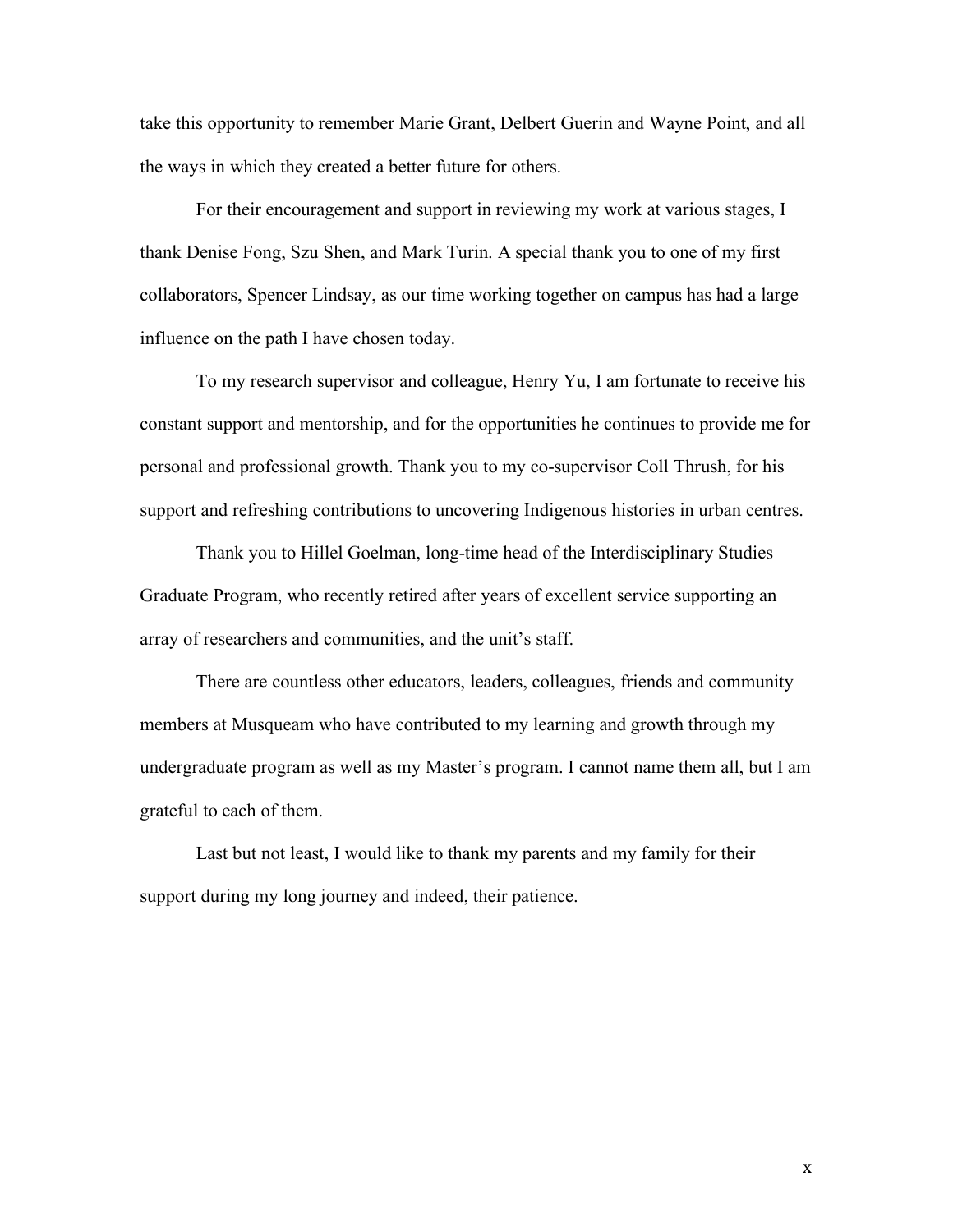take this opportunity to remember Marie Grant, Delbert Guerin and Wayne Point, and all the ways in which they created a better future for others.

For their encouragement and support in reviewing my work at various stages, I thank Denise Fong, Szu Shen, and Mark Turin. A special thank you to one of my first collaborators, Spencer Lindsay, as our time working together on campus has had a large influence on the path I have chosen today.

To my research supervisor and colleague, Henry Yu, I am fortunate to receive his constant support and mentorship, and for the opportunities he continues to provide me for personal and professional growth. Thank you to my co-supervisor Coll Thrush, for his support and refreshing contributions to uncovering Indigenous histories in urban centres.

Thank you to Hillel Goelman, long-time head of the Interdisciplinary Studies Graduate Program, who recently retired after years of excellent service supporting an array of researchers and communities, and the unit's staff.

There are countless other educators, leaders, colleagues, friends and community members at Musqueam who have contributed to my learning and growth through my undergraduate program as well as my Master's program. I cannot name them all, but I am grateful to each of them.

Last but not least, I would like to thank my parents and my family for their support during my long journey and indeed, their patience.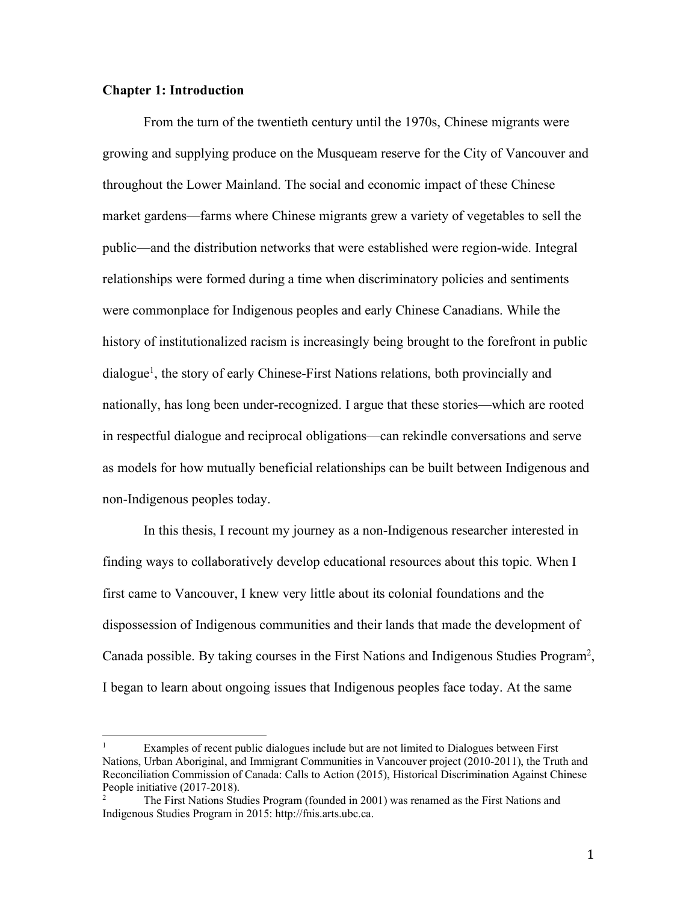**Chapter 1: Introduction**

From the turn of the twentieth century until the 1970s, Chinese migrants were growing and supplying produce on the Musqueam reserve for the City of Vancouver and throughout the Lower Mainland. The social and economic impact of these Chinese market gardens—farms where Chinese migrants grew a variety of vegetables to sell the public—and the distribution networks that were established were region-wide. Integral relationships were formed during a time when discriminatory policies and sentiments were commonplace for Indigenous peoples and early Chinese Canadians. While the history of institutionalized racism is increasingly being brought to the forefront in public dialogue[1], the story of early Chinese-First Nations relations, both provincially and nationally, has long been under-recognized. I argue that these stories—which are rooted in respectful dialogue and reciprocal obligations—can rekindle conversations and serve as models for how mutually beneficial relationships can be built between Indigenous and non-Indigenous peoples today.

In this thesis, I recount my journey as a non-Indigenous researcher interested in finding ways to collaboratively develop educational resources about this topic. When I first came to Vancouver, I knew very little about its colonial foundations and the dispossession of Indigenous communities and their lands that made the development of Canada possible. By taking courses in the First Nations and Indigenous Studies Program[2], I began to learn about ongoing issues that Indigenous peoples face today. At the same

---

[1] Examples of recent public dialogues include but are not limited to Dialogues between First Nations, Urban Aboriginal, and Immigrant Communities in Vancouver project (2010-2011), the Truth and Reconciliation Commission of Canada: Calls to Action (2015), Historical Discrimination Against Chinese People initiative (2017-2018).

[2] The First Nations Studies Program (founded in 2001) was renamed as the First Nations and Indigenous Studies Program in 2015: http://fnis.arts.ubc.ca.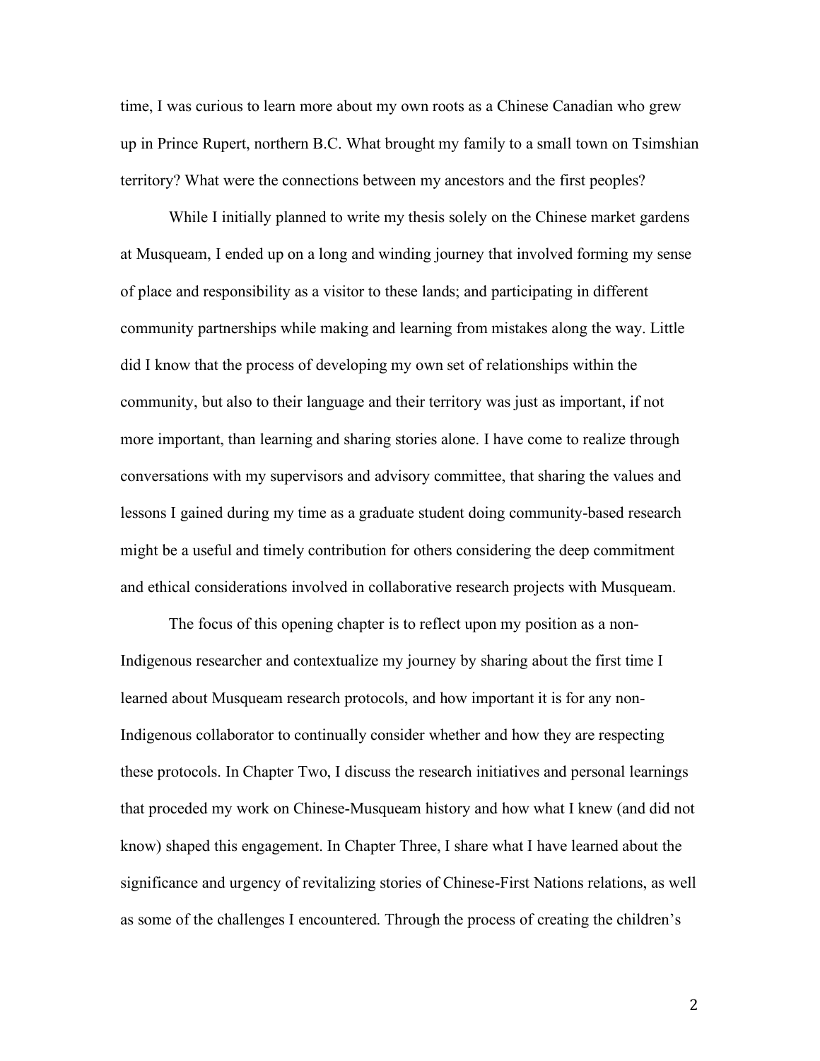time, I was curious to learn more about my own roots as a Chinese Canadian who grew up in Prince Rupert, northern B.C. What brought my family to a small town on Tsimshian territory? What were the connections between my ancestors and the first peoples?

While I initially planned to write my thesis solely on the Chinese market gardens at Musqueam, I ended up on a long and winding journey that involved forming my sense of place and responsibility as a visitor to these lands; and participating in different community partnerships while making and learning from mistakes along the way. Little did I know that the process of developing my own set of relationships within the community, but also to their language and their territory was just as important, if not more important, than learning and sharing stories alone. I have come to realize through conversations with my supervisors and advisory committee, that sharing the values and lessons I gained during my time as a graduate student doing community-based research might be a useful and timely contribution for others considering the deep commitment and ethical considerations involved in collaborative research projects with Musqueam.

The focus of this opening chapter is to reflect upon my position as a non-Indigenous researcher and contextualize my journey by sharing about the first time I learned about Musqueam research protocols, and how important it is for any non-Indigenous collaborator to continually consider whether and how they are respecting these protocols. In Chapter Two, I discuss the research initiatives and personal learnings that proceded my work on Chinese-Musqueam history and how what I knew (and did not know) shaped this engagement. In Chapter Three, I share what I have learned about the significance and urgency of revitalizing stories of Chinese-First Nations relations, as well as some of the challenges I encountered. Through the process of creating the children's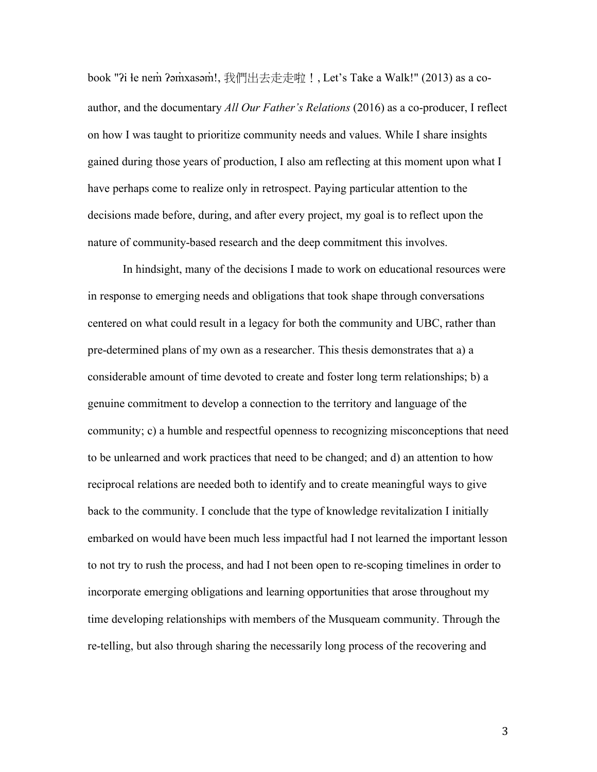book "ʔi ɬe nem̓ ʔəm̓xasəm̓!, 我們出去走走啦！, Let's Take a Walk!" (2013) as a co-author, and the documentary *All Our Father's Relations* (2016) as a co-producer, I reflect on how I was taught to prioritize community needs and values. While I share insights gained during those years of production, I also am reflecting at this moment upon what I have perhaps come to realize only in retrospect. Paying particular attention to the decisions made before, during, and after every project, my goal is to reflect upon the nature of community-based research and the deep commitment this involves.

In hindsight, many of the decisions I made to work on educational resources were in response to emerging needs and obligations that took shape through conversations centered on what could result in a legacy for both the community and UBC, rather than pre-determined plans of my own as a researcher. This thesis demonstrates that a) a considerable amount of time devoted to create and foster long term relationships; b) a genuine commitment to develop a connection to the territory and language of the community; c) a humble and respectful openness to recognizing misconceptions that need to be unlearned and work practices that need to be changed; and d) an attention to how reciprocal relations are needed both to identify and to create meaningful ways to give back to the community. I conclude that the type of knowledge revitalization I initially embarked on would have been much less impactful had I not learned the important lesson to not try to rush the process, and had I not been open to re-scoping timelines in order to incorporate emerging obligations and learning opportunities that arose throughout my time developing relationships with members of the Musqueam community. Through the re-telling, but also through sharing the necessarily long process of the recovering and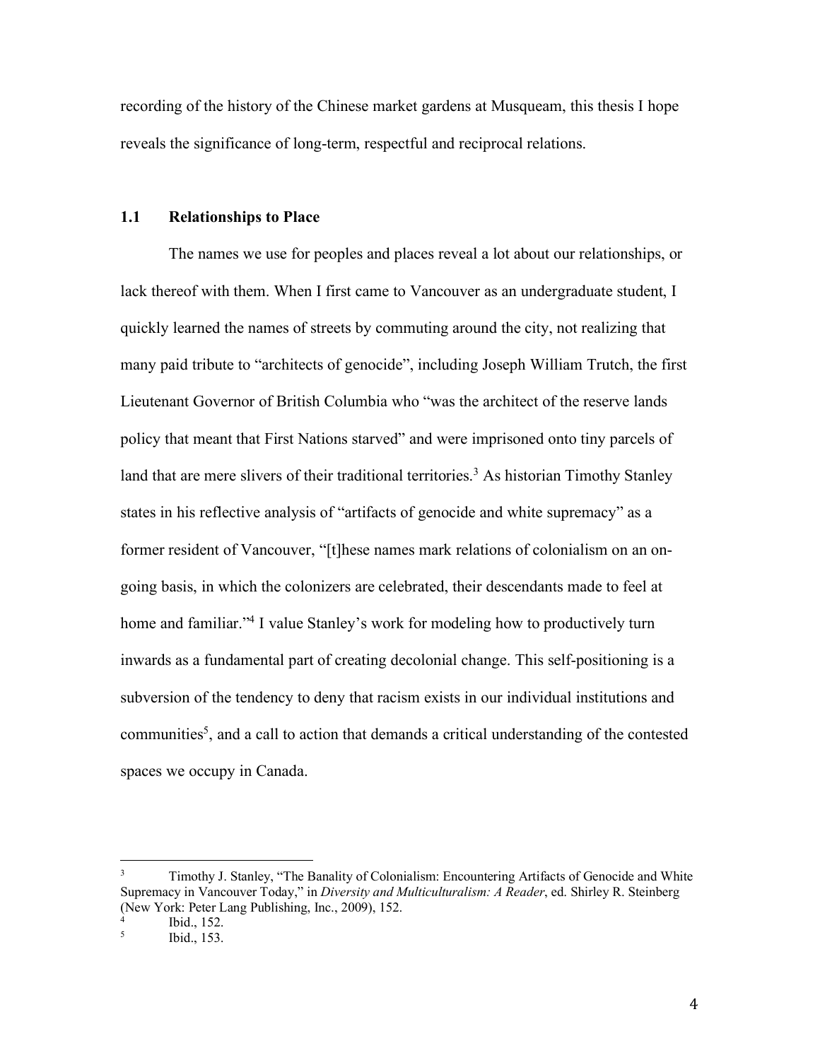recording of the history of the Chinese market gardens at Musqueam, this thesis I hope reveals the significance of long-term, respectful and reciprocal relations.

## 1.1 Relationships to Place

The names we use for peoples and places reveal a lot about our relationships, or lack thereof with them. When I first came to Vancouver as an undergraduate student, I quickly learned the names of streets by commuting around the city, not realizing that many paid tribute to "architects of genocide", including Joseph William Trutch, the first Lieutenant Governor of British Columbia who "was the architect of the reserve lands policy that meant that First Nations starved" and were imprisoned onto tiny parcels of land that are mere slivers of their traditional territories.[3] As historian Timothy Stanley states in his reflective analysis of "artifacts of genocide and white supremacy" as a former resident of Vancouver, "[t]hese names mark relations of colonialism on an on-going basis, in which the colonizers are celebrated, their descendants made to feel at home and familiar."[4] I value Stanley's work for modeling how to productively turn inwards as a fundamental part of creating decolonial change. This self-positioning is a subversion of the tendency to deny that racism exists in our individual institutions and communities[5], and a call to action that demands a critical understanding of the contested spaces we occupy in Canada.

---

[3] Timothy J. Stanley, "The Banality of Colonialism: Encountering Artifacts of Genocide and White Supremacy in Vancouver Today," in *Diversity and Multiculturalism: A Reader*, ed. Shirley R. Steinberg (New York: Peter Lang Publishing, Inc., 2009), 152.

[4] Ibid., 152.

[5] Ibid., 153.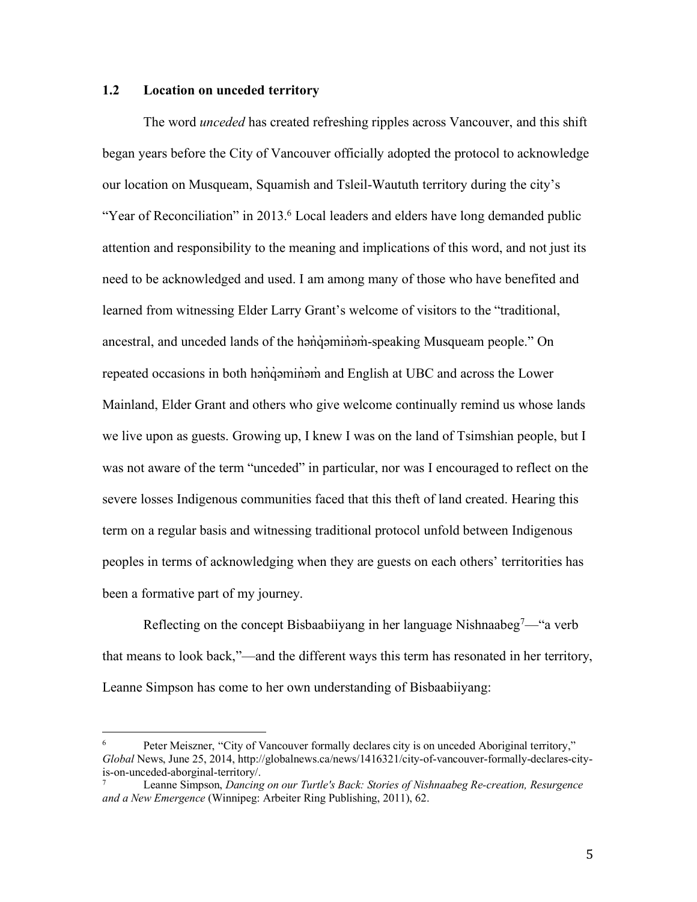### 1.2 Location on unceded territory

The word *unceded* has created refreshing ripples across Vancouver, and this shift began years before the City of Vancouver officially adopted the protocol to acknowledge our location on Musqueam, Squamish and Tsleil-Waututh territory during the city's "Year of Reconciliation" in 2013.[6] Local leaders and elders have long demanded public attention and responsibility to the meaning and implications of this word, and not just its need to be acknowledged and used. I am among many of those who have benefited and learned from witnessing Elder Larry Grant's welcome of visitors to the "traditional, ancestral, and unceded lands of the hən̓q̓əmin̓əm̓-speaking Musqueam people." On repeated occasions in both hən̓q̓əmin̓əm̓ and English at UBC and across the Lower Mainland, Elder Grant and others who give welcome continually remind us whose lands we live upon as guests. Growing up, I knew I was on the land of Tsimshian people, but I was not aware of the term "unceded" in particular, nor was I encouraged to reflect on the severe losses Indigenous communities faced that this theft of land created. Hearing this term on a regular basis and witnessing traditional protocol unfold between Indigenous peoples in terms of acknowledging when they are guests on each others' territories has been a formative part of my journey.

Reflecting on the concept Bisbaabiiyang in her language Nishnaabeg[7]—"a verb that means to look back,"—and the different ways this term has resonated in her territory, Leanne Simpson has come to her own understanding of Bisbaabiiyang:

---

[6] Peter Meiszner, "City of Vancouver formally declares city is on unceded Aboriginal territory," *Global* News, June 25, 2014, http://globalnews.ca/news/1416321/city-of-vancouver-formally-declares-city-is-on-unceded-aborginal-territory/.

[7] Leanne Simpson, *Dancing on our Turtle's Back: Stories of Nishnaabeg Re-creation, Resurgence and a New Emergence* (Winnipeg: Arbeiter Ring Publishing, 2011), 62.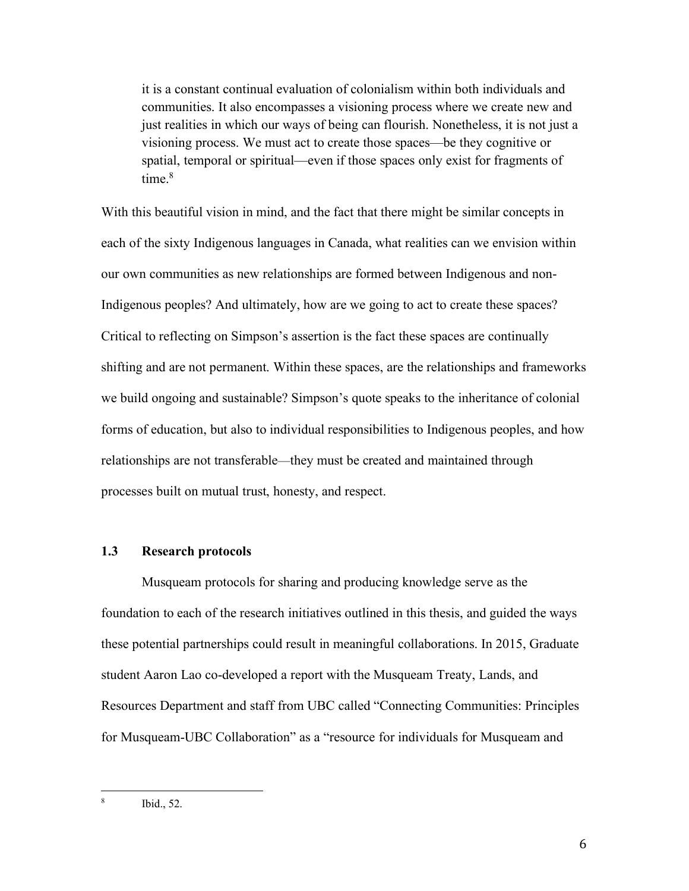> it is a constant continual evaluation of colonialism within both individuals and communities. It also encompasses a visioning process where we create new and just realities in which our ways of being can flourish. Nonetheless, it is not just a visioning process. We must act to create those spaces—be they cognitive or spatial, temporal or spiritual—even if those spaces only exist for fragments of time.[8]

With this beautiful vision in mind, and the fact that there might be similar concepts in each of the sixty Indigenous languages in Canada, what realities can we envision within our own communities as new relationships are formed between Indigenous and non-Indigenous peoples? And ultimately, how are we going to act to create these spaces? Critical to reflecting on Simpson's assertion is the fact these spaces are continually shifting and are not permanent. Within these spaces, are the relationships and frameworks we build ongoing and sustainable? Simpson's quote speaks to the inheritance of colonial forms of education, but also to individual responsibilities to Indigenous peoples, and how relationships are not transferable—they must be created and maintained through processes built on mutual trust, honesty, and respect.

### 1.3 Research protocols

Musqueam protocols for sharing and producing knowledge serve as the foundation to each of the research initiatives outlined in this thesis, and guided the ways these potential partnerships could result in meaningful collaborations. In 2015, Graduate student Aaron Lao co-developed a report with the Musqueam Treaty, Lands, and Resources Department and staff from UBC called "Connecting Communities: Principles for Musqueam-UBC Collaboration" as a "resource for individuals for Musqueam and

---

[8] Ibid., 52.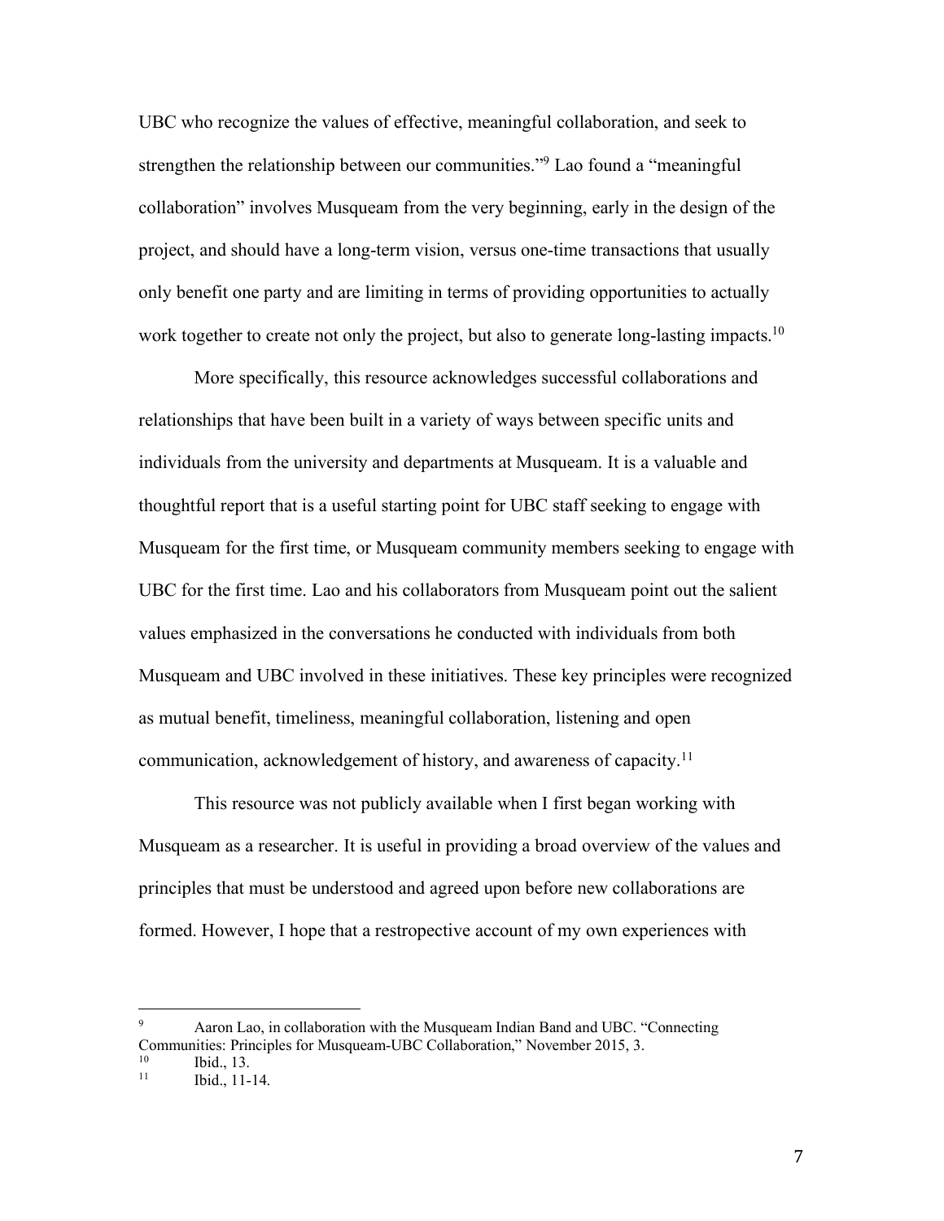UBC who recognize the values of effective, meaningful collaboration, and seek to strengthen the relationship between our communities."[9] Lao found a "meaningful collaboration" involves Musqueam from the very beginning, early in the design of the project, and should have a long-term vision, versus one-time transactions that usually only benefit one party and are limiting in terms of providing opportunities to actually work together to create not only the project, but also to generate long-lasting impacts.[10]

More specifically, this resource acknowledges successful collaborations and relationships that have been built in a variety of ways between specific units and individuals from the university and departments at Musqueam. It is a valuable and thoughtful report that is a useful starting point for UBC staff seeking to engage with Musqueam for the first time, or Musqueam community members seeking to engage with UBC for the first time. Lao and his collaborators from Musqueam point out the salient values emphasized in the conversations he conducted with individuals from both Musqueam and UBC involved in these initiatives. These key principles were recognized as mutual benefit, timeliness, meaningful collaboration, listening and open communication, acknowledgement of history, and awareness of capacity.[11]

This resource was not publicly available when I first began working with Musqueam as a researcher. It is useful in providing a broad overview of the values and principles that must be understood and agreed upon before new collaborations are formed. However, I hope that a restropective account of my own experiences with

---

[9] Aaron Lao, in collaboration with the Musqueam Indian Band and UBC. "Connecting Communities: Principles for Musqueam-UBC Collaboration," November 2015, 3.

[10] Ibid., 13.

[11] Ibid., 11-14.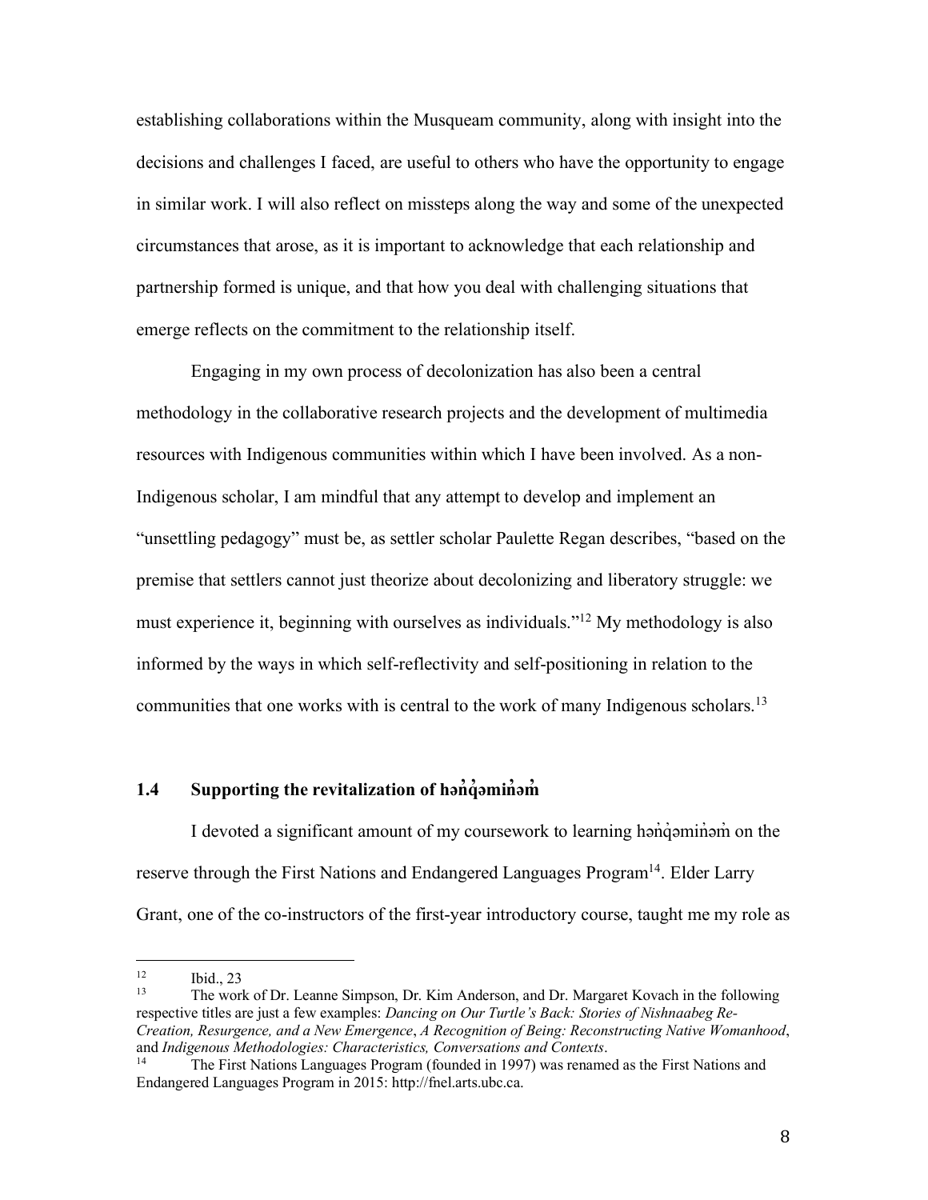establishing collaborations within the Musqueam community, along with insight into the decisions and challenges I faced, are useful to others who have the opportunity to engage in similar work. I will also reflect on missteps along the way and some of the unexpected circumstances that arose, as it is important to acknowledge that each relationship and partnership formed is unique, and that how you deal with challenging situations that emerge reflects on the commitment to the relationship itself.

Engaging in my own process of decolonization has also been a central methodology in the collaborative research projects and the development of multimedia resources with Indigenous communities within which I have been involved. As a non-Indigenous scholar, I am mindful that any attempt to develop and implement an "unsettling pedagogy" must be, as settler scholar Paulette Regan describes, "based on the premise that settlers cannot just theorize about decolonizing and liberatory struggle: we must experience it, beginning with ourselves as individuals."[12] My methodology is also informed by the ways in which self-reflectivity and self-positioning in relation to the communities that one works with is central to the work of many Indigenous scholars.[13]

## 1.4 Supporting the revitalization of hən̓q̓əmin̓əm̓

I devoted a significant amount of my coursework to learning hən̓q̓əmin̓əm̓ on the reserve through the First Nations and Endangered Languages Program[14]. Elder Larry Grant, one of the co-instructors of the first-year introductory course, taught me my role as

---

[12] Ibid., 23

[13] The work of Dr. Leanne Simpson, Dr. Kim Anderson, and Dr. Margaret Kovach in the following respective titles are just a few examples: *Dancing on Our Turtle's Back: Stories of Nishnaabeg Re-Creation, Resurgence, and a New Emergence*, *A Recognition of Being: Reconstructing Native Womanhood*, and *Indigenous Methodologies: Characteristics, Conversations and Contexts*.

[14] The First Nations Languages Program (founded in 1997) was renamed as the First Nations and Endangered Languages Program in 2015: http://fnel.arts.ubc.ca.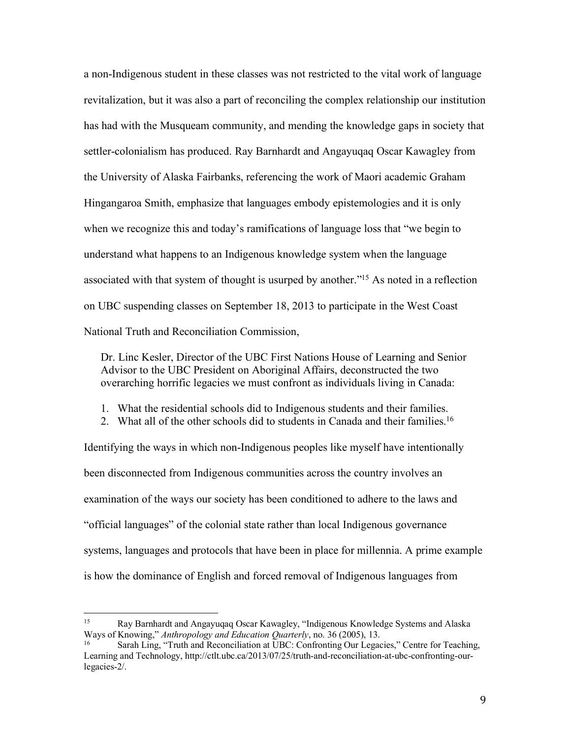a non-Indigenous student in these classes was not restricted to the vital work of language revitalization, but it was also a part of reconciling the complex relationship our institution has had with the Musqueam community, and mending the knowledge gaps in society that settler-colonialism has produced. Ray Barnhardt and Angayuqaq Oscar Kawagley from the University of Alaska Fairbanks, referencing the work of Maori academic Graham Hingangaroa Smith, emphasize that languages embody epistemologies and it is only when we recognize this and today's ramifications of language loss that "we begin to understand what happens to an Indigenous knowledge system when the language associated with that system of thought is usurped by another."[15] As noted in a reflection on UBC suspending classes on September 18, 2013 to participate in the West Coast National Truth and Reconciliation Commission,

> Dr. Linc Kesler, Director of the UBC First Nations House of Learning and Senior Advisor to the UBC President on Aboriginal Affairs, deconstructed the two overarching horrific legacies we must confront as individuals living in Canada:
>
> 1. What the residential schools did to Indigenous students and their families.
> 2. What all of the other schools did to students in Canada and their families.[16]

Identifying the ways in which non-Indigenous peoples like myself have intentionally been disconnected from Indigenous communities across the country involves an examination of the ways our society has been conditioned to adhere to the laws and "official languages" of the colonial state rather than local Indigenous governance systems, languages and protocols that have been in place for millennia. A prime example is how the dominance of English and forced removal of Indigenous languages from

---

[15] Ray Barnhardt and Angayuqaq Oscar Kawagley, "Indigenous Knowledge Systems and Alaska Ways of Knowing," *Anthropology and Education Quarterly*, no. 36 (2005), 13.

[16] Sarah Ling, "Truth and Reconciliation at UBC: Confronting Our Legacies," Centre for Teaching, Learning and Technology, http://ctlt.ubc.ca/2013/07/25/truth-and-reconciliation-at-ubc-confronting-our-legacies-2/.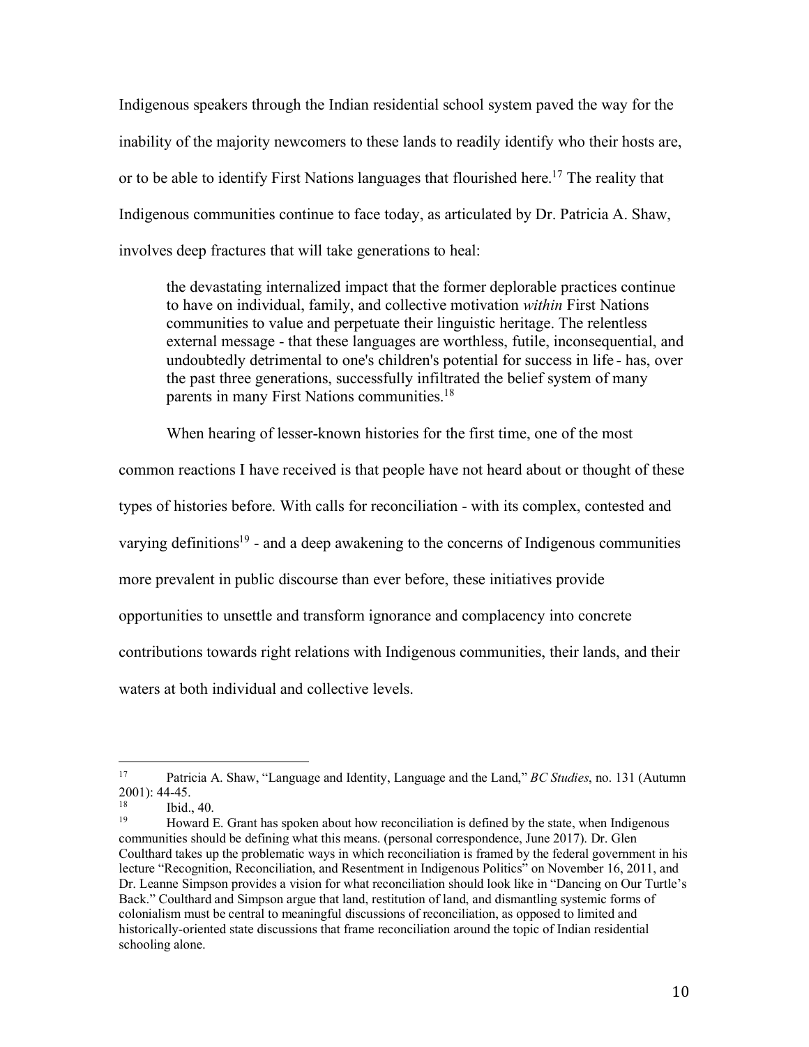Indigenous speakers through the Indian residential school system paved the way for the inability of the majority newcomers to these lands to readily identify who their hosts are, or to be able to identify First Nations languages that flourished here.[17] The reality that Indigenous communities continue to face today, as articulated by Dr. Patricia A. Shaw, involves deep fractures that will take generations to heal:

> the devastating internalized impact that the former deplorable practices continue to have on individual, family, and collective motivation *within* First Nations communities to value and perpetuate their linguistic heritage. The relentless external message - that these languages are worthless, futile, inconsequential, and undoubtedly detrimental to one's children's potential for success in life - has, over the past three generations, successfully infiltrated the belief system of many parents in many First Nations communities.[18]

When hearing of lesser-known histories for the first time, one of the most common reactions I have received is that people have not heard about or thought of these types of histories before. With calls for reconciliation - with its complex, contested and varying definitions[19] - and a deep awakening to the concerns of Indigenous communities more prevalent in public discourse than ever before, these initiatives provide opportunities to unsettle and transform ignorance and complacency into concrete contributions towards right relations with Indigenous communities, their lands, and their waters at both individual and collective levels.

---

[17] Patricia A. Shaw, "Language and Identity, Language and the Land," *BC Studies*, no. 131 (Autumn 2001): 44-45.

[18] Ibid., 40.

[19] Howard E. Grant has spoken about how reconciliation is defined by the state, when Indigenous communities should be defining what this means. (personal correspondence, June 2017). Dr. Glen Coulthard takes up the problematic ways in which reconciliation is framed by the federal government in his lecture "Recognition, Reconciliation, and Resentment in Indigenous Politics" on November 16, 2011, and Dr. Leanne Simpson provides a vision for what reconciliation should look like in "Dancing on Our Turtle's Back." Coulthard and Simpson argue that land, restitution of land, and dismantling systemic forms of colonialism must be central to meaningful discussions of reconciliation, as opposed to limited and historically-oriented state discussions that frame reconciliation around the topic of Indian residential schooling alone.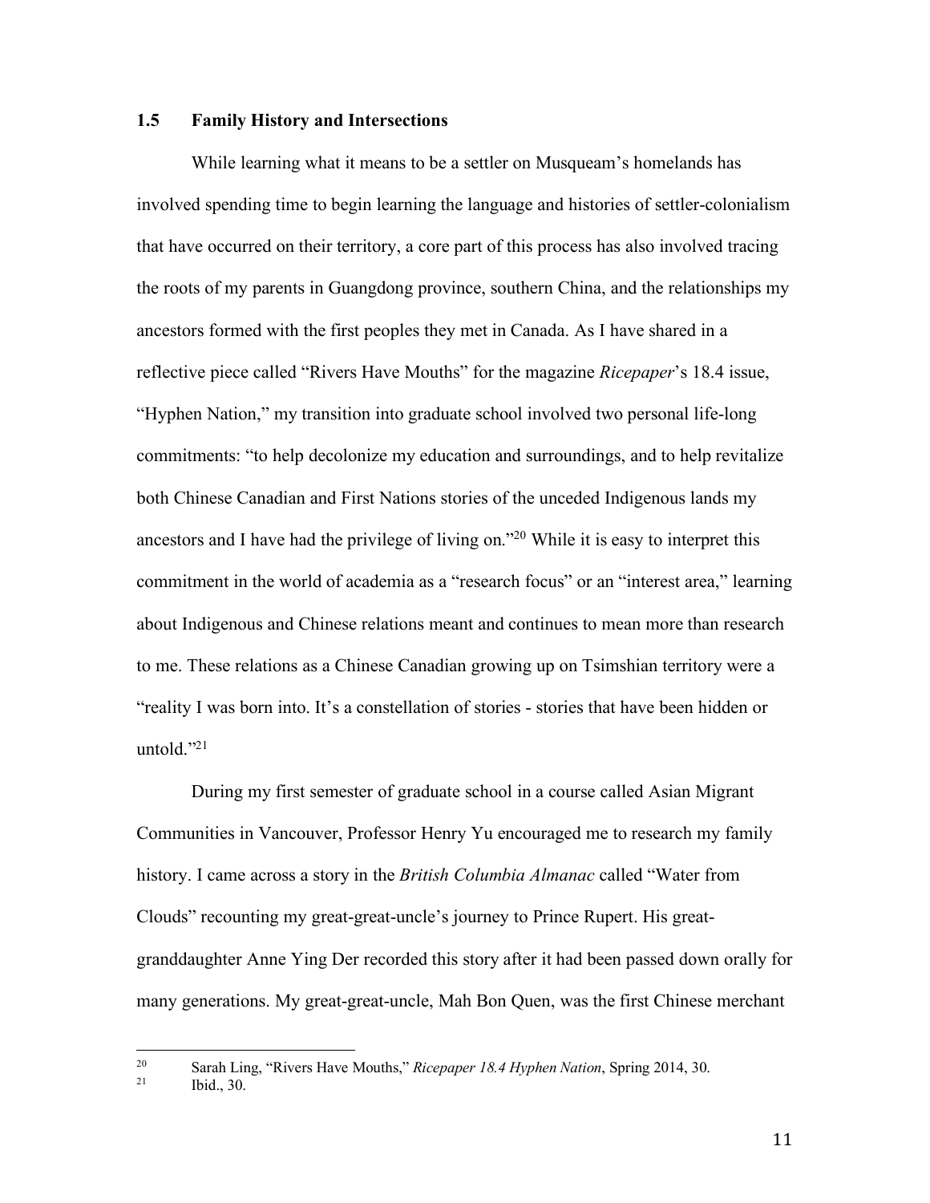### 1.5 Family History and Intersections

While learning what it means to be a settler on Musqueam's homelands has involved spending time to begin learning the language and histories of settler-colonialism that have occurred on their territory, a core part of this process has also involved tracing the roots of my parents in Guangdong province, southern China, and the relationships my ancestors formed with the first peoples they met in Canada. As I have shared in a reflective piece called "Rivers Have Mouths" for the magazine *Ricepaper*'s 18.4 issue, "Hyphen Nation," my transition into graduate school involved two personal life-long commitments: "to help decolonize my education and surroundings, and to help revitalize both Chinese Canadian and First Nations stories of the unceded Indigenous lands my ancestors and I have had the privilege of living on."[20] While it is easy to interpret this commitment in the world of academia as a "research focus" or an "interest area," learning about Indigenous and Chinese relations meant and continues to mean more than research to me. These relations as a Chinese Canadian growing up on Tsimshian territory were a "reality I was born into. It's a constellation of stories - stories that have been hidden or untold."[21]

During my first semester of graduate school in a course called Asian Migrant Communities in Vancouver, Professor Henry Yu encouraged me to research my family history. I came across a story in the *British Columbia Almanac* called "Water from Clouds" recounting my great-great-uncle's journey to Prince Rupert. His great-granddaughter Anne Ying Der recorded this story after it had been passed down orally for many generations. My great-great-uncle, Mah Bon Quen, was the first Chinese merchant

---

[20] Sarah Ling, "Rivers Have Mouths," *Ricepaper 18.4 Hyphen Nation*, Spring 2014, 30.

[21] Ibid., 30.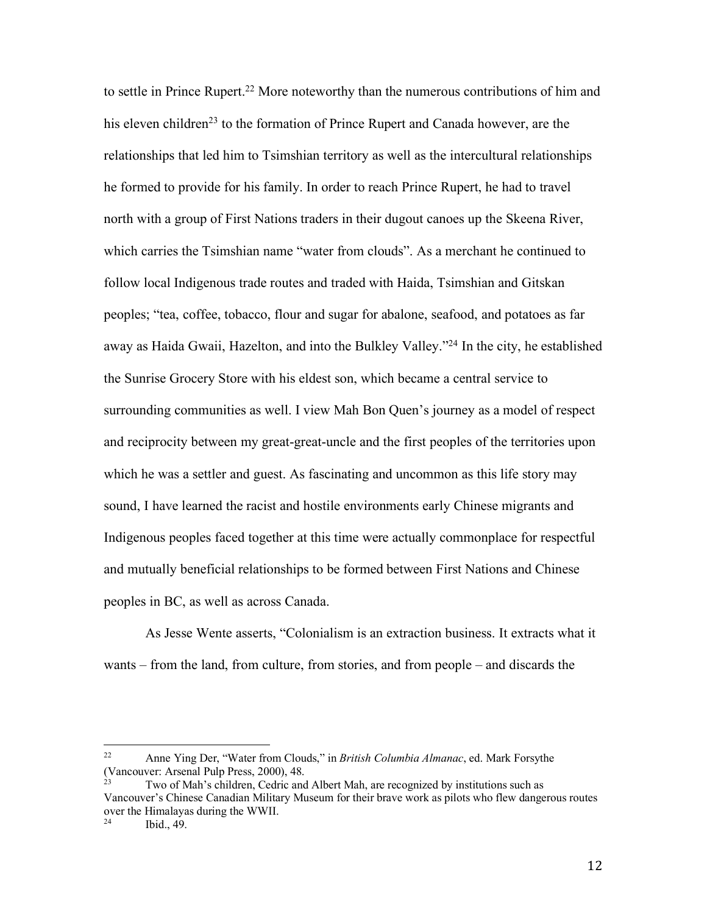to settle in Prince Rupert.[22] More noteworthy than the numerous contributions of him and his eleven children[23] to the formation of Prince Rupert and Canada however, are the relationships that led him to Tsimshian territory as well as the intercultural relationships he formed to provide for his family. In order to reach Prince Rupert, he had to travel north with a group of First Nations traders in their dugout canoes up the Skeena River, which carries the Tsimshian name "water from clouds". As a merchant he continued to follow local Indigenous trade routes and traded with Haida, Tsimshian and Gitskan peoples; "tea, coffee, tobacco, flour and sugar for abalone, seafood, and potatoes as far away as Haida Gwaii, Hazelton, and into the Bulkley Valley."[24] In the city, he established the Sunrise Grocery Store with his eldest son, which became a central service to surrounding communities as well. I view Mah Bon Quen's journey as a model of respect and reciprocity between my great-great-uncle and the first peoples of the territories upon which he was a settler and guest. As fascinating and uncommon as this life story may sound, I have learned the racist and hostile environments early Chinese migrants and Indigenous peoples faced together at this time were actually commonplace for respectful and mutually beneficial relationships to be formed between First Nations and Chinese peoples in BC, as well as across Canada.

As Jesse Wente asserts, "Colonialism is an extraction business. It extracts what it wants – from the land, from culture, from stories, and from people – and discards the

---

[22] Anne Ying Der, "Water from Clouds," in *British Columbia Almanac*, ed. Mark Forsythe (Vancouver: Arsenal Pulp Press, 2000), 48.

[23] Two of Mah's children, Cedric and Albert Mah, are recognized by institutions such as Vancouver's Chinese Canadian Military Museum for their brave work as pilots who flew dangerous routes over the Himalayas during the WWII.

[24] Ibid., 49.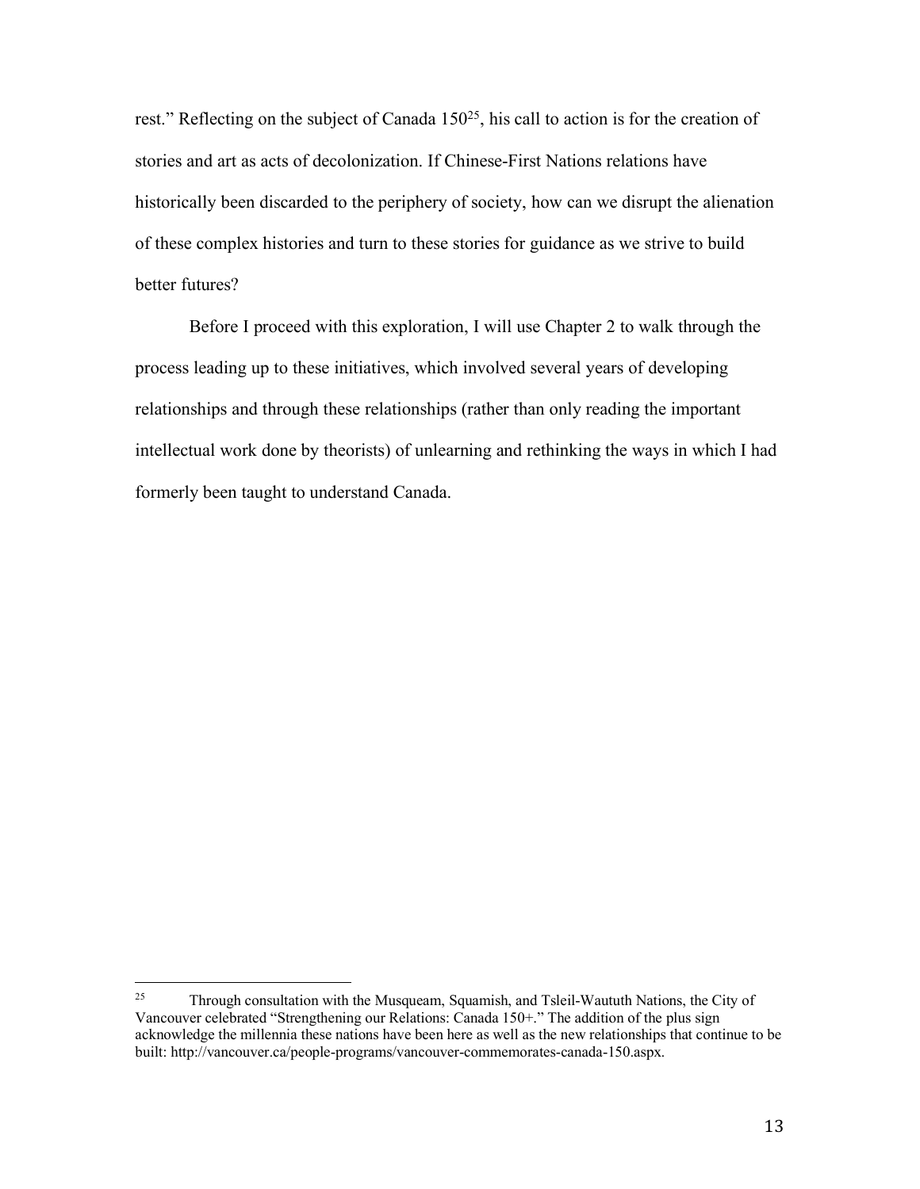rest." Reflecting on the subject of Canada 150[25], his call to action is for the creation of stories and art as acts of decolonization. If Chinese-First Nations relations have historically been discarded to the periphery of society, how can we disrupt the alienation of these complex histories and turn to these stories for guidance as we strive to build better futures?

Before I proceed with this exploration, I will use Chapter 2 to walk through the process leading up to these initiatives, which involved several years of developing relationships and through these relationships (rather than only reading the important intellectual work done by theorists) of unlearning and rethinking the ways in which I had formerly been taught to understand Canada.

---

[25] Through consultation with the Musqueam, Squamish, and Tsleil-Waututh Nations, the City of Vancouver celebrated "Strengthening our Relations: Canada 150+." The addition of the plus sign acknowledge the millennia these nations have been here as well as the new relationships that continue to be built: http://vancouver.ca/people-programs/vancouver-commemorates-canada-150.aspx.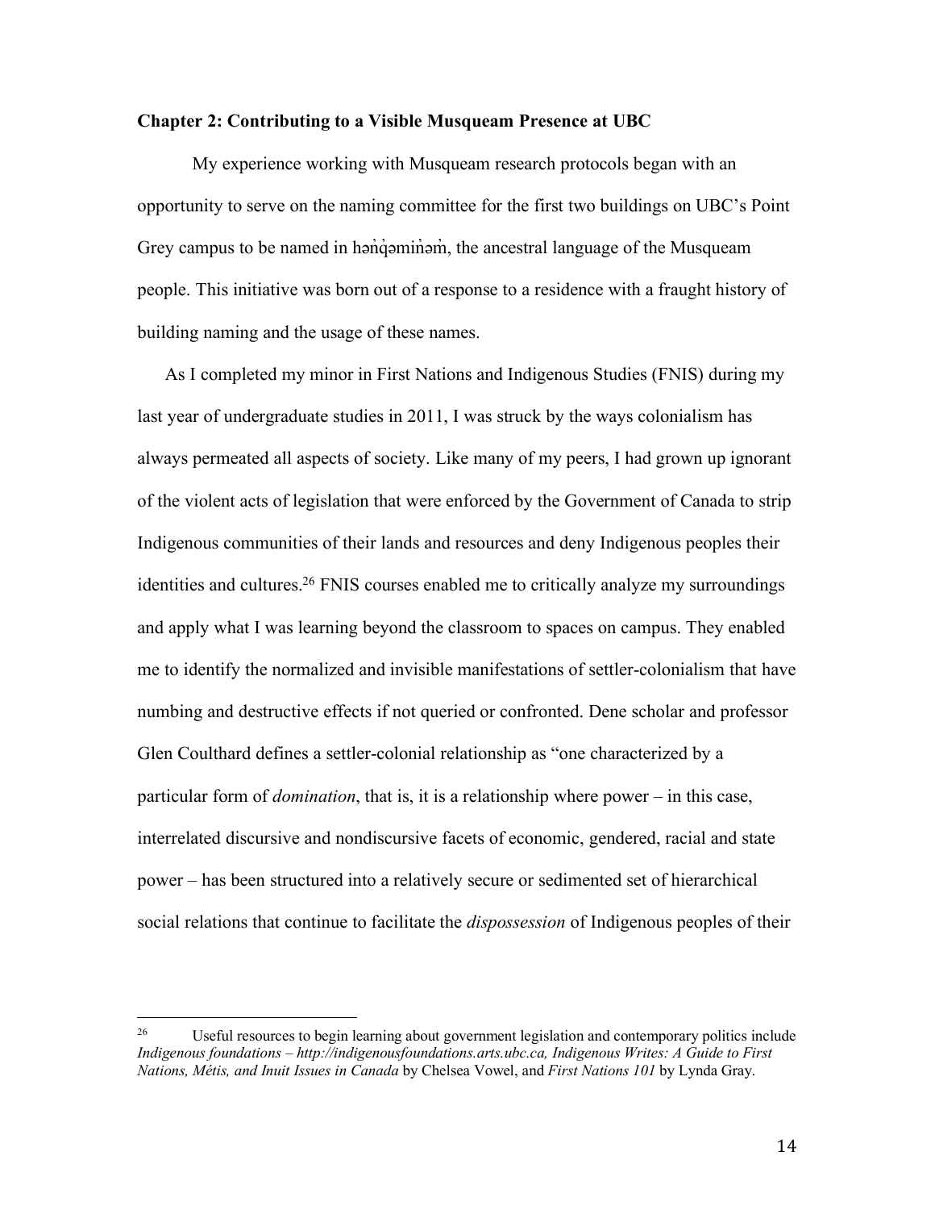## Chapter 2: Contributing to a Visible Musqueam Presence at UBC

My experience working with Musqueam research protocols began with an opportunity to serve on the naming committee for the first two buildings on UBC's Point Grey campus to be named in hən̓q̓əmin̓əm̓, the ancestral language of the Musqueam people. This initiative was born out of a response to a residence with a fraught history of building naming and the usage of these names.

As I completed my minor in First Nations and Indigenous Studies (FNIS) during my last year of undergraduate studies in 2011, I was struck by the ways colonialism has always permeated all aspects of society. Like many of my peers, I had grown up ignorant of the violent acts of legislation that were enforced by the Government of Canada to strip Indigenous communities of their lands and resources and deny Indigenous peoples their identities and cultures.[26] FNIS courses enabled me to critically analyze my surroundings and apply what I was learning beyond the classroom to spaces on campus. They enabled me to identify the normalized and invisible manifestations of settler-colonialism that have numbing and destructive effects if not queried or confronted. Dene scholar and professor Glen Coulthard defines a settler-colonial relationship as "one characterized by a particular form of *domination*, that is, it is a relationship where power – in this case, interrelated discursive and nondiscursive facets of economic, gendered, racial and state power – has been structured into a relatively secure or sedimented set of hierarchical social relations that continue to facilitate the *dispossession* of Indigenous peoples of their

---

[26] Useful resources to begin learning about government legislation and contemporary politics include *Indigenous foundations – http://indigenousfoundations.arts.ubc.ca, Indigenous Writes: A Guide to First Nations, Métis, and Inuit Issues in Canada* by Chelsea Vowel, and *First Nations 101* by Lynda Gray.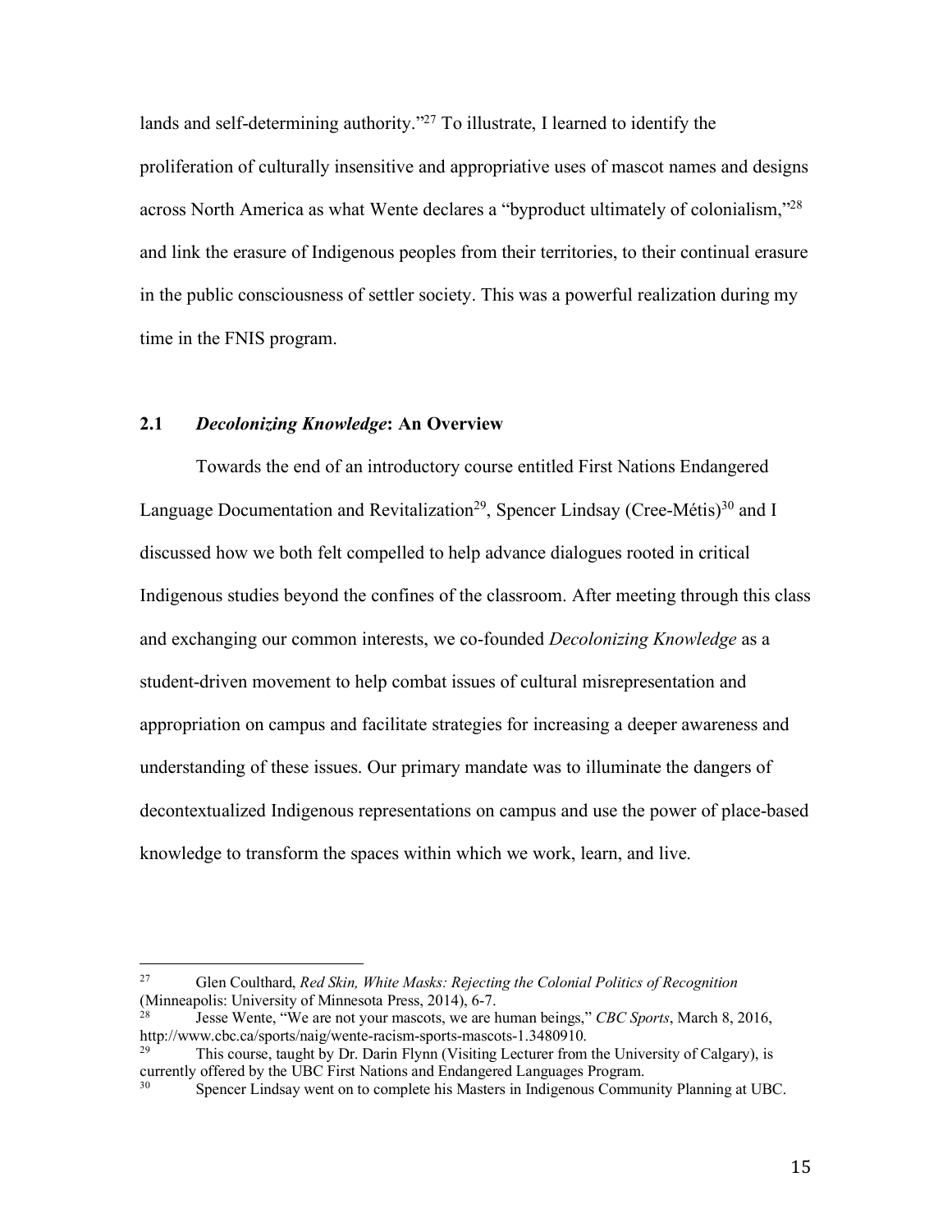lands and self-determining authority."[27] To illustrate, I learned to identify the proliferation of culturally insensitive and appropriative uses of mascot names and designs across North America as what Wente declares a "byproduct ultimately of colonialism,"[28] and link the erasure of Indigenous peoples from their territories, to their continual erasure in the public consciousness of settler society. This was a powerful realization during my time in the FNIS program.

## 2.1 *Decolonizing Knowledge*: An Overview

Towards the end of an introductory course entitled First Nations Endangered Language Documentation and Revitalization[29], Spencer Lindsay (Cree-Métis)[30] and I discussed how we both felt compelled to help advance dialogues rooted in critical Indigenous studies beyond the confines of the classroom. After meeting through this class and exchanging our common interests, we co-founded *Decolonizing Knowledge* as a student-driven movement to help combat issues of cultural misrepresentation and appropriation on campus and facilitate strategies for increasing a deeper awareness and understanding of these issues. Our primary mandate was to illuminate the dangers of decontextualized Indigenous representations on campus and use the power of place-based knowledge to transform the spaces within which we work, learn, and live.

---

[27] Glen Coulthard, *Red Skin, White Masks: Rejecting the Colonial Politics of Recognition* (Minneapolis: University of Minnesota Press, 2014), 6-7.

[28] Jesse Wente, "We are not your mascots, we are human beings," *CBC Sports*, March 8, 2016, http://www.cbc.ca/sports/naig/wente-racism-sports-mascots-1.3480910.

[29] This course, taught by Dr. Darin Flynn (Visiting Lecturer from the University of Calgary), is currently offered by the UBC First Nations and Endangered Languages Program.

[30] Spencer Lindsay went on to complete his Masters in Indigenous Community Planning at UBC.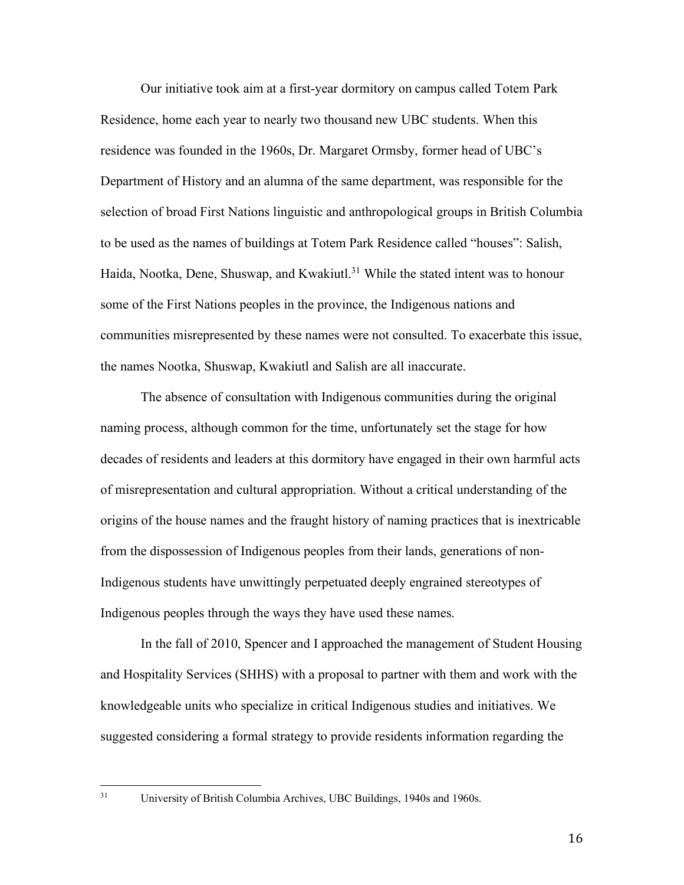Our initiative took aim at a first-year dormitory on campus called Totem Park Residence, home each year to nearly two thousand new UBC students. When this residence was founded in the 1960s, Dr. Margaret Ormsby, former head of UBC's Department of History and an alumna of the same department, was responsible for the selection of broad First Nations linguistic and anthropological groups in British Columbia to be used as the names of buildings at Totem Park Residence called "houses": Salish, Haida, Nootka, Dene, Shuswap, and Kwakiutl.[31] While the stated intent was to honour some of the First Nations peoples in the province, the Indigenous nations and communities misrepresented by these names were not consulted. To exacerbate this issue, the names Nootka, Shuswap, Kwakiutl and Salish are all inaccurate.

The absence of consultation with Indigenous communities during the original naming process, although common for the time, unfortunately set the stage for how decades of residents and leaders at this dormitory have engaged in their own harmful acts of misrepresentation and cultural appropriation. Without a critical understanding of the origins of the house names and the fraught history of naming practices that is inextricable from the dispossession of Indigenous peoples from their lands, generations of non-Indigenous students have unwittingly perpetuated deeply engrained stereotypes of Indigenous peoples through the ways they have used these names.

In the fall of 2010, Spencer and I approached the management of Student Housing and Hospitality Services (SHHS) with a proposal to partner with them and work with the knowledgeable units who specialize in critical Indigenous studies and initiatives. We suggested considering a formal strategy to provide residents information regarding the

[31] University of British Columbia Archives, UBC Buildings, 1940s and 1960s.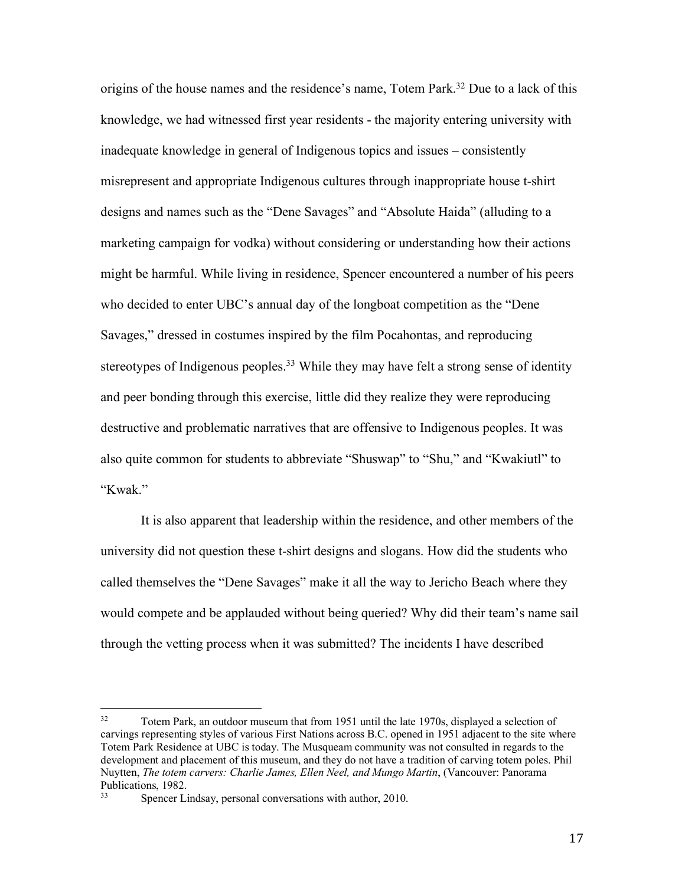origins of the house names and the residence's name, Totem Park.[32] Due to a lack of this knowledge, we had witnessed first year residents - the majority entering university with inadequate knowledge in general of Indigenous topics and issues – consistently misrepresent and appropriate Indigenous cultures through inappropriate house t-shirt designs and names such as the "Dene Savages" and "Absolute Haida" (alluding to a marketing campaign for vodka) without considering or understanding how their actions might be harmful. While living in residence, Spencer encountered a number of his peers who decided to enter UBC's annual day of the longboat competition as the "Dene Savages," dressed in costumes inspired by the film Pocahontas, and reproducing stereotypes of Indigenous peoples.[33] While they may have felt a strong sense of identity and peer bonding through this exercise, little did they realize they were reproducing destructive and problematic narratives that are offensive to Indigenous peoples. It was also quite common for students to abbreviate "Shuswap" to "Shu," and "Kwakiutl" to "Kwak."

It is also apparent that leadership within the residence, and other members of the university did not question these t-shirt designs and slogans. How did the students who called themselves the "Dene Savages" make it all the way to Jericho Beach where they would compete and be applauded without being queried? Why did their team's name sail through the vetting process when it was submitted? The incidents I have described

---

[32] Totem Park, an outdoor museum that from 1951 until the late 1970s, displayed a selection of carvings representing styles of various First Nations across B.C. opened in 1951 adjacent to the site where Totem Park Residence at UBC is today. The Musqueam community was not consulted in regards to the development and placement of this museum, and they do not have a tradition of carving totem poles. Phil Nuytten, *The totem carvers: Charlie James, Ellen Neel, and Mungo Martin*, (Vancouver: Panorama Publications, 1982.

[33] Spencer Lindsay, personal conversations with author, 2010.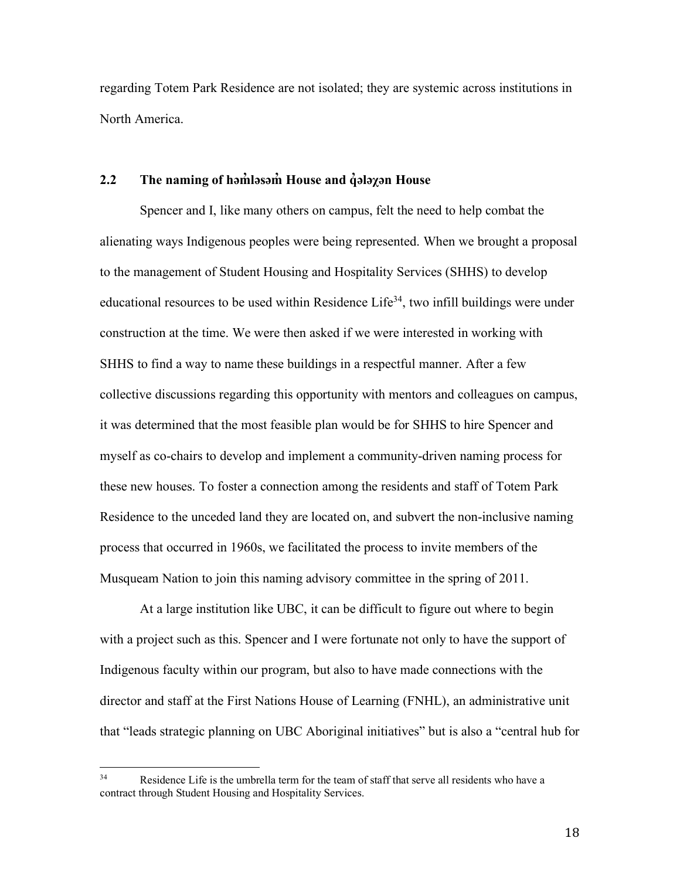regarding Totem Park Residence are not isolated; they are systemic across institutions in North America.

## 2.2 The naming of həm̓ləsəm̓ House and q̓ələχən House

Spencer and I, like many others on campus, felt the need to help combat the alienating ways Indigenous peoples were being represented. When we brought a proposal to the management of Student Housing and Hospitality Services (SHHS) to develop educational resources to be used within Residence Life[34], two infill buildings were under construction at the time. We were then asked if we were interested in working with SHHS to find a way to name these buildings in a respectful manner. After a few collective discussions regarding this opportunity with mentors and colleagues on campus, it was determined that the most feasible plan would be for SHHS to hire Spencer and myself as co-chairs to develop and implement a community-driven naming process for these new houses. To foster a connection among the residents and staff of Totem Park Residence to the unceded land they are located on, and subvert the non-inclusive naming process that occurred in 1960s, we facilitated the process to invite members of the Musqueam Nation to join this naming advisory committee in the spring of 2011.

At a large institution like UBC, it can be difficult to figure out where to begin with a project such as this. Spencer and I were fortunate not only to have the support of Indigenous faculty within our program, but also to have made connections with the director and staff at the First Nations House of Learning (FNHL), an administrative unit that "leads strategic planning on UBC Aboriginal initiatives" but is also a "central hub for

[34] Residence Life is the umbrella term for the team of staff that serve all residents who have a contract through Student Housing and Hospitality Services.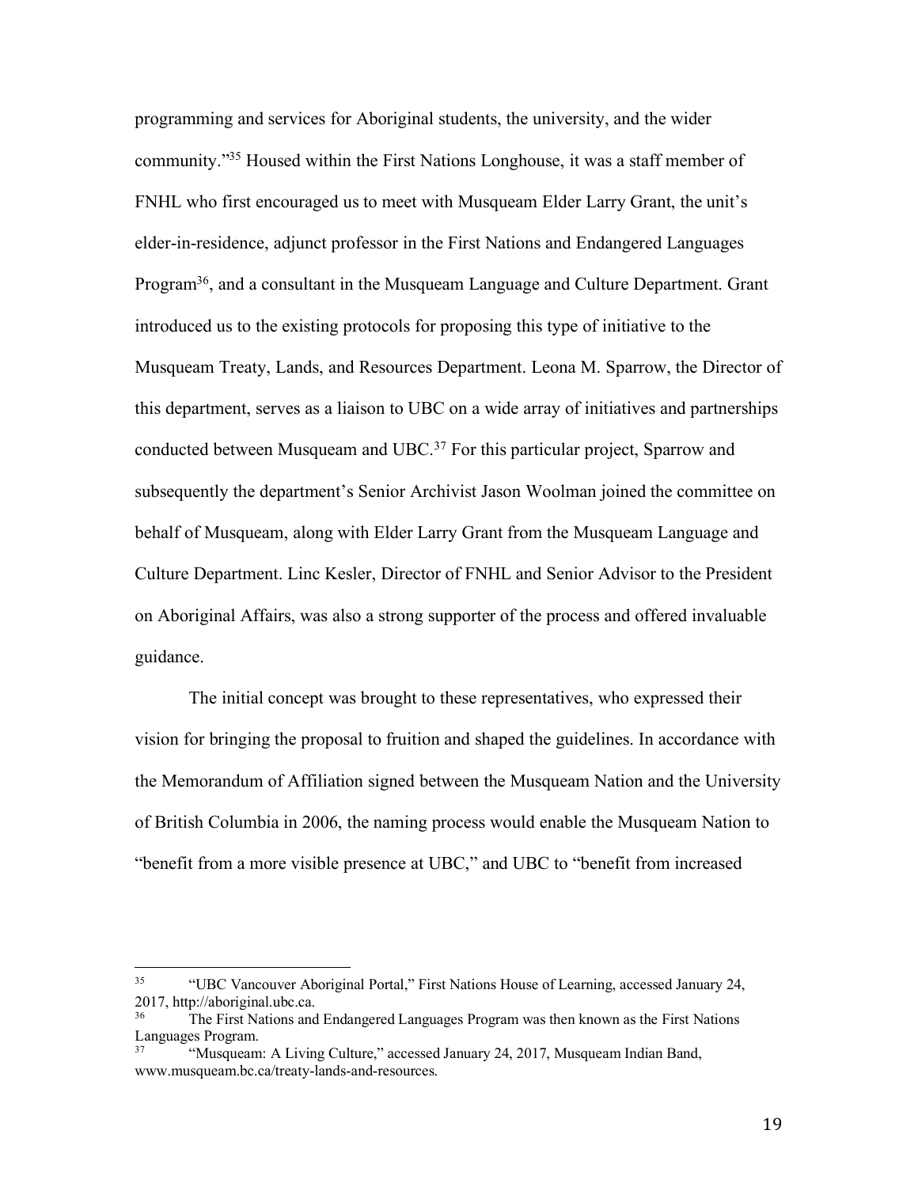programming and services for Aboriginal students, the university, and the wider community."[35] Housed within the First Nations Longhouse, it was a staff member of FNHL who first encouraged us to meet with Musqueam Elder Larry Grant, the unit's elder-in-residence, adjunct professor in the First Nations and Endangered Languages Program[36], and a consultant in the Musqueam Language and Culture Department. Grant introduced us to the existing protocols for proposing this type of initiative to the Musqueam Treaty, Lands, and Resources Department. Leona M. Sparrow, the Director of this department, serves as a liaison to UBC on a wide array of initiatives and partnerships conducted between Musqueam and UBC.[37] For this particular project, Sparrow and subsequently the department's Senior Archivist Jason Woolman joined the committee on behalf of Musqueam, along with Elder Larry Grant from the Musqueam Language and Culture Department. Linc Kesler, Director of FNHL and Senior Advisor to the President on Aboriginal Affairs, was also a strong supporter of the process and offered invaluable guidance.

The initial concept was brought to these representatives, who expressed their vision for bringing the proposal to fruition and shaped the guidelines. In accordance with the Memorandum of Affiliation signed between the Musqueam Nation and the University of British Columbia in 2006, the naming process would enable the Musqueam Nation to "benefit from a more visible presence at UBC," and UBC to "benefit from increased

---

[35] "UBC Vancouver Aboriginal Portal," First Nations House of Learning, accessed January 24, 2017, http://aboriginal.ubc.ca.

[36] The First Nations and Endangered Languages Program was then known as the First Nations Languages Program.

[37] "Musqueam: A Living Culture," accessed January 24, 2017, Musqueam Indian Band, www.musqueam.bc.ca/treaty-lands-and-resources.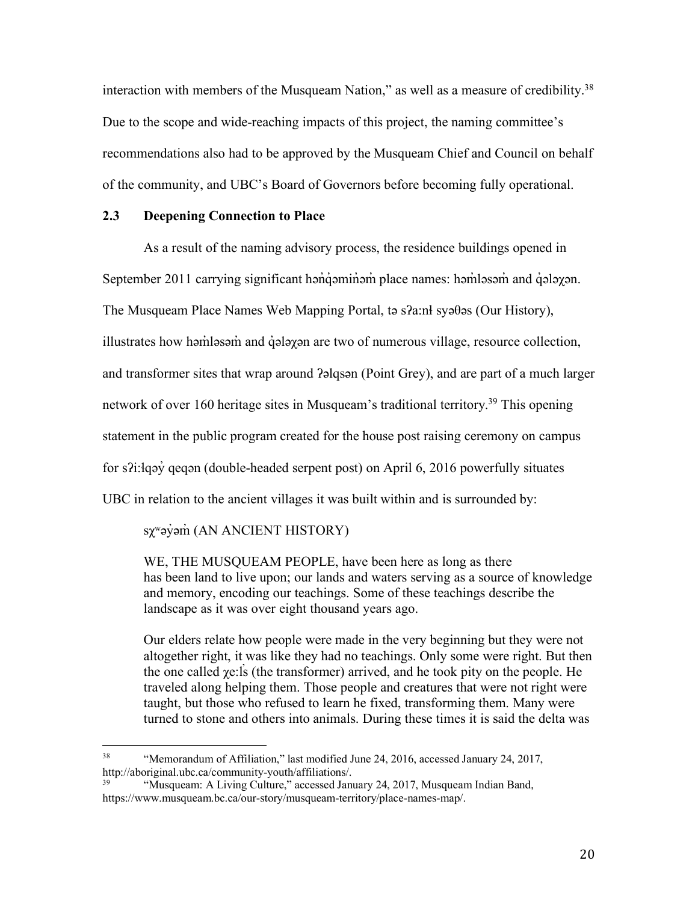interaction with members of the Musqueam Nation," as well as a measure of credibility.[38] Due to the scope and wide-reaching impacts of this project, the naming committee's recommendations also had to be approved by the Musqueam Chief and Council on behalf of the community, and UBC's Board of Governors before becoming fully operational.

### 2.3 Deepening Connection to Place

As a result of the naming advisory process, the residence buildings opened in September 2011 carrying significant hən̓q̓əmin̓əm̓ place names: həm̓ləsəm̓ and q̓ələχən. The Musqueam Place Names Web Mapping Portal, tə sʔa:nł syəθəs (Our History), illustrates how həm̓ləsəm̓ and q̓ələχən are two of numerous village, resource collection, and transformer sites that wrap around ʔəlqsən (Point Grey), and are part of a much larger network of over 160 heritage sites in Musqueam's traditional territory.[39] This opening statement in the public program created for the house post raising ceremony on campus for sʔi:łqəy̓ qeqən (double-headed serpent post) on April 6, 2016 powerfully situates UBC in relation to the ancient villages it was built within and is surrounded by:

> sχʷəy̓əm̓ (AN ANCIENT HISTORY)
>
> WE, THE MUSQUEAM PEOPLE, have been here as long as there has been land to live upon; our lands and waters serving as a source of knowledge and memory, encoding our teachings. Some of these teachings describe the landscape as it was over eight thousand years ago.
>
> Our elders relate how people were made in the very beginning but they were not altogether right, it was like they had no teachings. Only some were right. But then the one called χe:l̓s (the transformer) arrived, and he took pity on the people. He traveled along helping them. Those people and creatures that were not right were taught, but those who refused to learn he fixed, transforming them. Many were turned to stone and others into animals. During these times it is said the delta was

---

[38] "Memorandum of Affiliation," last modified June 24, 2016, accessed January 24, 2017, http://aboriginal.ubc.ca/community-youth/affiliations/.

[39] "Musqueam: A Living Culture," accessed January 24, 2017, Musqueam Indian Band, https://www.musqueam.bc.ca/our-story/musqueam-territory/place-names-map/.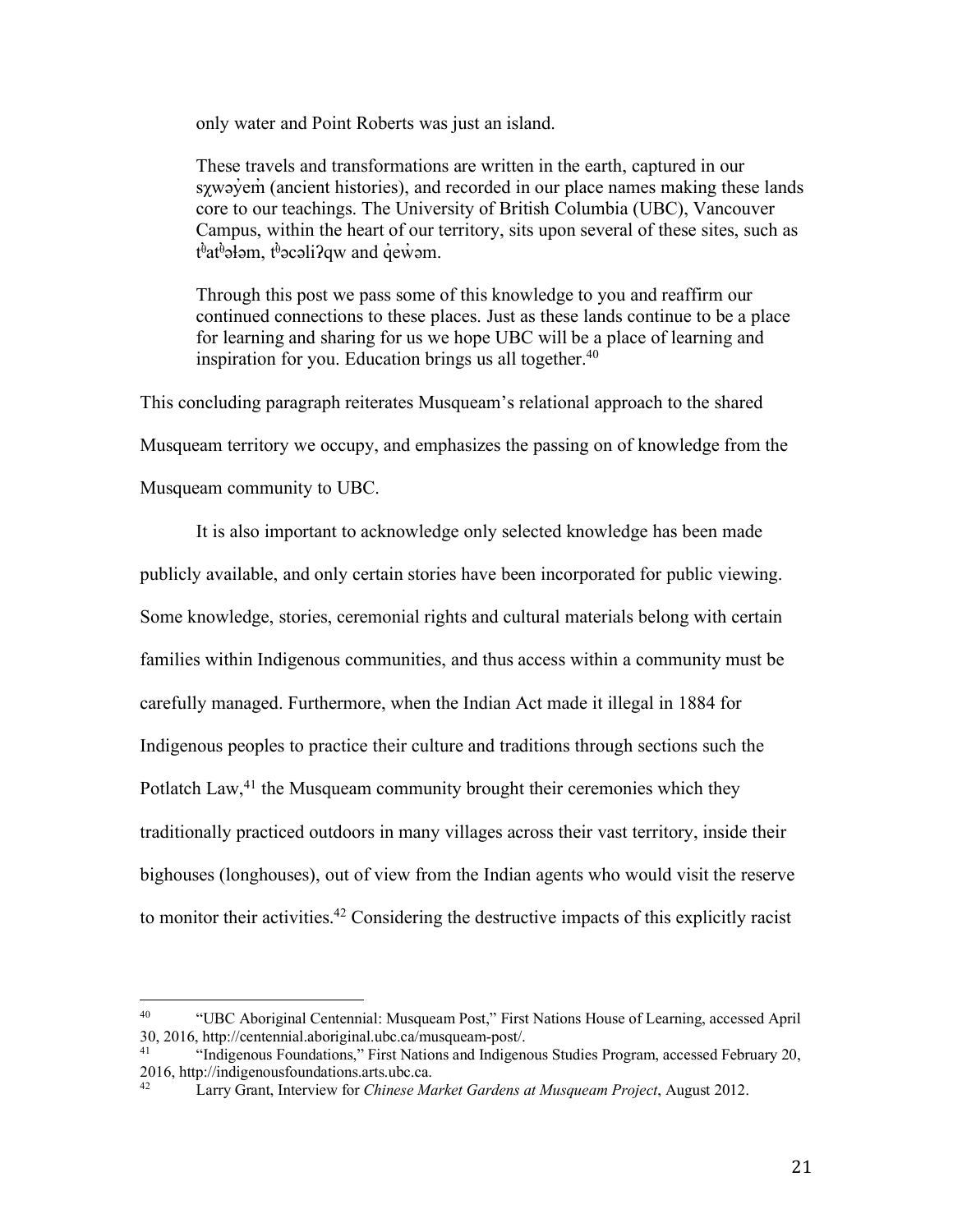> only water and Point Roberts was just an island.
>
> These travels and transformations are written in the earth, captured in our sχwəy̓em̓ (ancient histories), and recorded in our place names making these lands core to our teachings. The University of British Columbia (UBC), Vancouver Campus, within the heart of our territory, sits upon several of these sites, such as tᶿatᶿəɬəm, tᶿəcəliʔqw and q̓ew̓əm.
>
> Through this post we pass some of this knowledge to you and reaffirm our continued connections to these places. Just as these lands continue to be a place for learning and sharing for us we hope UBC will be a place of learning and inspiration for you. Education brings us all together.[40]

This concluding paragraph reiterates Musqueam's relational approach to the shared Musqueam territory we occupy, and emphasizes the passing on of knowledge from the Musqueam community to UBC.

It is also important to acknowledge only selected knowledge has been made publicly available, and only certain stories have been incorporated for public viewing. Some knowledge, stories, ceremonial rights and cultural materials belong with certain families within Indigenous communities, and thus access within a community must be carefully managed. Furthermore, when the Indian Act made it illegal in 1884 for Indigenous peoples to practice their culture and traditions through sections such the Potlatch Law,[41] the Musqueam community brought their ceremonies which they traditionally practiced outdoors in many villages across their vast territory, inside their bighouses (longhouses), out of view from the Indian agents who would visit the reserve to monitor their activities.[42] Considering the destructive impacts of this explicitly racist

---

[40] "UBC Aboriginal Centennial: Musqueam Post," First Nations House of Learning, accessed April 30, 2016, http://centennial.aboriginal.ubc.ca/musqueam-post/.

[41] "Indigenous Foundations," First Nations and Indigenous Studies Program, accessed February 20, 2016, http://indigenousfoundations.arts.ubc.ca.

[42] Larry Grant, Interview for *Chinese Market Gardens at Musqueam Project*, August 2012.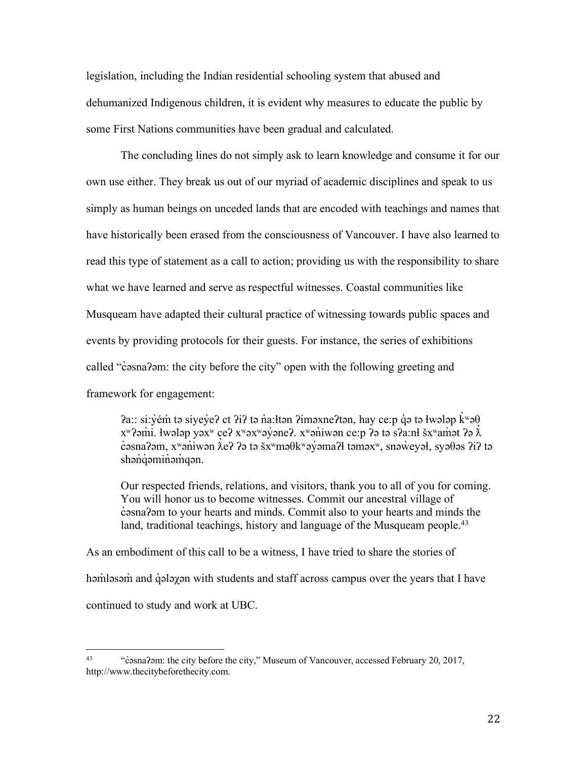legislation, including the Indian residential schooling system that abused and dehumanized Indigenous children, it is evident why measures to educate the public by some First Nations communities have been gradual and calculated.

The concluding lines do not simply ask to learn knowledge and consume it for our own use either. They break us out of our myriad of academic disciplines and speak to us simply as human beings on unceded lands that are encoded with teachings and names that have historically been erased from the consciousness of Vancouver. I have also learned to read this type of statement as a call to action; providing us with the responsibility to share what we have learned and serve as respectful witnesses. Coastal communities like Musqueam have adapted their cultural practice of witnessing towards public spaces and events by providing protocols for their guests. For instance, the series of exhibitions called "c̓əsnaʔəm: the city before the city" open with the following greeting and framework for engagement:

> ʔa:: si:y̓ém̓ tə siyey̓eʔ ct ʔiʔ tə n̓a:ɬtən ʔiməxneʔtən, hay ce:p q̓ə tə ɬwələp k̓ʷəθ xʷʔəm̓i. ɬwələp yəxʷ ceʔ xʷəxʷəy̓əneʔ. xʷən̓iwən ce:p ʔə tə sʔa:nɬ šxʷam̓ət ʔə ƛ̓ c̓əsnaʔəm, xʷən̓iwən ƛ̓eʔ ʔə tə šxʷməθkʷəy̓əmaʔɬ təməxʷ, snəw̓eyəɬ, syəθəs ʔiʔ tə shən̓q̓əmin̓əm̓qən.
>
> Our respected friends, relations, and visitors, thank you to all of you for coming. You will honor us to become witnesses. Commit our ancestral village of c̓əsnaʔəm to your hearts and minds. Commit also to your hearts and minds the land, traditional teachings, history and language of the Musqueam people.[43]

As an embodiment of this call to be a witness, I have tried to share the stories of həm̓ləsəm̓ and q̓ələχən with students and staff across campus over the years that I have continued to study and work at UBC.

---

[43] "c̓əsnaʔəm: the city before the city," Museum of Vancouver, accessed February 20, 2017, http://www.thecitybeforethecity.com.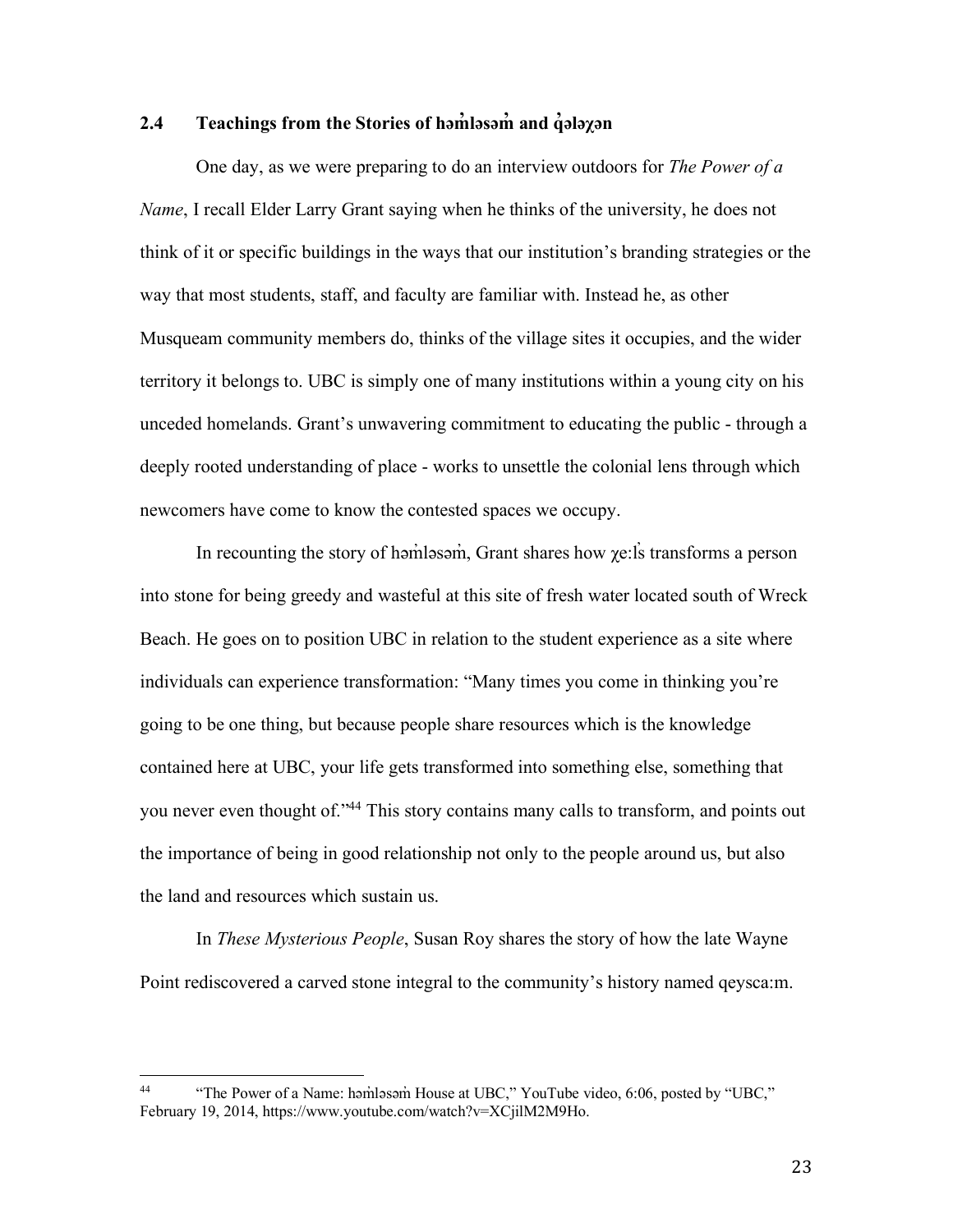## 2.4 Teachings from the Stories of həm̓ləsəm̓ and q̓ələχən

One day, as we were preparing to do an interview outdoors for *The Power of a Name*, I recall Elder Larry Grant saying when he thinks of the university, he does not think of it or specific buildings in the ways that our institution's branding strategies or the way that most students, staff, and faculty are familiar with. Instead he, as other Musqueam community members do, thinks of the village sites it occupies, and the wider territory it belongs to. UBC is simply one of many institutions within a young city on his unceded homelands. Grant's unwavering commitment to educating the public - through a deeply rooted understanding of place - works to unsettle the colonial lens through which newcomers have come to know the contested spaces we occupy.

In recounting the story of həm̓ləsəm̓, Grant shares how χe:l̓s transforms a person into stone for being greedy and wasteful at this site of fresh water located south of Wreck Beach. He goes on to position UBC in relation to the student experience as a site where individuals can experience transformation: "Many times you come in thinking you're going to be one thing, but because people share resources which is the knowledge contained here at UBC, your life gets transformed into something else, something that you never even thought of."[44] This story contains many calls to transform, and points out the importance of being in good relationship not only to the people around us, but also the land and resources which sustain us.

In *These Mysterious People*, Susan Roy shares the story of how the late Wayne Point rediscovered a carved stone integral to the community's history named qeysca:m.

---

[44] "The Power of a Name: həm̓ləsəm̓ House at UBC," YouTube video, 6:06, posted by "UBC," February 19, 2014, https://www.youtube.com/watch?v=XCjilM2M9Ho.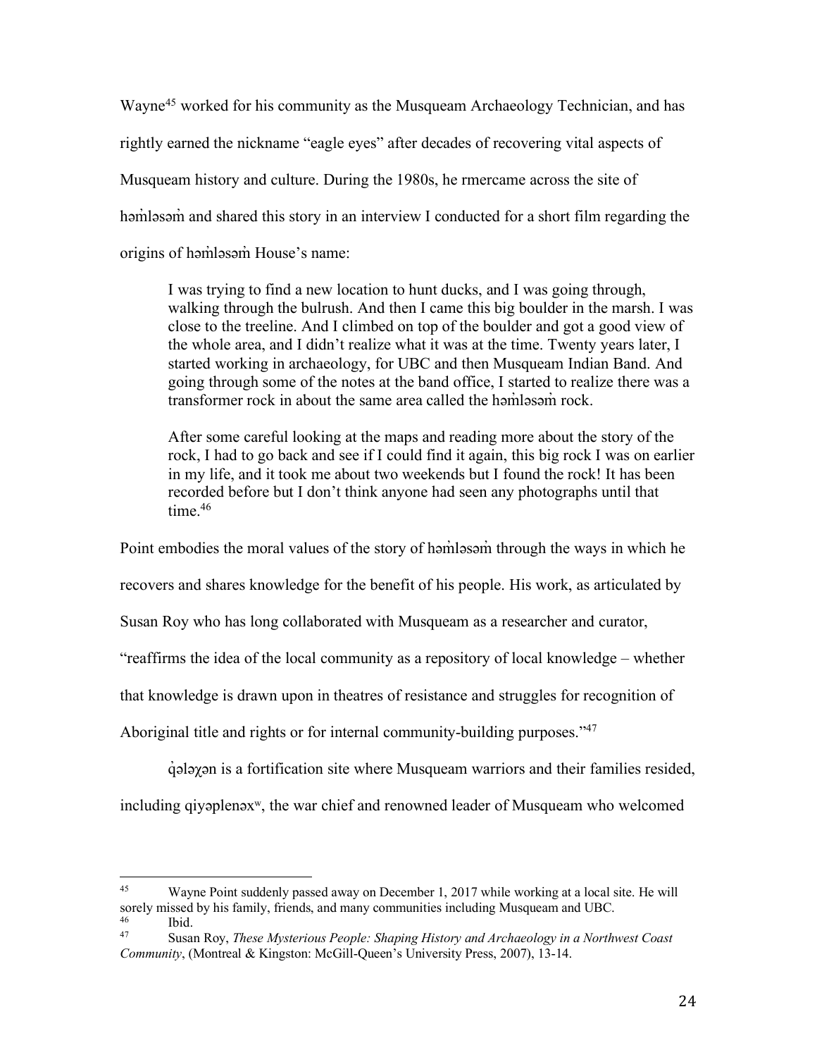Wayne[45] worked for his community as the Musqueam Archaeology Technician, and has rightly earned the nickname "eagle eyes" after decades of recovering vital aspects of Musqueam history and culture. During the 1980s, he rmercame across the site of həm̓ləsəm̓ and shared this story in an interview I conducted for a short film regarding the origins of həm̓ləsəm̓ House's name:

> I was trying to find a new location to hunt ducks, and I was going through, walking through the bulrush. And then I came this big boulder in the marsh. I was close to the treeline. And I climbed on top of the boulder and got a good view of the whole area, and I didn't realize what it was at the time. Twenty years later, I started working in archaeology, for UBC and then Musqueam Indian Band. And going through some of the notes at the band office, I started to realize there was a transformer rock in about the same area called the həm̓ləsəm̓ rock.
>
> After some careful looking at the maps and reading more about the story of the rock, I had to go back and see if I could find it again, this big rock I was on earlier in my life, and it took me about two weekends but I found the rock! It has been recorded before but I don't think anyone had seen any photographs until that time.[46]

Point embodies the moral values of the story of həm̓ləsəm̓ through the ways in which he recovers and shares knowledge for the benefit of his people. His work, as articulated by Susan Roy who has long collaborated with Musqueam as a researcher and curator, "reaffirms the idea of the local community as a repository of local knowledge – whether that knowledge is drawn upon in theatres of resistance and struggles for recognition of Aboriginal title and rights or for internal community-building purposes."[47]

q̓ələχən is a fortification site where Musqueam warriors and their families resided, including qiyəplenəxʷ, the war chief and renowned leader of Musqueam who welcomed

---

[45] Wayne Point suddenly passed away on December 1, 2017 while working at a local site. He will sorely missed by his family, friends, and many communities including Musqueam and UBC.

[46] Ibid.

[47] Susan Roy, *These Mysterious People: Shaping History and Archaeology in a Northwest Coast Community*, (Montreal & Kingston: McGill-Queen's University Press, 2007), 13-14.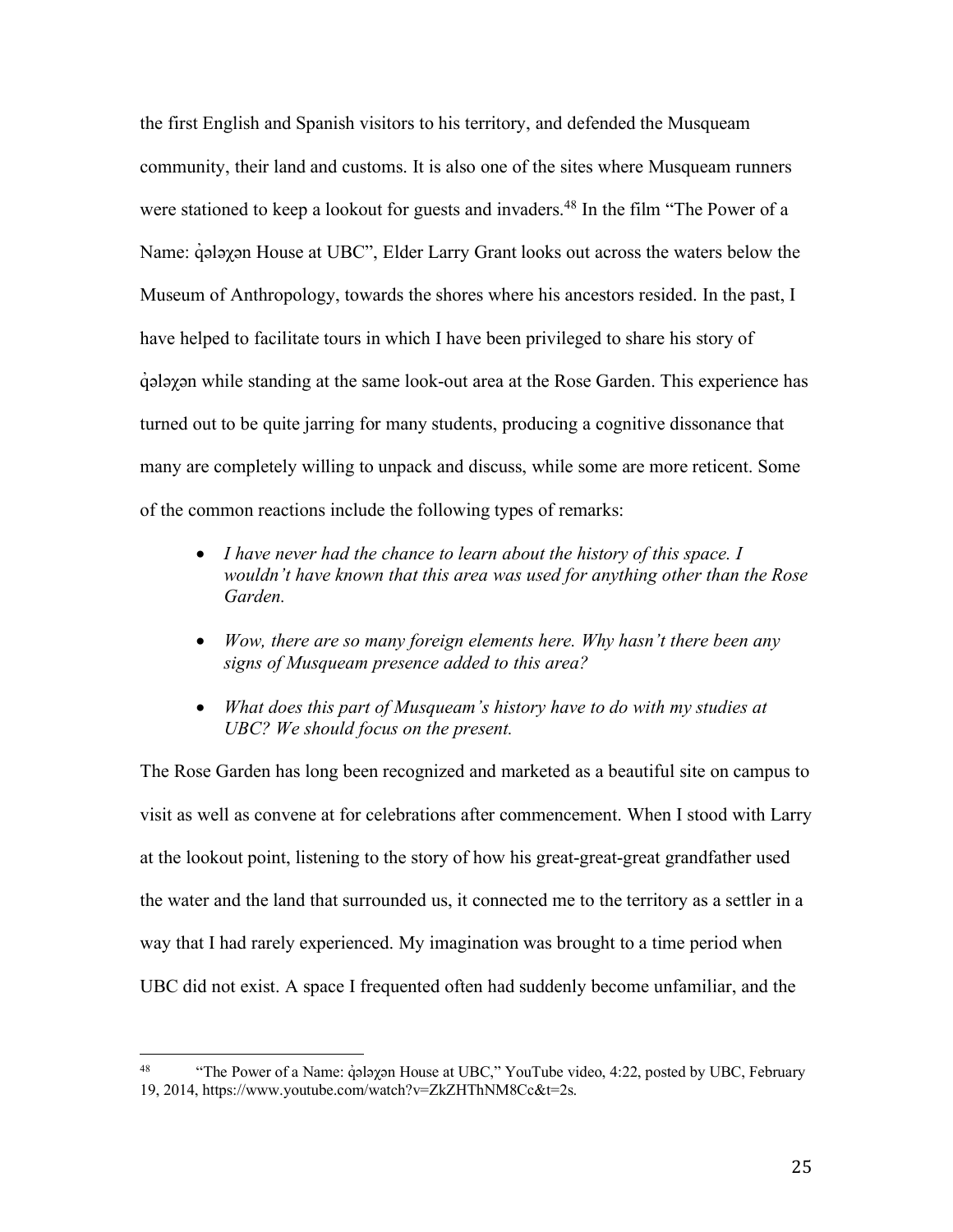the first English and Spanish visitors to his territory, and defended the Musqueam community, their land and customs. It is also one of the sites where Musqueam runners were stationed to keep a lookout for guests and invaders.[48] In the film "The Power of a Name: q̓ələχən House at UBC", Elder Larry Grant looks out across the waters below the Museum of Anthropology, towards the shores where his ancestors resided. In the past, I have helped to facilitate tours in which I have been privileged to share his story of q̓ələχən while standing at the same look-out area at the Rose Garden. This experience has turned out to be quite jarring for many students, producing a cognitive dissonance that many are completely willing to unpack and discuss, while some are more reticent. Some of the common reactions include the following types of remarks:

- *I have never had the chance to learn about the history of this space. I wouldn't have known that this area was used for anything other than the Rose Garden.*
- *Wow, there are so many foreign elements here. Why hasn't there been any signs of Musqueam presence added to this area?*
- *What does this part of Musqueam's history have to do with my studies at UBC? We should focus on the present.*

The Rose Garden has long been recognized and marketed as a beautiful site on campus to visit as well as convene at for celebrations after commencement. When I stood with Larry at the lookout point, listening to the story of how his great-great-great grandfather used the water and the land that surrounded us, it connected me to the territory as a settler in a way that I had rarely experienced. My imagination was brought to a time period when UBC did not exist. A space I frequented often had suddenly become unfamiliar, and the

---

[48] "The Power of a Name: q̓ələχən House at UBC," YouTube video, 4:22, posted by UBC, February 19, 2014, https://www.youtube.com/watch?v=ZkZHThNM8Cc&t=2s.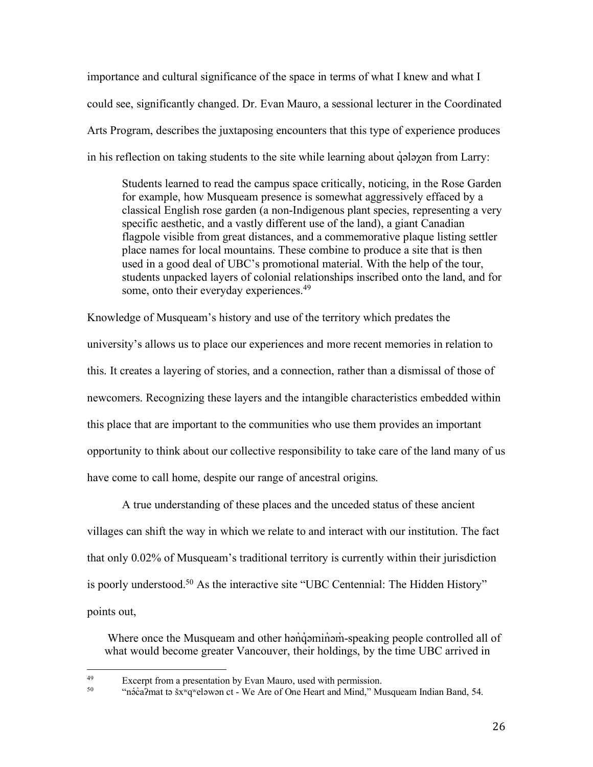importance and cultural significance of the space in terms of what I knew and what I could see, significantly changed. Dr. Evan Mauro, a sessional lecturer in the Coordinated Arts Program, describes the juxtaposing encounters that this type of experience produces in his reflection on taking students to the site while learning about q̓ələχən from Larry:

> Students learned to read the campus space critically, noticing, in the Rose Garden for example, how Musqueam presence is somewhat aggressively effaced by a classical English rose garden (a non-Indigenous plant species, representing a very specific aesthetic, and a vastly different use of the land), a giant Canadian flagpole visible from great distances, and a commemorative plaque listing settler place names for local mountains. These combine to produce a site that is then used in a good deal of UBC's promotional material. With the help of the tour, students unpacked layers of colonial relationships inscribed onto the land, and for some, onto their everyday experiences.[49]

Knowledge of Musqueam's history and use of the territory which predates the university's allows us to place our experiences and more recent memories in relation to this. It creates a layering of stories, and a connection, rather than a dismissal of those of newcomers. Recognizing these layers and the intangible characteristics embedded within this place that are important to the communities who use them provides an important opportunity to think about our collective responsibility to take care of the land many of us have come to call home, despite our range of ancestral origins.

A true understanding of these places and the unceded status of these ancient villages can shift the way in which we relate to and interact with our institution. The fact that only 0.02% of Musqueam's traditional territory is currently within their jurisdiction is poorly understood.[50] As the interactive site "UBC Centennial: The Hidden History" points out,

> Where once the Musqueam and other hən̓q̓əmin̓əm̓-speaking people controlled all of what would become greater Vancouver, their holdings, by the time UBC arrived in

---

[49] Excerpt from a presentation by Evan Mauro, used with permission.

[50] "nəċaʔmat tə šxʷqʷeləwən ct - We Are of One Heart and Mind," Musqueam Indian Band, 54.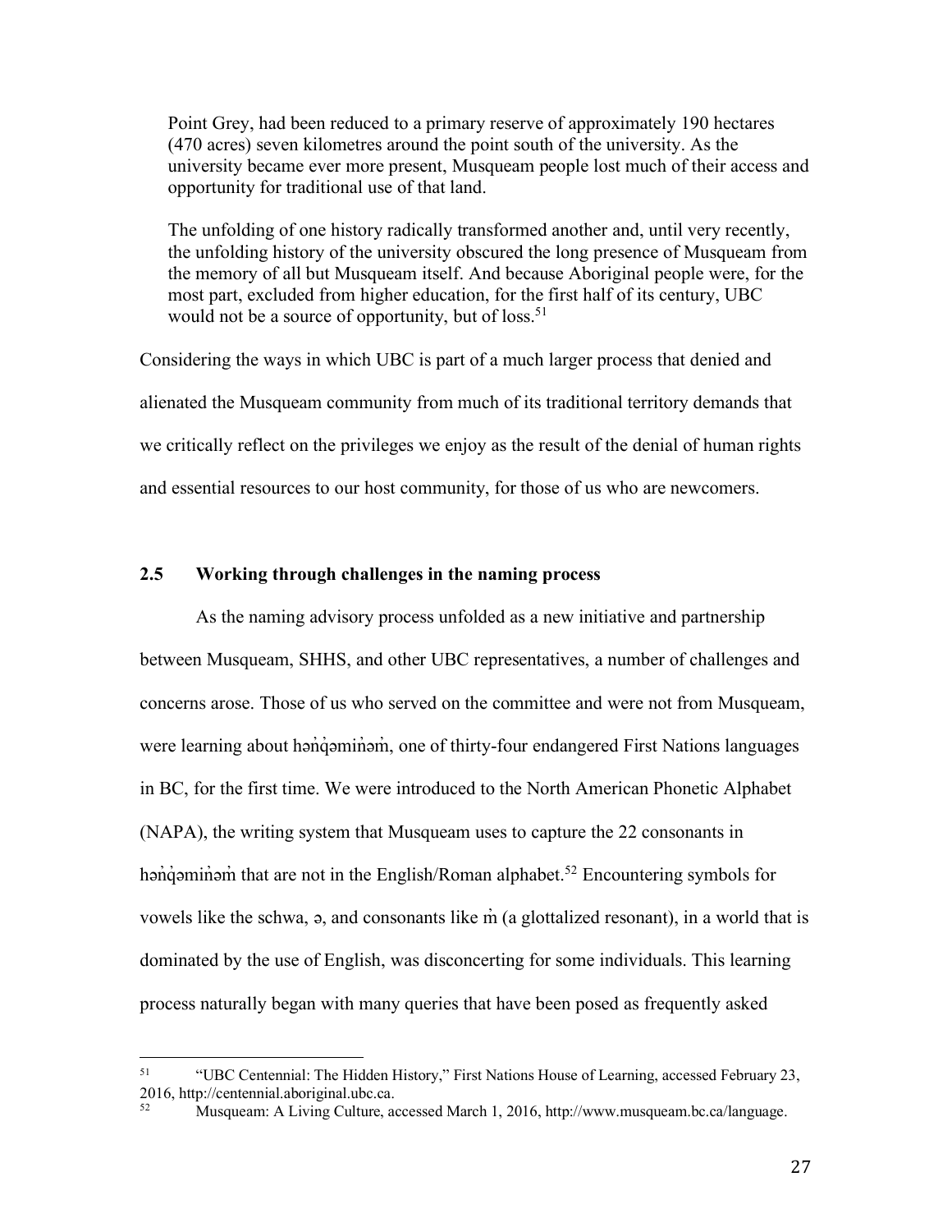> Point Grey, had been reduced to a primary reserve of approximately 190 hectares (470 acres) seven kilometres around the point south of the university. As the university became ever more present, Musqueam people lost much of their access and opportunity for traditional use of that land.
>
> The unfolding of one history radically transformed another and, until very recently, the unfolding history of the university obscured the long presence of Musqueam from the memory of all but Musqueam itself. And because Aboriginal people were, for the most part, excluded from higher education, for the first half of its century, UBC would not be a source of opportunity, but of loss.[51]

Considering the ways in which UBC is part of a much larger process that denied and alienated the Musqueam community from much of its traditional territory demands that we critically reflect on the privileges we enjoy as the result of the denial of human rights and essential resources to our host community, for those of us who are newcomers.

## 2.5 Working through challenges in the naming process

As the naming advisory process unfolded as a new initiative and partnership between Musqueam, SHHS, and other UBC representatives, a number of challenges and concerns arose. Those of us who served on the committee and were not from Musqueam, were learning about hən̓q̓əmin̓əm̓, one of thirty-four endangered First Nations languages in BC, for the first time. We were introduced to the North American Phonetic Alphabet (NAPA), the writing system that Musqueam uses to capture the 22 consonants in hən̓q̓əmin̓əm̓ that are not in the English/Roman alphabet.[52] Encountering symbols for vowels like the schwa, ə, and consonants like m̓ (a glottalized resonant), in a world that is dominated by the use of English, was disconcerting for some individuals. This learning process naturally began with many queries that have been posed as frequently asked

---

[51] "UBC Centennial: The Hidden History," First Nations House of Learning, accessed February 23, 2016, http://centennial.aboriginal.ubc.ca.

[52] Musqueam: A Living Culture, accessed March 1, 2016, http://www.musqueam.bc.ca/language.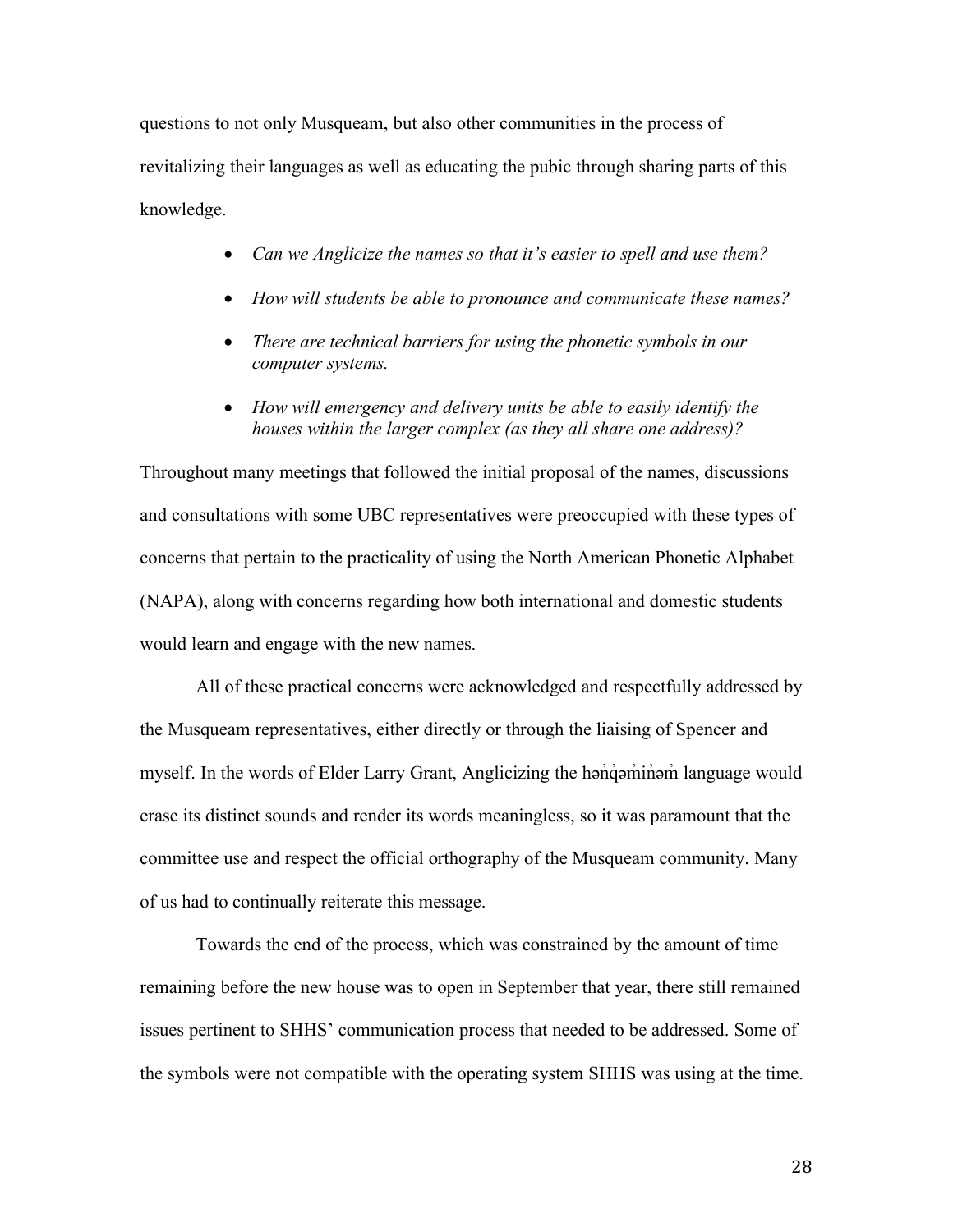questions to not only Musqueam, but also other communities in the process of revitalizing their languages as well as educating the pubic through sharing parts of this knowledge.

- *Can we Anglicize the names so that it's easier to spell and use them?*
- *How will students be able to pronounce and communicate these names?*
- *There are technical barriers for using the phonetic symbols in our computer systems.*
- *How will emergency and delivery units be able to easily identify the houses within the larger complex (as they all share one address)?*

Throughout many meetings that followed the initial proposal of the names, discussions and consultations with some UBC representatives were preoccupied with these types of concerns that pertain to the practicality of using the North American Phonetic Alphabet (NAPA), along with concerns regarding how both international and domestic students would learn and engage with the new names.

All of these practical concerns were acknowledged and respectfully addressed by the Musqueam representatives, either directly or through the liaising of Spencer and myself. In the words of Elder Larry Grant, Anglicizing the hən̓q̓əmin̓əm̓ language would erase its distinct sounds and render its words meaningless, so it was paramount that the committee use and respect the official orthography of the Musqueam community. Many of us had to continually reiterate this message.

Towards the end of the process, which was constrained by the amount of time remaining before the new house was to open in September that year, there still remained issues pertinent to SHHS' communication process that needed to be addressed. Some of the symbols were not compatible with the operating system SHHS was using at the time.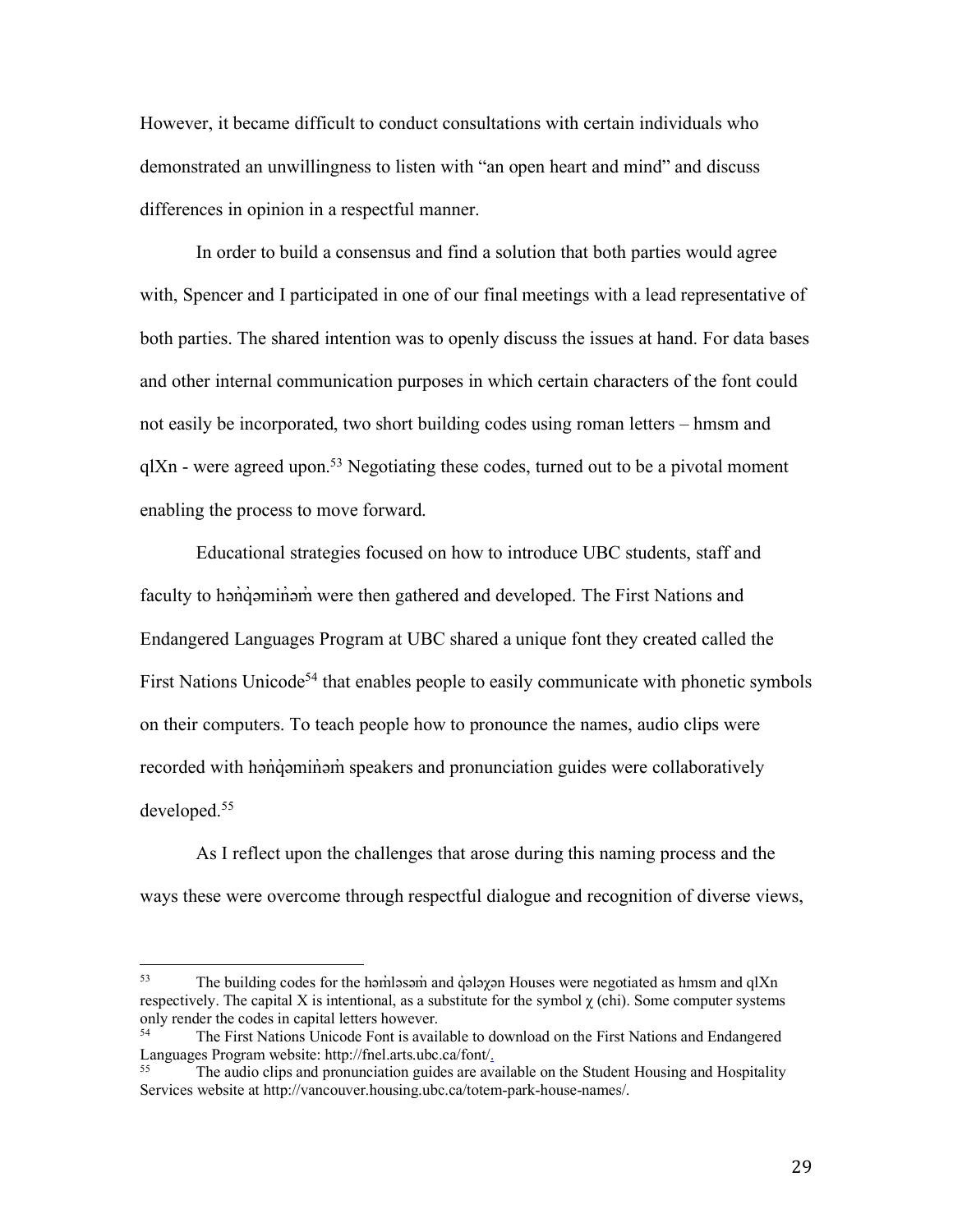However, it became difficult to conduct consultations with certain individuals who demonstrated an unwillingness to listen with "an open heart and mind" and discuss differences in opinion in a respectful manner.

In order to build a consensus and find a solution that both parties would agree with, Spencer and I participated in one of our final meetings with a lead representative of both parties. The shared intention was to openly discuss the issues at hand. For data bases and other internal communication purposes in which certain characters of the font could not easily be incorporated, two short building codes using roman letters – hmsm and qlXn - were agreed upon.[53] Negotiating these codes, turned out to be a pivotal moment enabling the process to move forward.

Educational strategies focused on how to introduce UBC students, staff and faculty to hən̓q̓əmin̓əm̓ were then gathered and developed. The First Nations and Endangered Languages Program at UBC shared a unique font they created called the First Nations Unicode[54] that enables people to easily communicate with phonetic symbols on their computers. To teach people how to pronounce the names, audio clips were recorded with hən̓q̓əmin̓əm̓ speakers and pronunciation guides were collaboratively developed.[55]

As I reflect upon the challenges that arose during this naming process and the ways these were overcome through respectful dialogue and recognition of diverse views,

---

[53] The building codes for the həm̓ləsəm̓ and q̓ələχən Houses were negotiated as hmsm and qlXn respectively. The capital X is intentional, as a substitute for the symbol χ (chi). Some computer systems only render the codes in capital letters however.

[54] The First Nations Unicode Font is available to download on the First Nations and Endangered Languages Program website: http://fnel.arts.ubc.ca/font/.

[55] The audio clips and pronunciation guides are available on the Student Housing and Hospitality Services website at http://vancouver.housing.ubc.ca/totem-park-house-names/.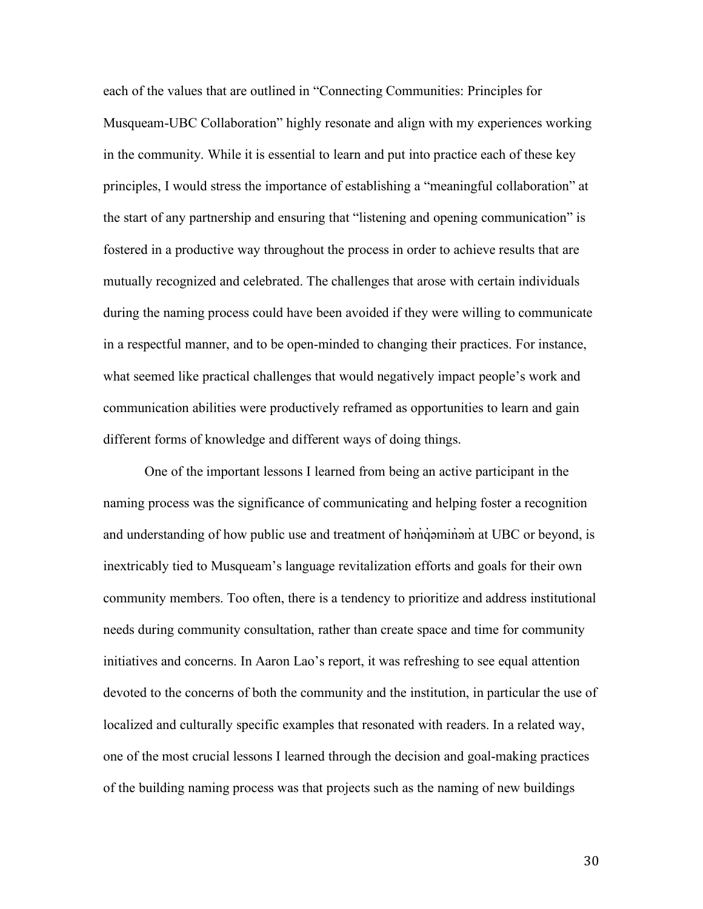each of the values that are outlined in “Connecting Communities: Principles for Musqueam-UBC Collaboration” highly resonate and align with my experiences working in the community. While it is essential to learn and put into practice each of these key principles, I would stress the importance of establishing a “meaningful collaboration” at the start of any partnership and ensuring that “listening and opening communication” is fostered in a productive way throughout the process in order to achieve results that are mutually recognized and celebrated. The challenges that arose with certain individuals during the naming process could have been avoided if they were willing to communicate in a respectful manner, and to be open-minded to changing their practices. For instance, what seemed like practical challenges that would negatively impact people’s work and communication abilities were productively reframed as opportunities to learn and gain different forms of knowledge and different ways of doing things.

One of the important lessons I learned from being an active participant in the naming process was the significance of communicating and helping foster a recognition and understanding of how public use and treatment of hən̓q̓əmin̓əm̓ at UBC or beyond, is inextricably tied to Musqueam’s language revitalization efforts and goals for their own community members. Too often, there is a tendency to prioritize and address institutional needs during community consultation, rather than create space and time for community initiatives and concerns. In Aaron Lao’s report, it was refreshing to see equal attention devoted to the concerns of both the community and the institution, in particular the use of localized and culturally specific examples that resonated with readers. In a related way, one of the most crucial lessons I learned through the decision and goal-making practices of the building naming process was that projects such as the naming of new buildings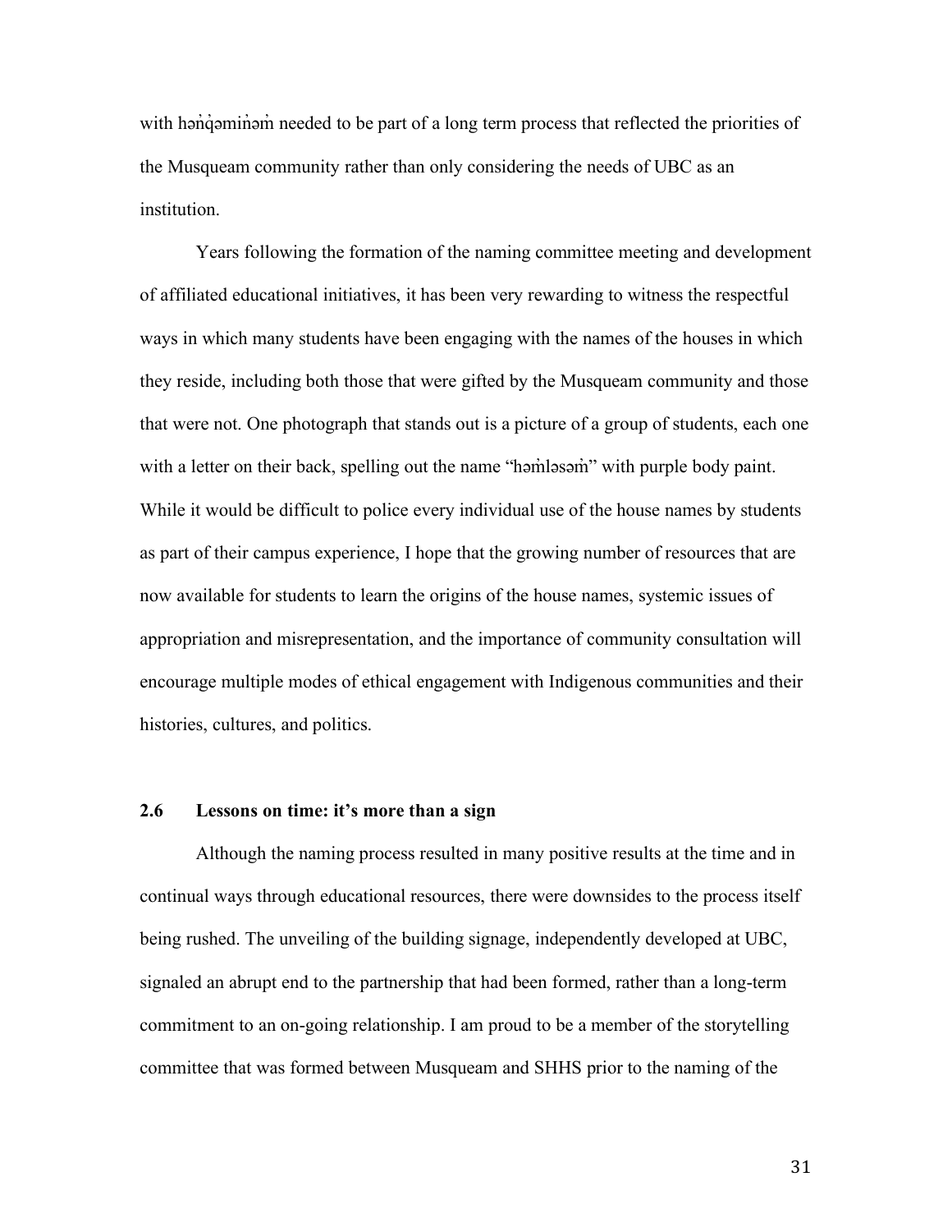with hən̓q̓əmin̓əm̓ needed to be part of a long term process that reflected the priorities of the Musqueam community rather than only considering the needs of UBC as an institution.

Years following the formation of the naming committee meeting and development of affiliated educational initiatives, it has been very rewarding to witness the respectful ways in which many students have been engaging with the names of the houses in which they reside, including both those that were gifted by the Musqueam community and those that were not. One photograph that stands out is a picture of a group of students, each one with a letter on their back, spelling out the name "həm̓ləsəm̓" with purple body paint. While it would be difficult to police every individual use of the house names by students as part of their campus experience, I hope that the growing number of resources that are now available for students to learn the origins of the house names, systemic issues of appropriation and misrepresentation, and the importance of community consultation will encourage multiple modes of ethical engagement with Indigenous communities and their histories, cultures, and politics.

## 2.6 Lessons on time: it's more than a sign

Although the naming process resulted in many positive results at the time and in continual ways through educational resources, there were downsides to the process itself being rushed. The unveiling of the building signage, independently developed at UBC, signaled an abrupt end to the partnership that had been formed, rather than a long-term commitment to an on-going relationship. I am proud to be a member of the storytelling committee that was formed between Musqueam and SHHS prior to the naming of the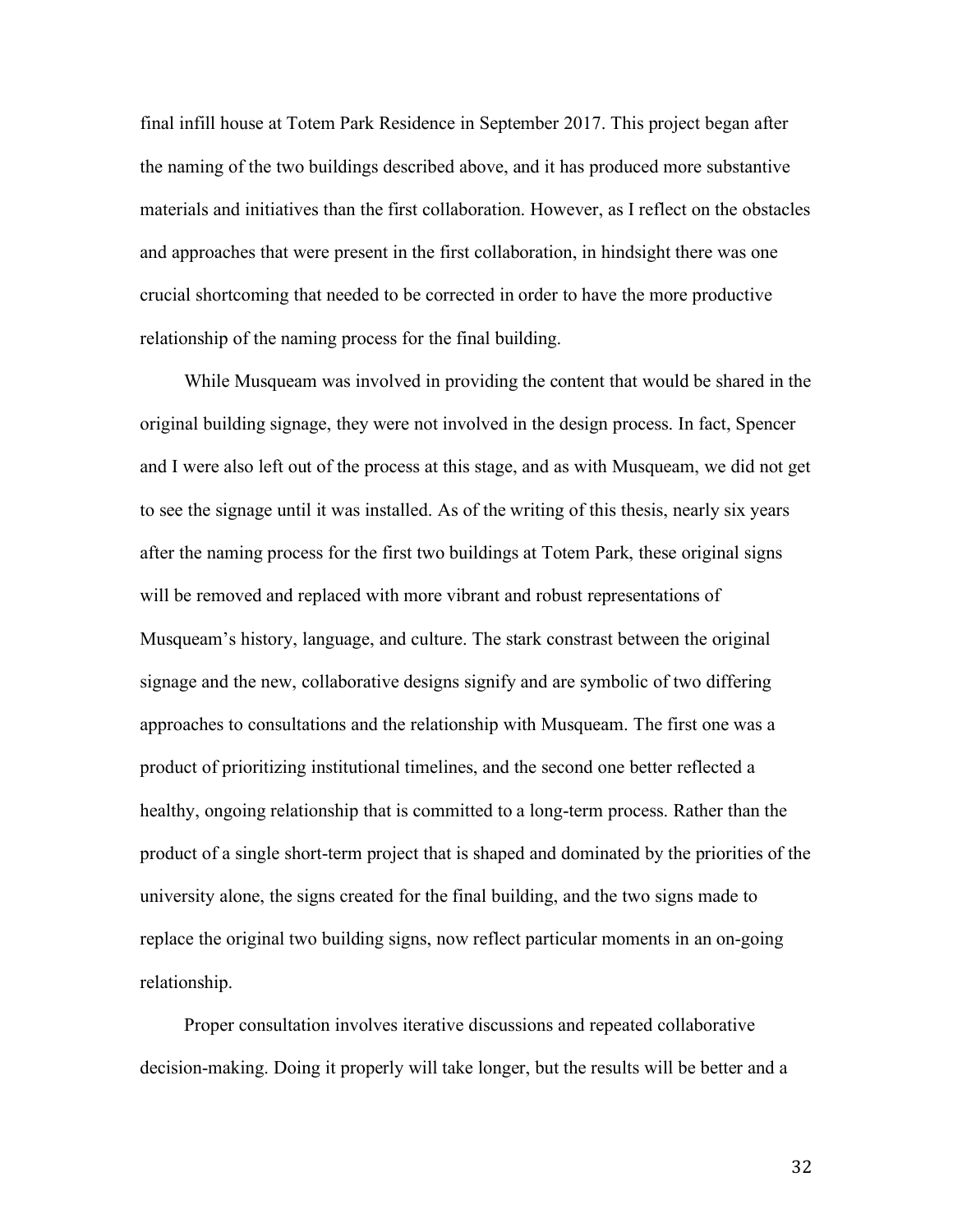final infill house at Totem Park Residence in September 2017. This project began after the naming of the two buildings described above, and it has produced more substantive materials and initiatives than the first collaboration. However, as I reflect on the obstacles and approaches that were present in the first collaboration, in hindsight there was one crucial shortcoming that needed to be corrected in order to have the more productive relationship of the naming process for the final building.

While Musqueam was involved in providing the content that would be shared in the original building signage, they were not involved in the design process. In fact, Spencer and I were also left out of the process at this stage, and as with Musqueam, we did not get to see the signage until it was installed. As of the writing of this thesis, nearly six years after the naming process for the first two buildings at Totem Park, these original signs will be removed and replaced with more vibrant and robust representations of Musqueam's history, language, and culture. The stark constrast between the original signage and the new, collaborative designs signify and are symbolic of two differing approaches to consultations and the relationship with Musqueam. The first one was a product of prioritizing institutional timelines, and the second one better reflected a healthy, ongoing relationship that is committed to a long-term process. Rather than the product of a single short-term project that is shaped and dominated by the priorities of the university alone, the signs created for the final building, and the two signs made to replace the original two building signs, now reflect particular moments in an on-going relationship.

Proper consultation involves iterative discussions and repeated collaborative decision-making. Doing it properly will take longer, but the results will be better and a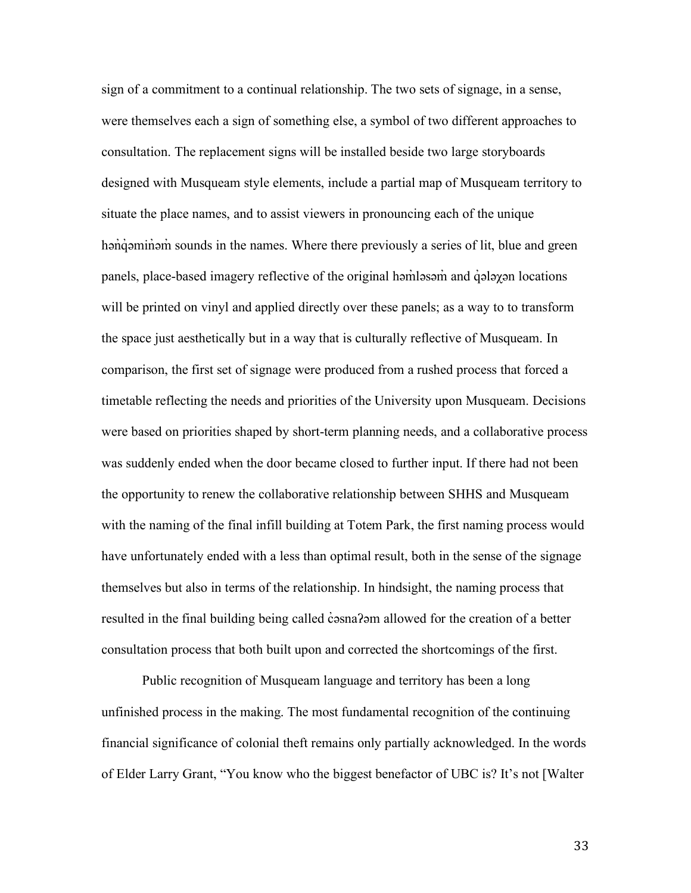sign of a commitment to a continual relationship. The two sets of signage, in a sense, were themselves each a sign of something else, a symbol of two different approaches to consultation. The replacement signs will be installed beside two large storyboards designed with Musqueam style elements, include a partial map of Musqueam territory to situate the place names, and to assist viewers in pronouncing each of the unique hən̓q̓əmin̓əm̓ sounds in the names. Where there previously a series of lit, blue and green panels, place-based imagery reflective of the original həm̓ləsəm̓ and q̓ələχən locations will be printed on vinyl and applied directly over these panels; as a way to to transform the space just aesthetically but in a way that is culturally reflective of Musqueam. In comparison, the first set of signage were produced from a rushed process that forced a timetable reflecting the needs and priorities of the University upon Musqueam. Decisions were based on priorities shaped by short-term planning needs, and a collaborative process was suddenly ended when the door became closed to further input. If there had not been the opportunity to renew the collaborative relationship between SHHS and Musqueam with the naming of the final infill building at Totem Park, the first naming process would have unfortunately ended with a less than optimal result, both in the sense of the signage themselves but also in terms of the relationship. In hindsight, the naming process that resulted in the final building being called c̓əsnaʔəm allowed for the creation of a better consultation process that both built upon and corrected the shortcomings of the first.

Public recognition of Musqueam language and territory has been a long unfinished process in the making. The most fundamental recognition of the continuing financial significance of colonial theft remains only partially acknowledged. In the words of Elder Larry Grant, "You know who the biggest benefactor of UBC is? It's not [Walter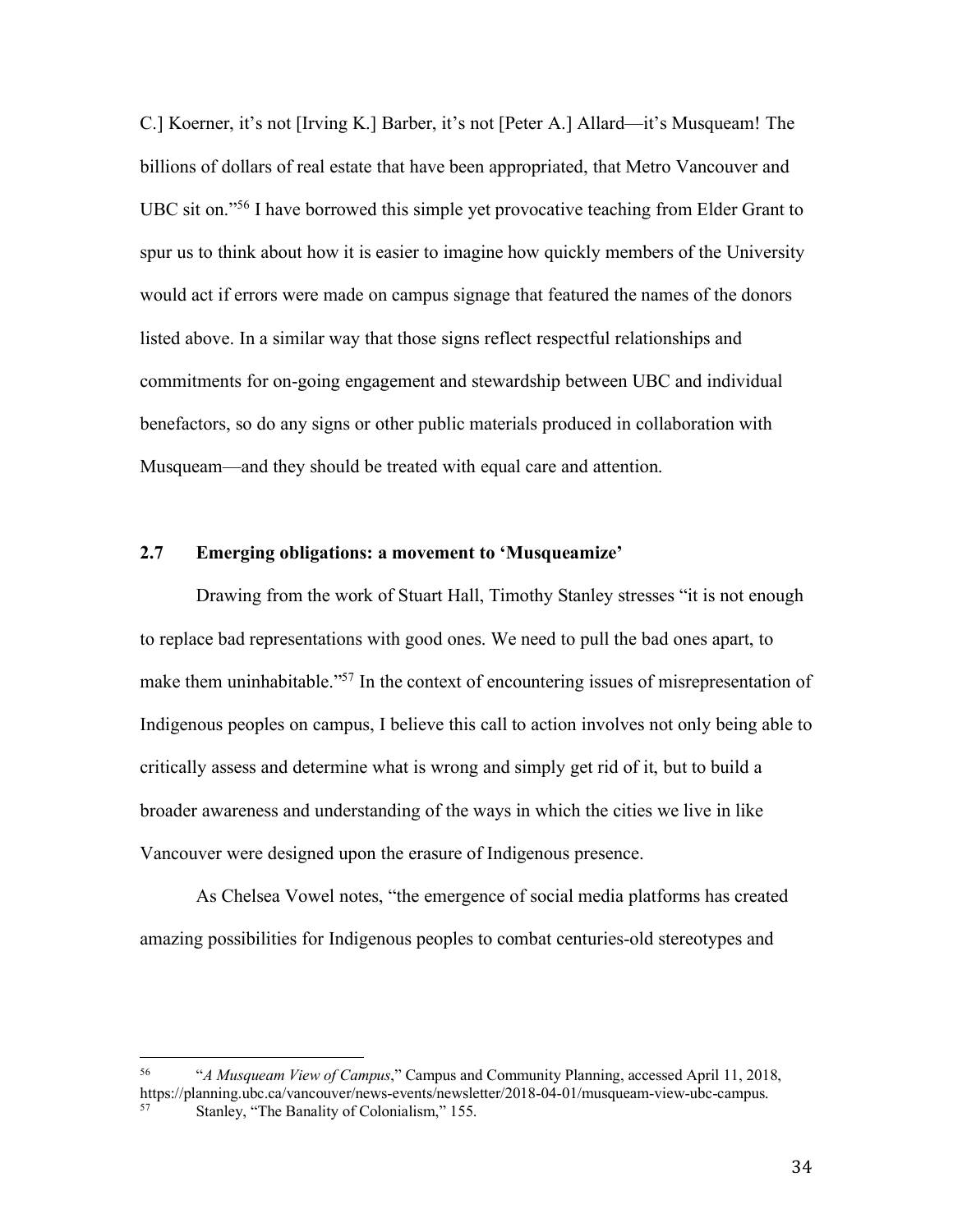C.] Koerner, it's not [Irving K.] Barber, it's not [Peter A.] Allard—it's Musqueam! The billions of dollars of real estate that have been appropriated, that Metro Vancouver and UBC sit on."[56] I have borrowed this simple yet provocative teaching from Elder Grant to spur us to think about how it is easier to imagine how quickly members of the University would act if errors were made on campus signage that featured the names of the donors listed above. In a similar way that those signs reflect respectful relationships and commitments for on-going engagement and stewardship between UBC and individual benefactors, so do any signs or other public materials produced in collaboration with Musqueam—and they should be treated with equal care and attention.

### 2.7 Emerging obligations: a movement to 'Musqueamize'

Drawing from the work of Stuart Hall, Timothy Stanley stresses "it is not enough to replace bad representations with good ones. We need to pull the bad ones apart, to make them uninhabitable."[57] In the context of encountering issues of misrepresentation of Indigenous peoples on campus, I believe this call to action involves not only being able to critically assess and determine what is wrong and simply get rid of it, but to build a broader awareness and understanding of the ways in which the cities we live in like Vancouver were designed upon the erasure of Indigenous presence.

As Chelsea Vowel notes, "the emergence of social media platforms has created amazing possibilities for Indigenous peoples to combat centuries-old stereotypes and

---

[56] "*A Musqueam View of Campus*," Campus and Community Planning, accessed April 11, 2018, https://planning.ubc.ca/vancouver/news-events/newsletter/2018-04-01/musqueam-view-ubc-campus.

[57] Stanley, "The Banality of Colonialism," 155.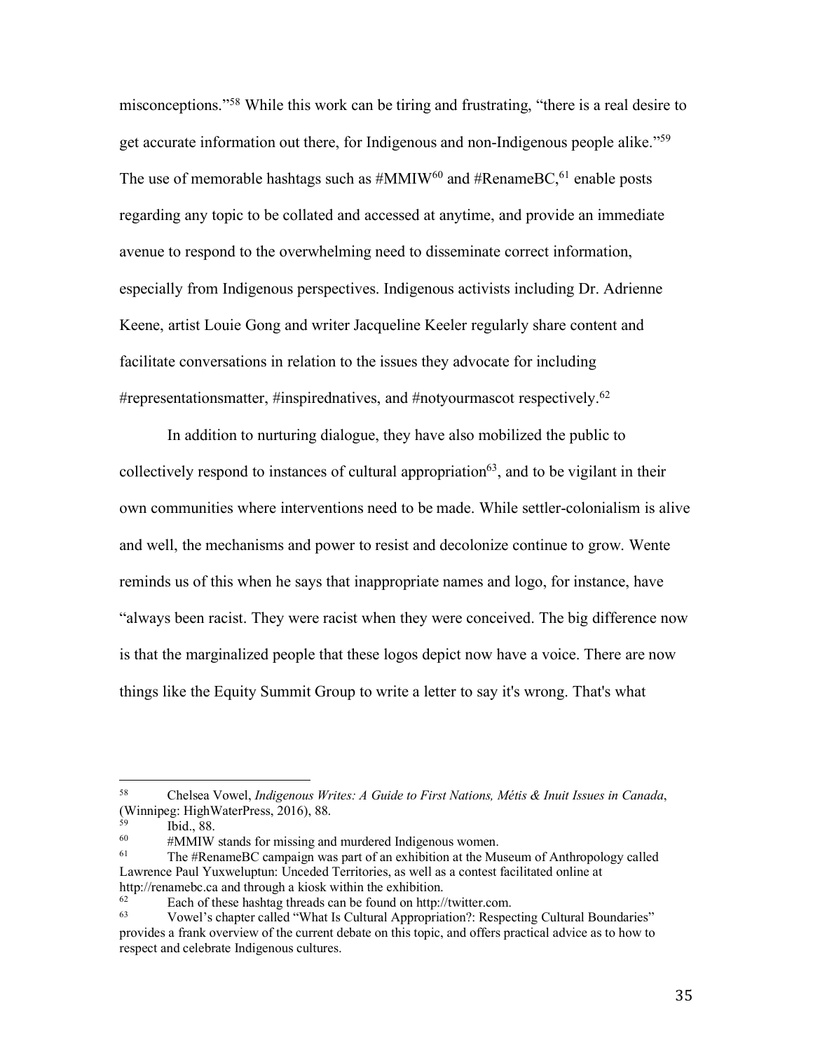misconceptions."[58] While this work can be tiring and frustrating, "there is a real desire to get accurate information out there, for Indigenous and non-Indigenous people alike."[59] The use of memorable hashtags such as #MMIW[60] and #RenameBC,[61] enable posts regarding any topic to be collated and accessed at anytime, and provide an immediate avenue to respond to the overwhelming need to disseminate correct information, especially from Indigenous perspectives. Indigenous activists including Dr. Adrienne Keene, artist Louie Gong and writer Jacqueline Keeler regularly share content and facilitate conversations in relation to the issues they advocate for including #representationsmatter, #inspirednatives, and #notyourmascot respectively.[62]

In addition to nurturing dialogue, they have also mobilized the public to collectively respond to instances of cultural appropriation[63], and to be vigilant in their own communities where interventions need to be made. While settler-colonialism is alive and well, the mechanisms and power to resist and decolonize continue to grow. Wente reminds us of this when he says that inappropriate names and logo, for instance, have "always been racist. They were racist when they were conceived. The big difference now is that the marginalized people that these logos depict now have a voice. There are now things like the Equity Summit Group to write a letter to say it's wrong. That's what

---

[58] Chelsea Vowel, *Indigenous Writes: A Guide to First Nations, Métis & Inuit Issues in Canada*, (Winnipeg: HighWaterPress, 2016), 88.

[59] Ibid., 88.

[60] #MMIW stands for missing and murdered Indigenous women.

[61] The #RenameBC campaign was part of an exhibition at the Museum of Anthropology called Lawrence Paul Yuxweluptun: Unceded Territories, as well as a contest facilitated online at http://renamebc.ca and through a kiosk within the exhibition.

[62] Each of these hashtag threads can be found on http://twitter.com.

[63] Vowel's chapter called "What Is Cultural Appropriation?: Respecting Cultural Boundaries" provides a frank overview of the current debate on this topic, and offers practical advice as to how to respect and celebrate Indigenous cultures.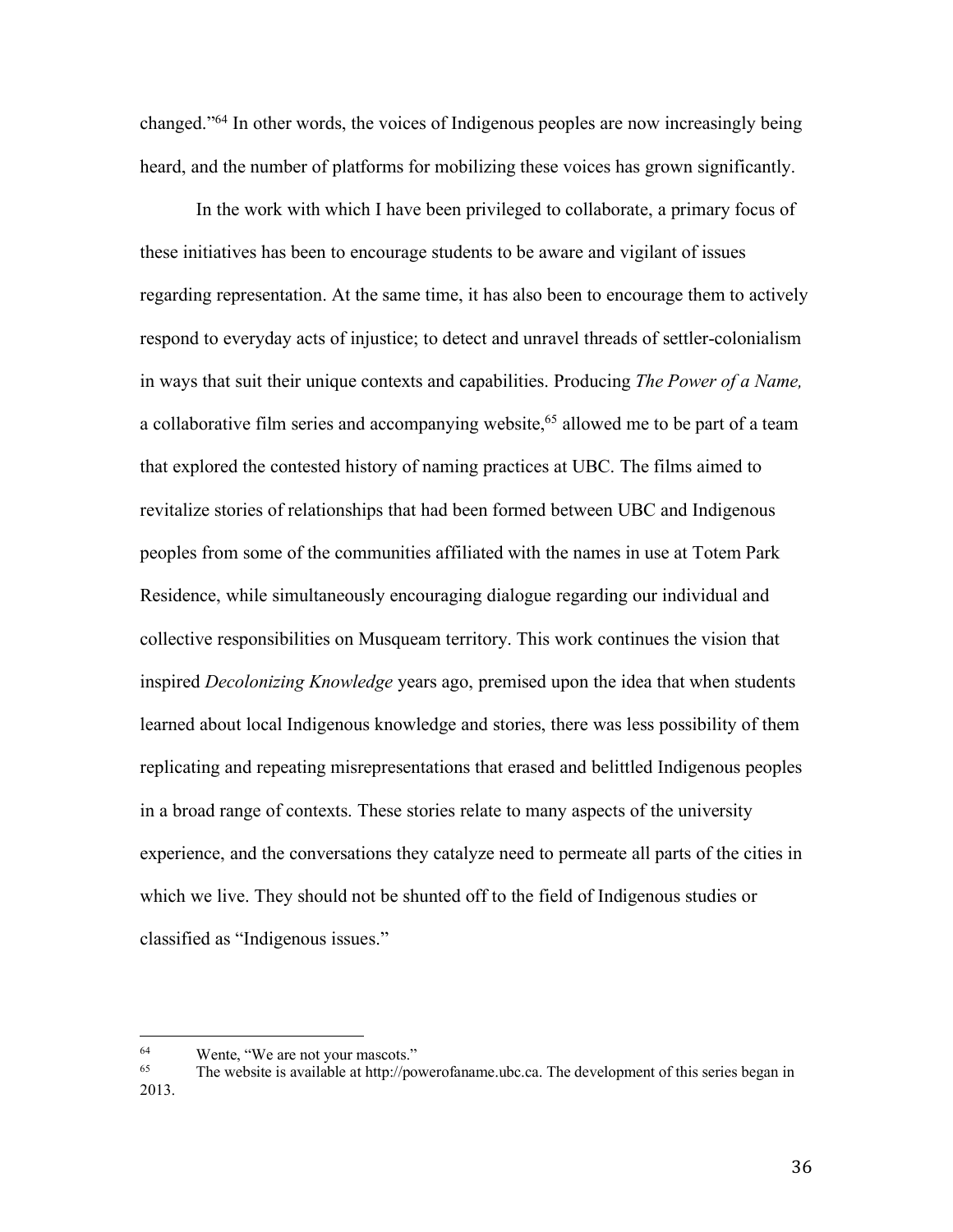changed."[64] In other words, the voices of Indigenous peoples are now increasingly being heard, and the number of platforms for mobilizing these voices has grown significantly.

In the work with which I have been privileged to collaborate, a primary focus of these initiatives has been to encourage students to be aware and vigilant of issues regarding representation. At the same time, it has also been to encourage them to actively respond to everyday acts of injustice; to detect and unravel threads of settler-colonialism in ways that suit their unique contexts and capabilities. Producing *The Power of a Name,* a collaborative film series and accompanying website,[65] allowed me to be part of a team that explored the contested history of naming practices at UBC. The films aimed to revitalize stories of relationships that had been formed between UBC and Indigenous peoples from some of the communities affiliated with the names in use at Totem Park Residence, while simultaneously encouraging dialogue regarding our individual and collective responsibilities on Musqueam territory. This work continues the vision that inspired *Decolonizing Knowledge* years ago, premised upon the idea that when students learned about local Indigenous knowledge and stories, there was less possibility of them replicating and repeating misrepresentations that erased and belittled Indigenous peoples in a broad range of contexts. These stories relate to many aspects of the university experience, and the conversations they catalyze need to permeate all parts of the cities in which we live. They should not be shunted off to the field of Indigenous studies or classified as "Indigenous issues."

---

[64] Wente, "We are not your mascots."

[65] The website is available at http://powerofaname.ubc.ca. The development of this series began in 2013.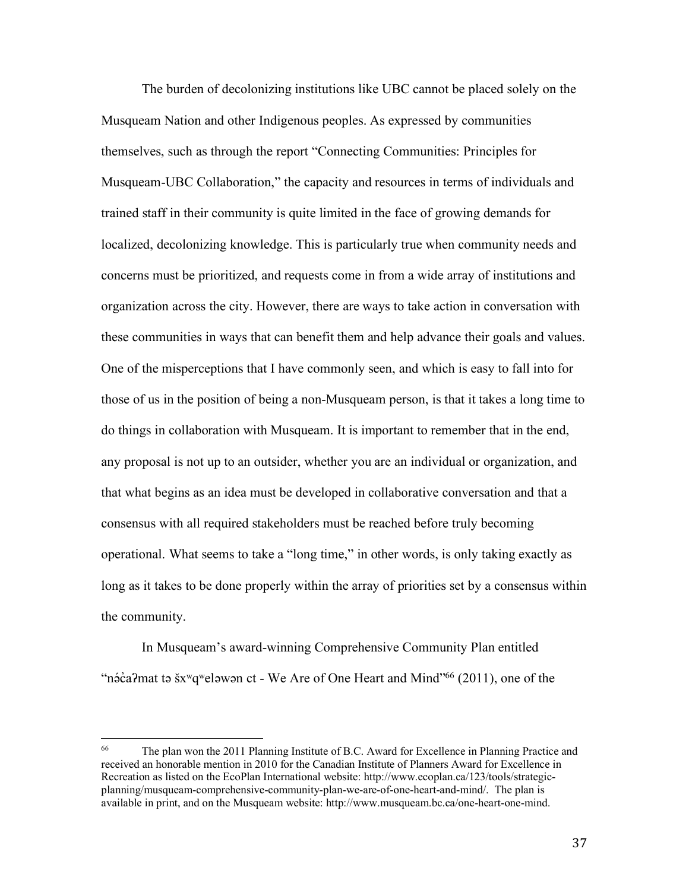The burden of decolonizing institutions like UBC cannot be placed solely on the Musqueam Nation and other Indigenous peoples. As expressed by communities themselves, such as through the report "Connecting Communities: Principles for Musqueam-UBC Collaboration," the capacity and resources in terms of individuals and trained staff in their community is quite limited in the face of growing demands for localized, decolonizing knowledge. This is particularly true when community needs and concerns must be prioritized, and requests come in from a wide array of institutions and organization across the city. However, there are ways to take action in conversation with these communities in ways that can benefit them and help advance their goals and values. One of the misperceptions that I have commonly seen, and which is easy to fall into for those of us in the position of being a non-Musqueam person, is that it takes a long time to do things in collaboration with Musqueam. It is important to remember that in the end, any proposal is not up to an outsider, whether you are an individual or organization, and that what begins as an idea must be developed in collaborative conversation and that a consensus with all required stakeholders must be reached before truly becoming operational. What seems to take a "long time," in other words, is only taking exactly as long as it takes to be done properly within the array of priorities set by a consensus within the community.

In Musqueam's award-winning Comprehensive Community Plan entitled "nə́c̓aʔmat tə šxʷqʷeləwən ct - We Are of One Heart and Mind"[66] (2011), one of the

[66] The plan won the 2011 Planning Institute of B.C. Award for Excellence in Planning Practice and received an honorable mention in 2010 for the Canadian Institute of Planners Award for Excellence in Recreation as listed on the EcoPlan International website: http://www.ecoplan.ca/123/tools/strategic-planning/musqueam-comprehensive-community-plan-we-are-of-one-heart-and-mind/. The plan is available in print, and on the Musqueam website: http://www.musqueam.bc.ca/one-heart-one-mind.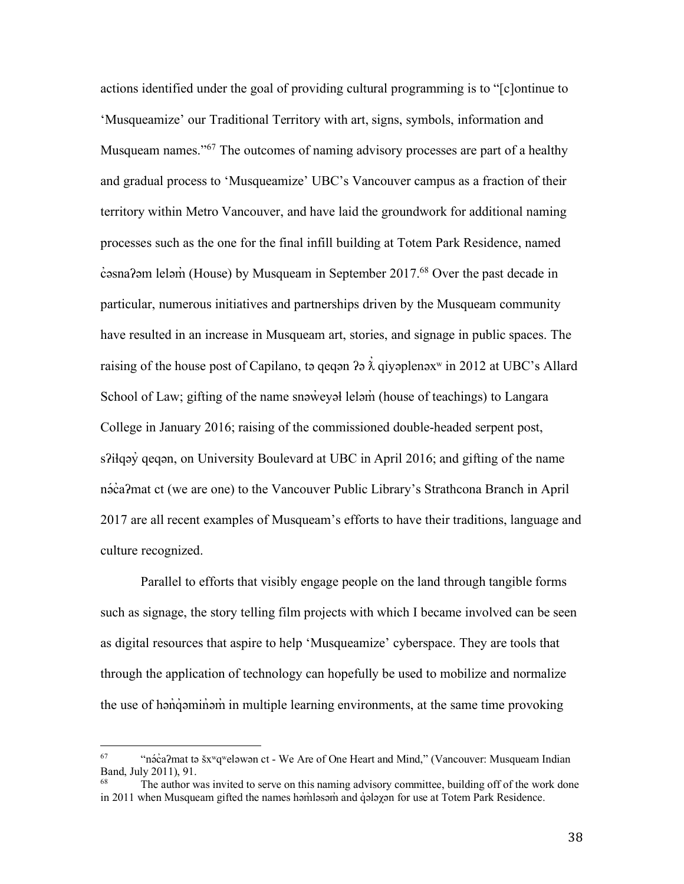actions identified under the goal of providing cultural programming is to "[c]ontinue to 'Musqueamize' our Traditional Territory with art, signs, symbols, information and Musqueam names."[67] The outcomes of naming advisory processes are part of a healthy and gradual process to 'Musqueamize' UBC's Vancouver campus as a fraction of their territory within Metro Vancouver, and have laid the groundwork for additional naming processes such as the one for the final infill building at Totem Park Residence, named c̓əsnaʔəm lelәm̓ (House) by Musqueam in September 2017.[68] Over the past decade in particular, numerous initiatives and partnerships driven by the Musqueam community have resulted in an increase in Musqueam art, stories, and signage in public spaces. The raising of the house post of Capilano, tə qeqən ʔə ƛ̓ qiyəplenəxʷ in 2012 at UBC's Allard School of Law; gifting of the name snəw̓eyəɬ leləm̓ (house of teachings) to Langara College in January 2016; raising of the commissioned double-headed serpent post, sʔiɬqəy̓ qeqən, on University Boulevard at UBC in April 2016; and gifting of the name nə́c̓aʔmat ct (we are one) to the Vancouver Public Library's Strathcona Branch in April 2017 are all recent examples of Musqueam's efforts to have their traditions, language and culture recognized.

Parallel to efforts that visibly engage people on the land through tangible forms such as signage, the story telling film projects with which I became involved can be seen as digital resources that aspire to help 'Musqueamize' cyberspace. They are tools that through the application of technology can hopefully be used to mobilize and normalize the use of hən̓q̓əmin̓əm̓ in multiple learning environments, at the same time provoking

---

[67] "nə́c̓aʔmat tə šxʷqʷeləwən ct - We Are of One Heart and Mind," (Vancouver: Musqueam Indian Band, July 2011), 91.

[68] The author was invited to serve on this naming advisory committee, building off of the work done in 2011 when Musqueam gifted the names həm̓ləsəm̓ and q̓ələχən for use at Totem Park Residence.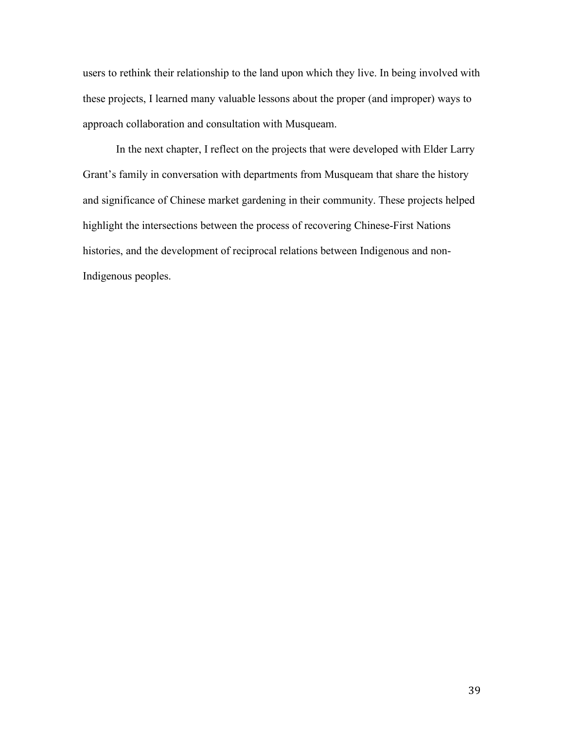users to rethink their relationship to the land upon which they live. In being involved with these projects, I learned many valuable lessons about the proper (and improper) ways to approach collaboration and consultation with Musqueam.

In the next chapter, I reflect on the projects that were developed with Elder Larry Grant's family in conversation with departments from Musqueam that share the history and significance of Chinese market gardening in their community. These projects helped highlight the intersections between the process of recovering Chinese-First Nations histories, and the development of reciprocal relations between Indigenous and non-Indigenous peoples.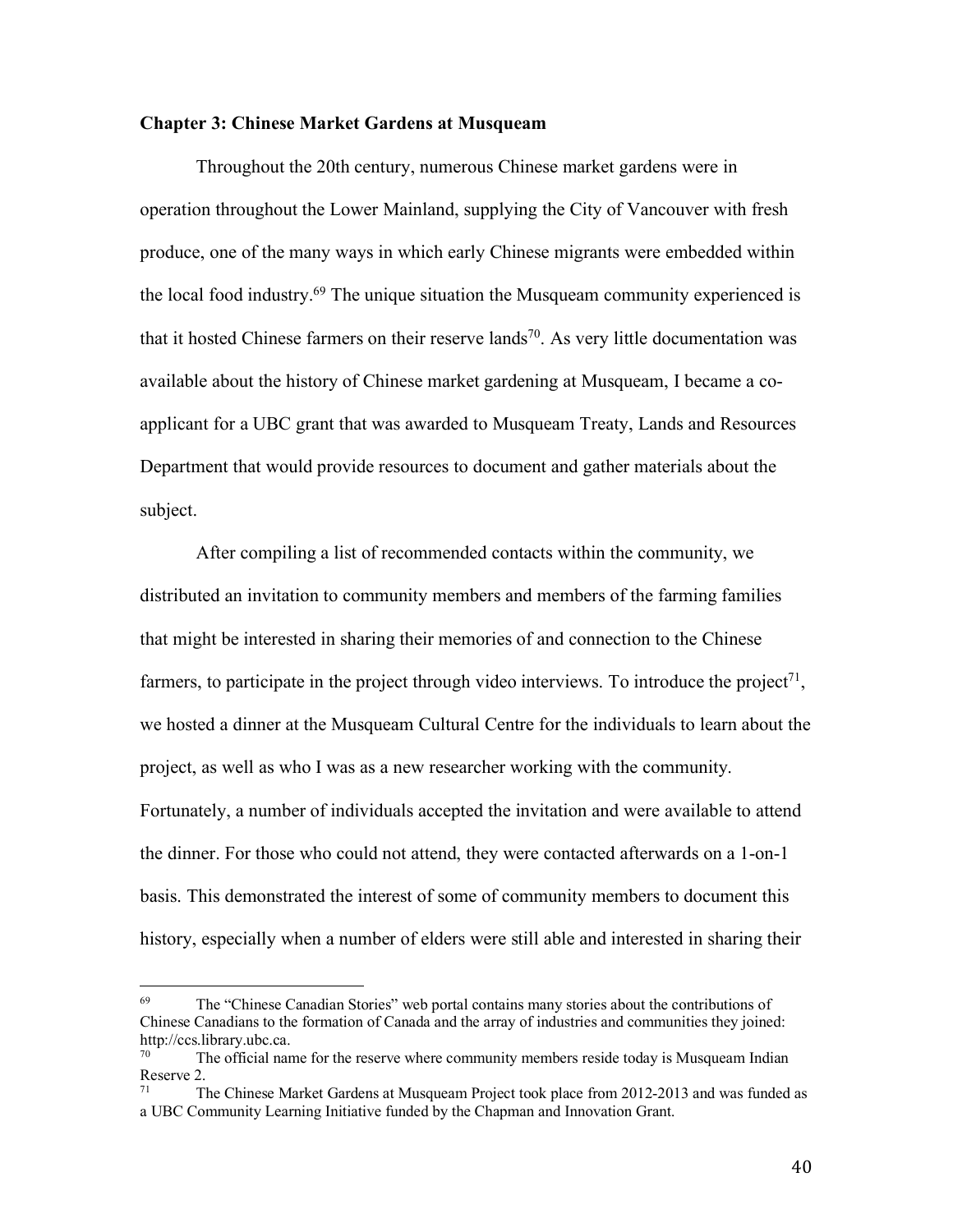## Chapter 3: Chinese Market Gardens at Musqueam

Throughout the 20th century, numerous Chinese market gardens were in operation throughout the Lower Mainland, supplying the City of Vancouver with fresh produce, one of the many ways in which early Chinese migrants were embedded within the local food industry.[69] The unique situation the Musqueam community experienced is that it hosted Chinese farmers on their reserve lands[70]. As very little documentation was available about the history of Chinese market gardening at Musqueam, I became a co-applicant for a UBC grant that was awarded to Musqueam Treaty, Lands and Resources Department that would provide resources to document and gather materials about the subject.

After compiling a list of recommended contacts within the community, we distributed an invitation to community members and members of the farming families that might be interested in sharing their memories of and connection to the Chinese farmers, to participate in the project through video interviews. To introduce the project[71], we hosted a dinner at the Musqueam Cultural Centre for the individuals to learn about the project, as well as who I was as a new researcher working with the community. Fortunately, a number of individuals accepted the invitation and were available to attend the dinner. For those who could not attend, they were contacted afterwards on a 1-on-1 basis. This demonstrated the interest of some of community members to document this history, especially when a number of elders were still able and interested in sharing their

---

[69] The "Chinese Canadian Stories" web portal contains many stories about the contributions of Chinese Canadians to the formation of Canada and the array of industries and communities they joined: http://ccs.library.ubc.ca.

[70] The official name for the reserve where community members reside today is Musqueam Indian Reserve 2.

[71] The Chinese Market Gardens at Musqueam Project took place from 2012-2013 and was funded as a UBC Community Learning Initiative funded by the Chapman and Innovation Grant.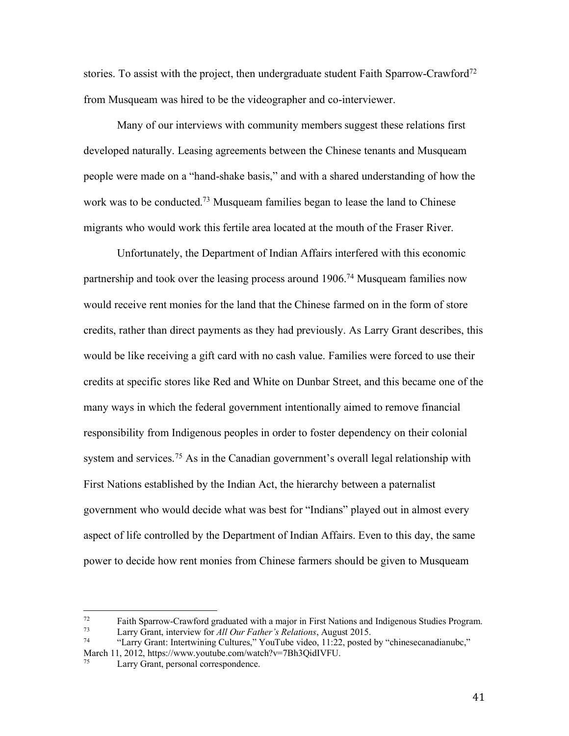stories. To assist with the project, then undergraduate student Faith Sparrow-Crawford[72] from Musqueam was hired to be the videographer and co-interviewer.

Many of our interviews with community members suggest these relations first developed naturally. Leasing agreements between the Chinese tenants and Musqueam people were made on a "hand-shake basis," and with a shared understanding of how the work was to be conducted.[73] Musqueam families began to lease the land to Chinese migrants who would work this fertile area located at the mouth of the Fraser River.

Unfortunately, the Department of Indian Affairs interfered with this economic partnership and took over the leasing process around 1906.[74] Musqueam families now would receive rent monies for the land that the Chinese farmed on in the form of store credits, rather than direct payments as they had previously. As Larry Grant describes, this would be like receiving a gift card with no cash value. Families were forced to use their credits at specific stores like Red and White on Dunbar Street, and this became one of the many ways in which the federal government intentionally aimed to remove financial responsibility from Indigenous peoples in order to foster dependency on their colonial system and services.[75] As in the Canadian government's overall legal relationship with First Nations established by the Indian Act, the hierarchy between a paternalist government who would decide what was best for "Indians" played out in almost every aspect of life controlled by the Department of Indian Affairs. Even to this day, the same power to decide how rent monies from Chinese farmers should be given to Musqueam

---

[72] Faith Sparrow-Crawford graduated with a major in First Nations and Indigenous Studies Program.

[73] Larry Grant, interview for *All Our Father's Relations*, August 2015.

[74] "Larry Grant: Intertwining Cultures," YouTube video, 11:22, posted by "chinesecanadianubc," March 11, 2012, https://www.youtube.com/watch?v=7Bh3QidIVFU.

[75] Larry Grant, personal correspondence.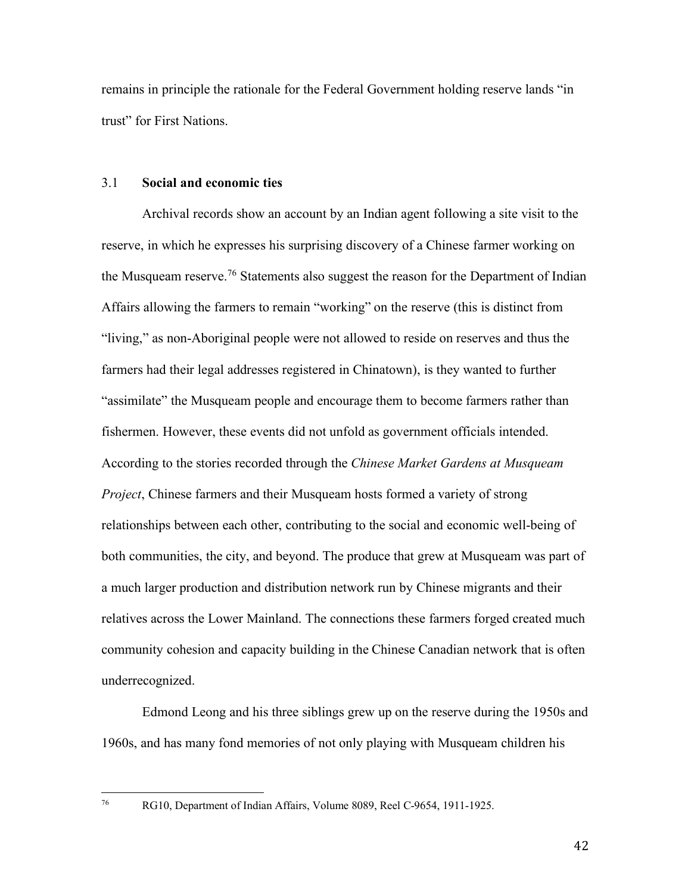remains in principle the rationale for the Federal Government holding reserve lands "in trust" for First Nations.

## 3.1 **Social and economic ties**

Archival records show an account by an Indian agent following a site visit to the reserve, in which he expresses his surprising discovery of a Chinese farmer working on the Musqueam reserve.[76] Statements also suggest the reason for the Department of Indian Affairs allowing the farmers to remain "working" on the reserve (this is distinct from "living," as non-Aboriginal people were not allowed to reside on reserves and thus the farmers had their legal addresses registered in Chinatown), is they wanted to further "assimilate" the Musqueam people and encourage them to become farmers rather than fishermen. However, these events did not unfold as government officials intended. According to the stories recorded through the *Chinese Market Gardens at Musqueam Project*, Chinese farmers and their Musqueam hosts formed a variety of strong relationships between each other, contributing to the social and economic well-being of both communities, the city, and beyond. The produce that grew at Musqueam was part of a much larger production and distribution network run by Chinese migrants and their relatives across the Lower Mainland. The connections these farmers forged created much community cohesion and capacity building in the Chinese Canadian network that is often underrecognized.

Edmond Leong and his three siblings grew up on the reserve during the 1950s and 1960s, and has many fond memories of not only playing with Musqueam children his

[76] RG10, Department of Indian Affairs, Volume 8089, Reel C-9654, 1911-1925.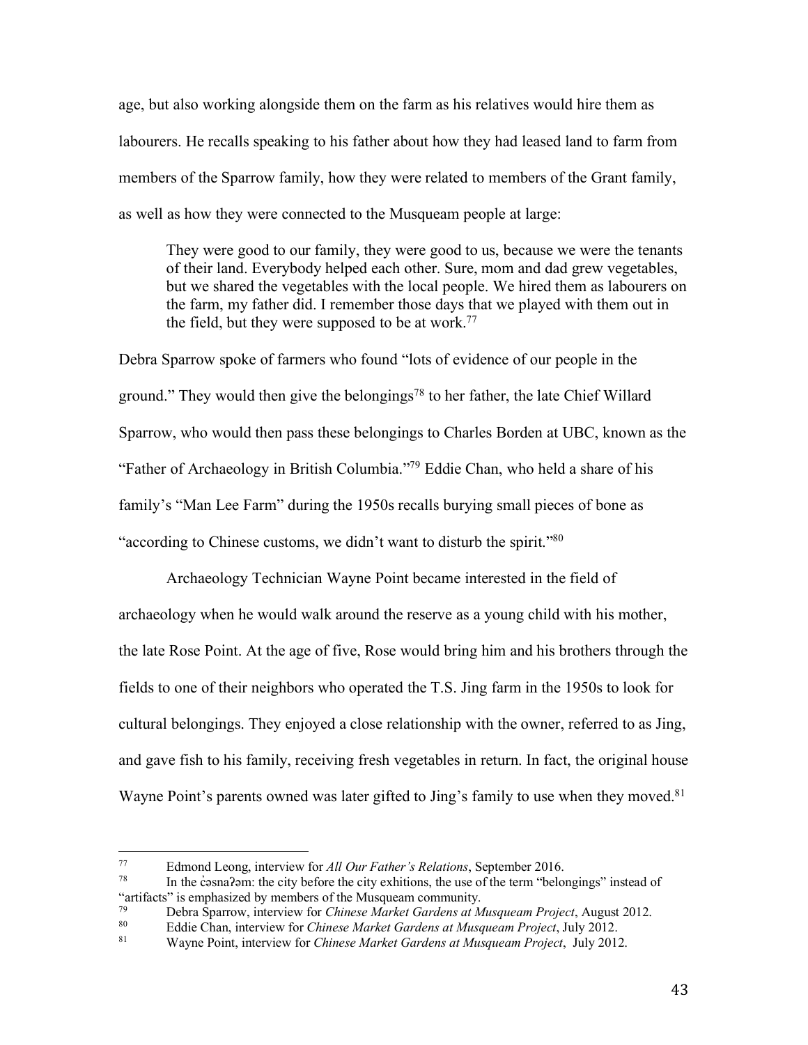age, but also working alongside them on the farm as his relatives would hire them as labourers. He recalls speaking to his father about how they had leased land to farm from members of the Sparrow family, how they were related to members of the Grant family, as well as how they were connected to the Musqueam people at large:

> They were good to our family, they were good to us, because we were the tenants of their land. Everybody helped each other. Sure, mom and dad grew vegetables, but we shared the vegetables with the local people. We hired them as labourers on the farm, my father did. I remember those days that we played with them out in the field, but they were supposed to be at work.[77]

Debra Sparrow spoke of farmers who found "lots of evidence of our people in the ground." They would then give the belongings[78] to her father, the late Chief Willard Sparrow, who would then pass these belongings to Charles Borden at UBC, known as the "Father of Archaeology in British Columbia."[79] Eddie Chan, who held a share of his family's "Man Lee Farm" during the 1950s recalls burying small pieces of bone as "according to Chinese customs, we didn't want to disturb the spirit."[80]

Archaeology Technician Wayne Point became interested in the field of archaeology when he would walk around the reserve as a young child with his mother, the late Rose Point. At the age of five, Rose would bring him and his brothers through the fields to one of their neighbors who operated the T.S. Jing farm in the 1950s to look for cultural belongings. They enjoyed a close relationship with the owner, referred to as Jing, and gave fish to his family, receiving fresh vegetables in return. In fact, the original house Wayne Point's parents owned was later gifted to Jing's family to use when they moved.[81]

---

[77] Edmond Leong, interview for *All Our Father's Relations*, September 2016.

[78] In the c̓əsnaʔəm: the city before the city exhitions, the use of the term "belongings" instead of "artifacts" is emphasized by members of the Musqueam community.

[79] Debra Sparrow, interview for *Chinese Market Gardens at Musqueam Project*, August 2012.

[80] Eddie Chan, interview for *Chinese Market Gardens at Musqueam Project*, July 2012.

[81] Wayne Point, interview for *Chinese Market Gardens at Musqueam Project*, July 2012.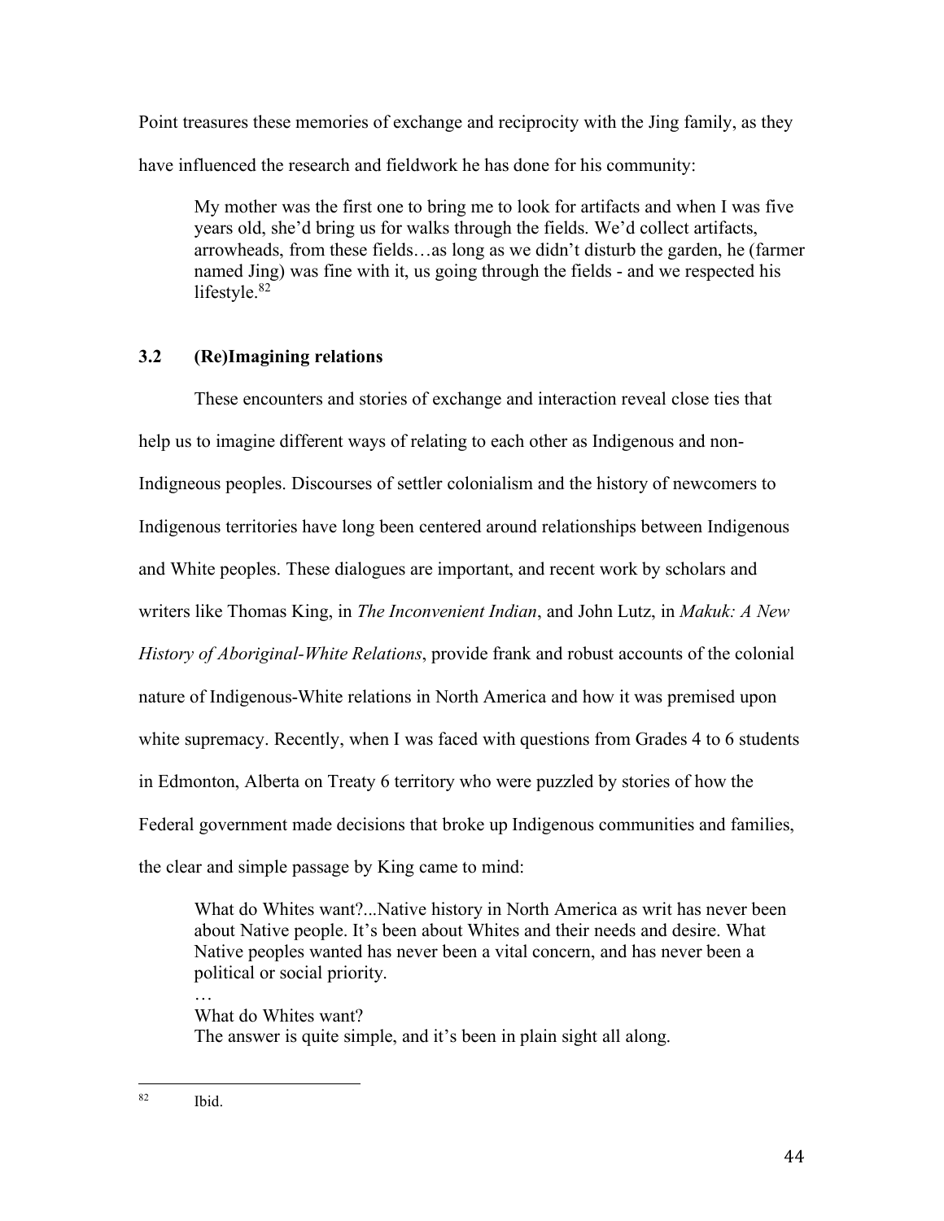Point treasures these memories of exchange and reciprocity with the Jing family, as they have influenced the research and fieldwork he has done for his community:

> My mother was the first one to bring me to look for artifacts and when I was five years old, she'd bring us for walks through the fields. We'd collect artifacts, arrowheads, from these fields…as long as we didn't disturb the garden, he (farmer named Jing) was fine with it, us going through the fields - and we respected his lifestyle.[82]

### 3.2 (Re)Imagining relations

These encounters and stories of exchange and interaction reveal close ties that help us to imagine different ways of relating to each other as Indigenous and non-Indigenous peoples. Discourses of settler colonialism and the history of newcomers to Indigenous territories have long been centered around relationships between Indigenous and White peoples. These dialogues are important, and recent work by scholars and writers like Thomas King, in *The Inconvenient Indian*, and John Lutz, in *Makuk: A New History of Aboriginal-White Relations*, provide frank and robust accounts of the colonial nature of Indigenous-White relations in North America and how it was premised upon white supremacy. Recently, when I was faced with questions from Grades 4 to 6 students in Edmonton, Alberta on Treaty 6 territory who were puzzled by stories of how the Federal government made decisions that broke up Indigenous communities and families, the clear and simple passage by King came to mind:

> What do Whites want?...Native history in North America as writ has never been about Native people. It's been about Whites and their needs and desire. What Native peoples wanted has never been a vital concern, and has never been a political or social priority.
>
> …
>
> What do Whites want?
> The answer is quite simple, and it's been in plain sight all along.

---

[82] Ibid.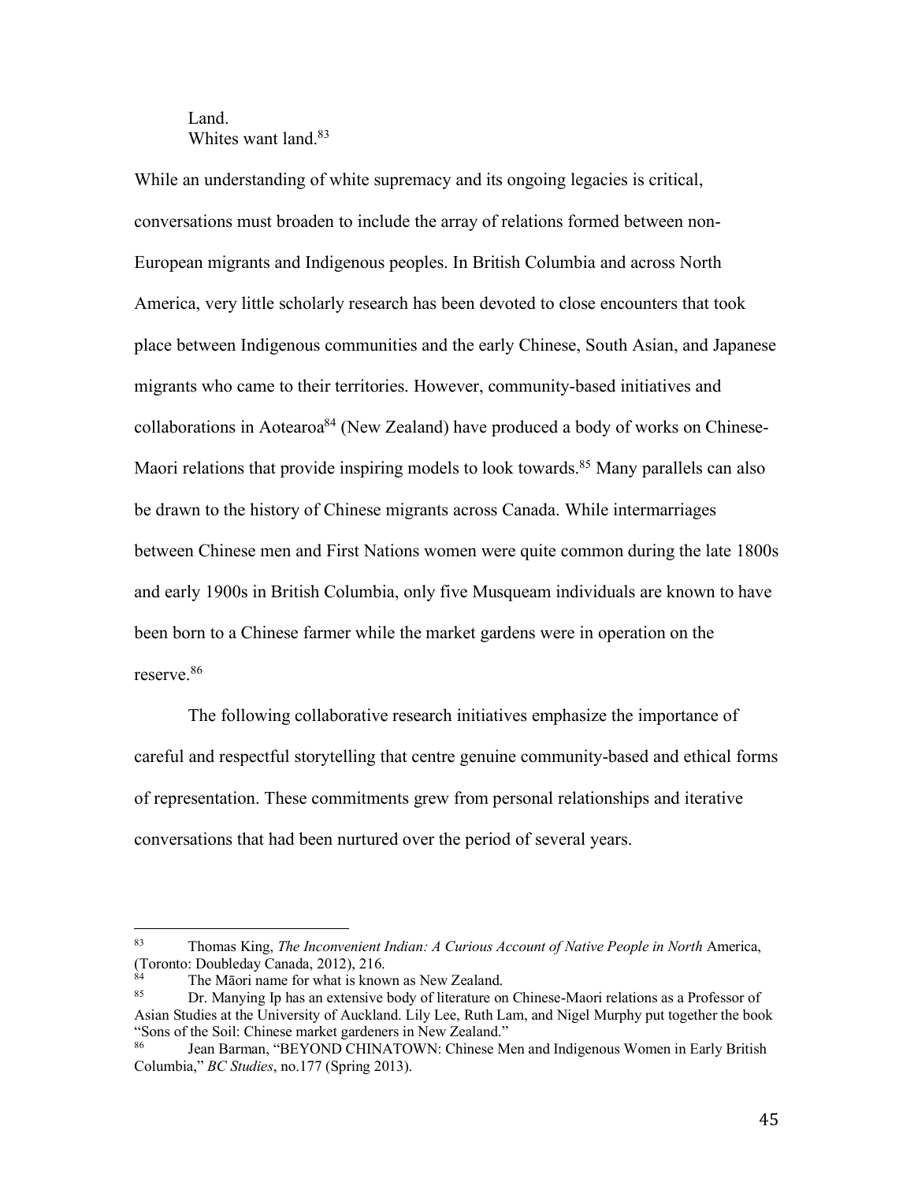Land.
Whites want land.[83]

While an understanding of white supremacy and its ongoing legacies is critical, conversations must broaden to include the array of relations formed between non-European migrants and Indigenous peoples. In British Columbia and across North America, very little scholarly research has been devoted to close encounters that took place between Indigenous communities and the early Chinese, South Asian, and Japanese migrants who came to their territories. However, community-based initiatives and collaborations in Aotearoa[84] (New Zealand) have produced a body of works on Chinese-Maori relations that provide inspiring models to look towards.[85] Many parallels can also be drawn to the history of Chinese migrants across Canada. While intermarriages between Chinese men and First Nations women were quite common during the late 1800s and early 1900s in British Columbia, only five Musqueam individuals are known to have been born to a Chinese farmer while the market gardens were in operation on the reserve.[86]

The following collaborative research initiatives emphasize the importance of careful and respectful storytelling that centre genuine community-based and ethical forms of representation. These commitments grew from personal relationships and iterative conversations that had been nurtured over the period of several years.

---

[83] Thomas King, *The Inconvenient Indian: A Curious Account of Native People in North* America, (Toronto: Doubleday Canada, 2012), 216.

[84] The Māori name for what is known as New Zealand.

[85] Dr. Manying Ip has an extensive body of literature on Chinese-Maori relations as a Professor of Asian Studies at the University of Auckland. Lily Lee, Ruth Lam, and Nigel Murphy put together the book "Sons of the Soil: Chinese market gardeners in New Zealand."

[86] Jean Barman, "BEYOND CHINATOWN: Chinese Men and Indigenous Women in Early British Columbia," *BC Studies*, no.177 (Spring 2013).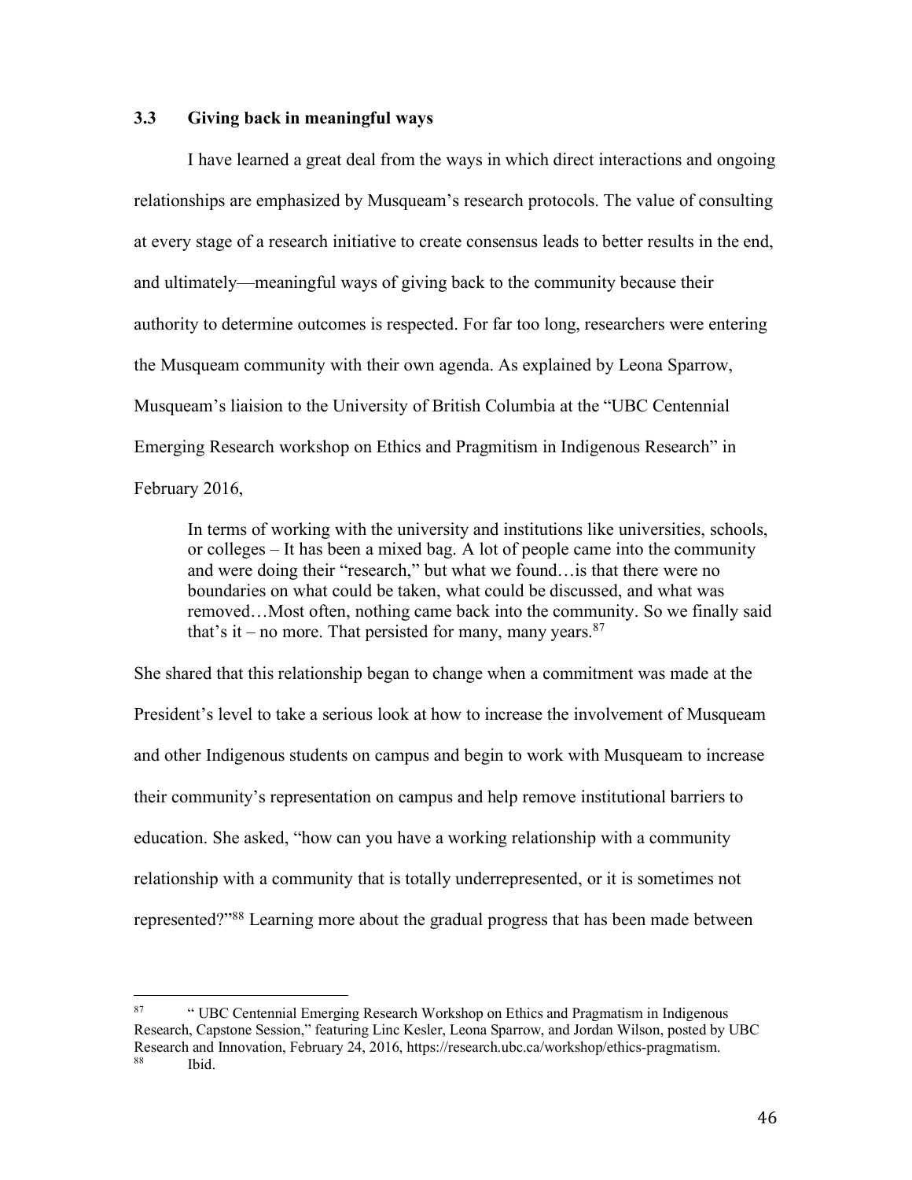### 3.3 Giving back in meaningful ways

I have learned a great deal from the ways in which direct interactions and ongoing relationships are emphasized by Musqueam's research protocols. The value of consulting at every stage of a research initiative to create consensus leads to better results in the end, and ultimately—meaningful ways of giving back to the community because their authority to determine outcomes is respected. For far too long, researchers were entering the Musqueam community with their own agenda. As explained by Leona Sparrow, Musqueam's liaision to the University of British Columbia at the "UBC Centennial Emerging Research workshop on Ethics and Pragmitism in Indigenous Research" in February 2016,

> In terms of working with the university and institutions like universities, schools, or colleges – It has been a mixed bag. A lot of people came into the community and were doing their "research," but what we found…is that there were no boundaries on what could be taken, what could be discussed, and what was removed…Most often, nothing came back into the community. So we finally said that's it – no more. That persisted for many, many years.[87]

She shared that this relationship began to change when a commitment was made at the President's level to take a serious look at how to increase the involvement of Musqueam and other Indigenous students on campus and begin to work with Musqueam to increase their community's representation on campus and help remove institutional barriers to education. She asked, "how can you have a working relationship with a community relationship with a community that is totally underrepresented, or it is sometimes not represented?"[88] Learning more about the gradual progress that has been made between

---

[87] " UBC Centennial Emerging Research Workshop on Ethics and Pragmatism in Indigenous Research, Capstone Session," featuring Linc Kesler, Leona Sparrow, and Jordan Wilson, posted by UBC Research and Innovation, February 24, 2016, https://research.ubc.ca/workshop/ethics-pragmatism.

[88] Ibid.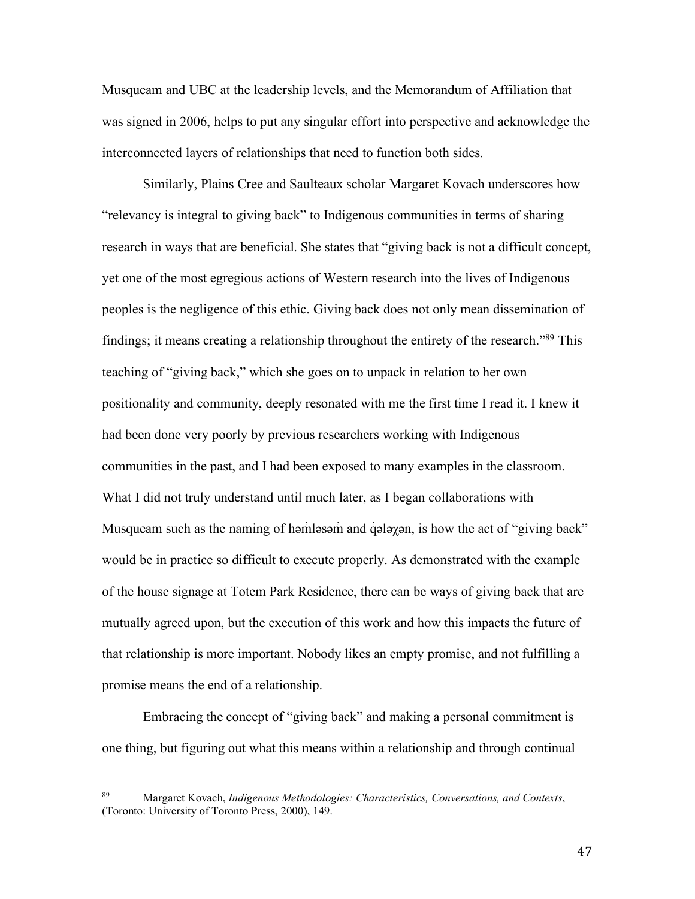Musqueam and UBC at the leadership levels, and the Memorandum of Affiliation that was signed in 2006, helps to put any singular effort into perspective and acknowledge the interconnected layers of relationships that need to function both sides.

Similarly, Plains Cree and Saulteaux scholar Margaret Kovach underscores how "relevancy is integral to giving back" to Indigenous communities in terms of sharing research in ways that are beneficial. She states that "giving back is not a difficult concept, yet one of the most egregious actions of Western research into the lives of Indigenous peoples is the negligence of this ethic. Giving back does not only mean dissemination of findings; it means creating a relationship throughout the entirety of the research."[89] This teaching of "giving back," which she goes on to unpack in relation to her own positionality and community, deeply resonated with me the first time I read it. I knew it had been done very poorly by previous researchers working with Indigenous communities in the past, and I had been exposed to many examples in the classroom. What I did not truly understand until much later, as I began collaborations with Musqueam such as the naming of həm̓ləsəm̓ and q̓ələχən, is how the act of "giving back" would be in practice so difficult to execute properly. As demonstrated with the example of the house signage at Totem Park Residence, there can be ways of giving back that are mutually agreed upon, but the execution of this work and how this impacts the future of that relationship is more important. Nobody likes an empty promise, and not fulfilling a promise means the end of a relationship.

Embracing the concept of "giving back" and making a personal commitment is one thing, but figuring out what this means within a relationship and through continual

---

[89] Margaret Kovach, *Indigenous Methodologies: Characteristics, Conversations, and Contexts*, (Toronto: University of Toronto Press, 2000), 149.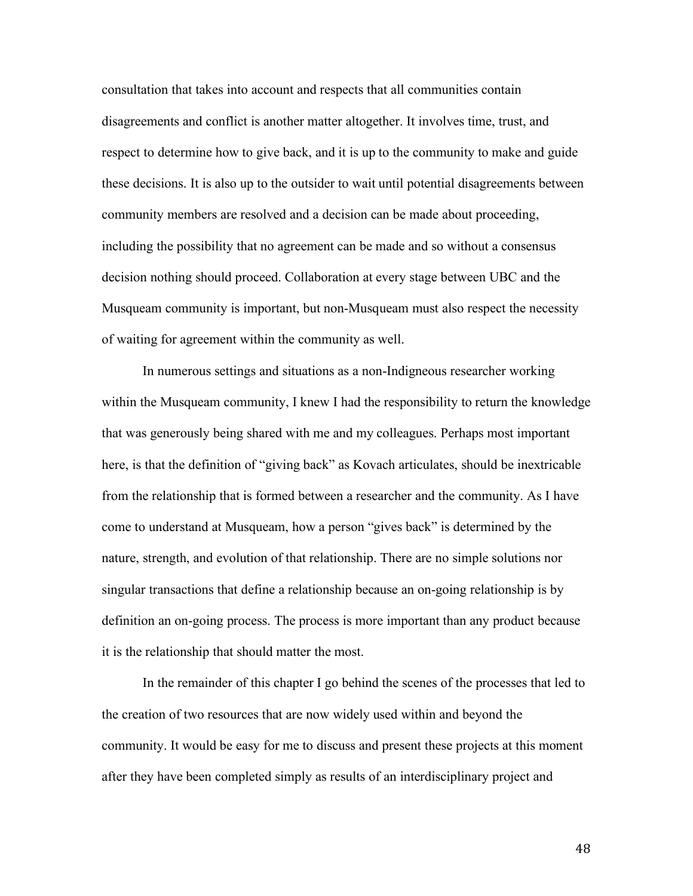consultation that takes into account and respects that all communities contain disagreements and conflict is another matter altogether. It involves time, trust, and respect to determine how to give back, and it is up to the community to make and guide these decisions. It is also up to the outsider to wait until potential disagreements between community members are resolved and a decision can be made about proceeding, including the possibility that no agreement can be made and so without a consensus decision nothing should proceed. Collaboration at every stage between UBC and the Musqueam community is important, but non-Musqueam must also respect the necessity of waiting for agreement within the community as well.

In numerous settings and situations as a non-Indigneous researcher working within the Musqueam community, I knew I had the responsibility to return the knowledge that was generously being shared with me and my colleagues. Perhaps most important here, is that the definition of "giving back" as Kovach articulates, should be inextricable from the relationship that is formed between a researcher and the community. As I have come to understand at Musqueam, how a person "gives back" is determined by the nature, strength, and evolution of that relationship. There are no simple solutions nor singular transactions that define a relationship because an on-going relationship is by definition an on-going process. The process is more important than any product because it is the relationship that should matter the most.

In the remainder of this chapter I go behind the scenes of the processes that led to the creation of two resources that are now widely used within and beyond the community. It would be easy for me to discuss and present these projects at this moment after they have been completed simply as results of an interdisciplinary project and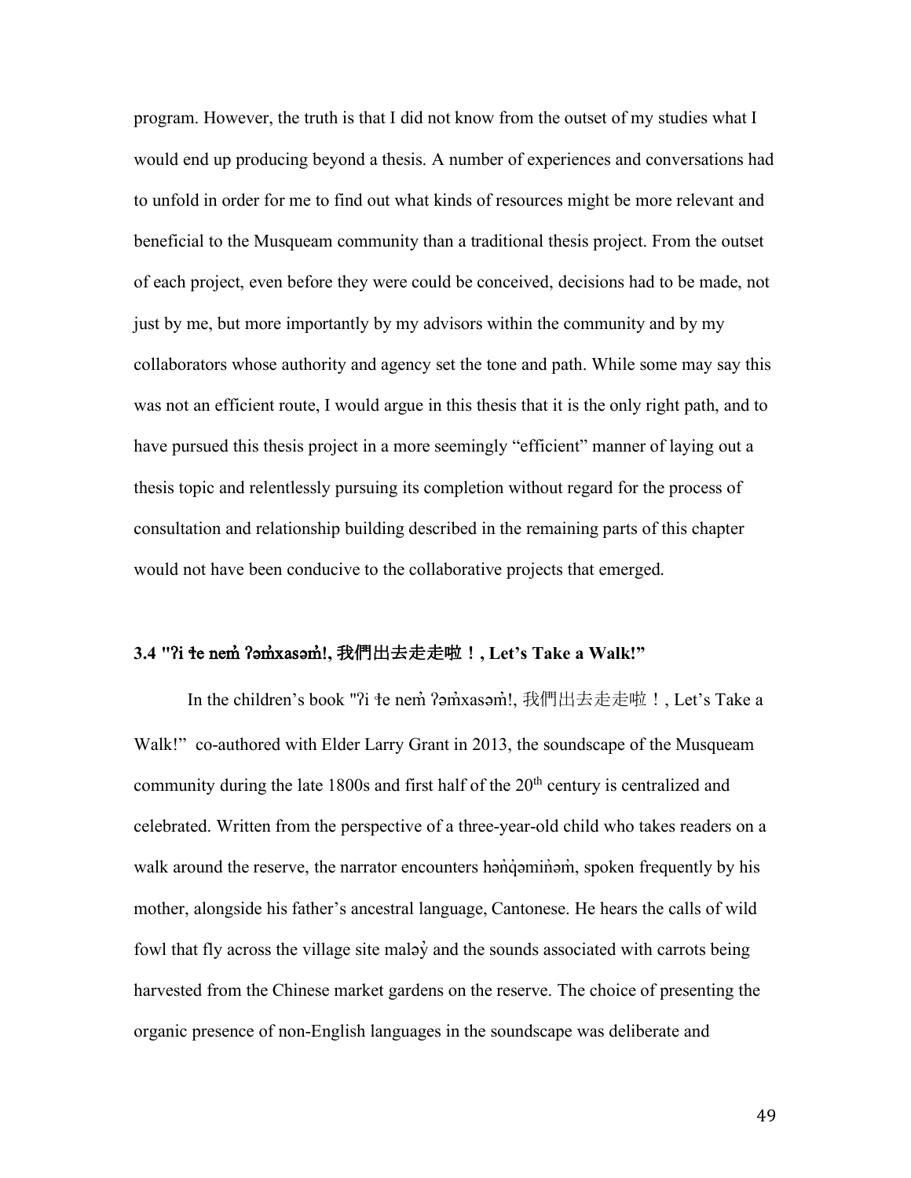program. However, the truth is that I did not know from the outset of my studies what I would end up producing beyond a thesis. A number of experiences and conversations had to unfold in order for me to find out what kinds of resources might be more relevant and beneficial to the Musqueam community than a traditional thesis project. From the outset of each project, even before they were could be conceived, decisions had to be made, not just by me, but more importantly by my advisors within the community and by my collaborators whose authority and agency set the tone and path. While some may say this was not an efficient route, I would argue in this thesis that it is the only right path, and to have pursued this thesis project in a more seemingly "efficient" manner of laying out a thesis topic and relentlessly pursuing its completion without regard for the process of consultation and relationship building described in the remaining parts of this chapter would not have been conducive to the collaborative projects that emerged.

### 3.4 "ʔi ɬe nem̓ ʔəm̓xasəm̓!, 我們出去走走啦！, Let's Take a Walk!"

In the children's book "ʔi ɬe nem̓ ʔəm̓xasəm̓!, 我們出去走走啦！, Let's Take a Walk!" co-authored with Elder Larry Grant in 2013, the soundscape of the Musqueam community during the late 1800s and first half of the 20th century is centralized and celebrated. Written from the perspective of a three-year-old child who takes readers on a walk around the reserve, the narrator encounters hən̓q̓əmin̓əm̓, spoken frequently by his mother, alongside his father's ancestral language, Cantonese. He hears the calls of wild fowl that fly across the village site maləy̓ and the sounds associated with carrots being harvested from the Chinese market gardens on the reserve. The choice of presenting the organic presence of non-English languages in the soundscape was deliberate and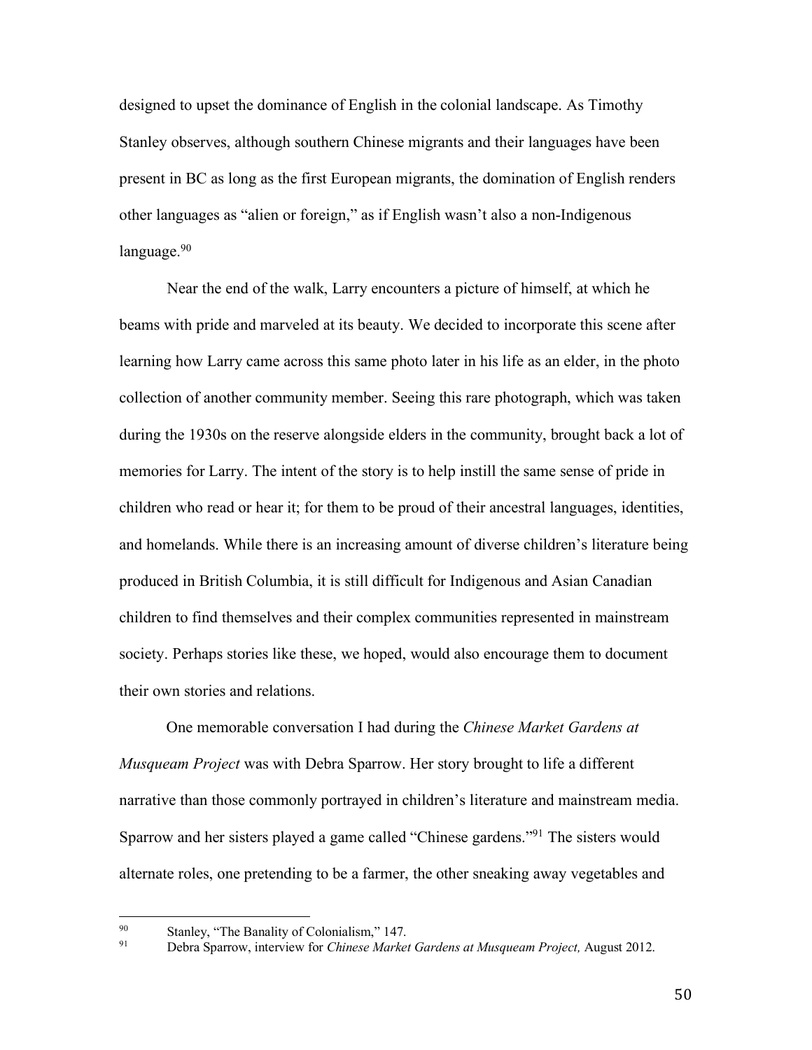designed to upset the dominance of English in the colonial landscape. As Timothy Stanley observes, although southern Chinese migrants and their languages have been present in BC as long as the first European migrants, the domination of English renders other languages as "alien or foreign," as if English wasn't also a non-Indigenous language.[90]

Near the end of the walk, Larry encounters a picture of himself, at which he beams with pride and marveled at its beauty. We decided to incorporate this scene after learning how Larry came across this same photo later in his life as an elder, in the photo collection of another community member. Seeing this rare photograph, which was taken during the 1930s on the reserve alongside elders in the community, brought back a lot of memories for Larry. The intent of the story is to help instill the same sense of pride in children who read or hear it; for them to be proud of their ancestral languages, identities, and homelands. While there is an increasing amount of diverse children's literature being produced in British Columbia, it is still difficult for Indigenous and Asian Canadian children to find themselves and their complex communities represented in mainstream society. Perhaps stories like these, we hoped, would also encourage them to document their own stories and relations.

One memorable conversation I had during the *Chinese Market Gardens at Musqueam Project* was with Debra Sparrow. Her story brought to life a different narrative than those commonly portrayed in children's literature and mainstream media. Sparrow and her sisters played a game called "Chinese gardens."[91] The sisters would alternate roles, one pretending to be a farmer, the other sneaking away vegetables and

---

[90] Stanley, "The Banality of Colonialism," 147.

[91] Debra Sparrow, interview for *Chinese Market Gardens at Musqueam Project,* August 2012.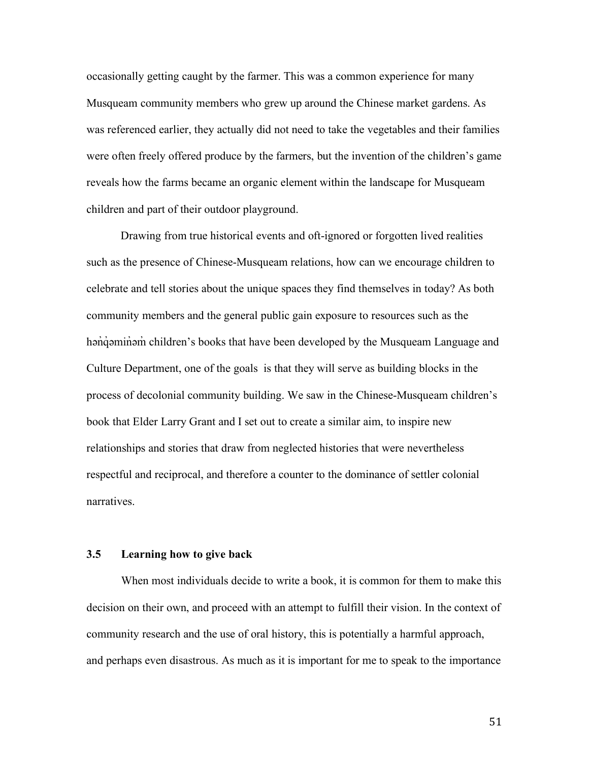occasionally getting caught by the farmer. This was a common experience for many Musqueam community members who grew up around the Chinese market gardens. As was referenced earlier, they actually did not need to take the vegetables and their families were often freely offered produce by the farmers, but the invention of the children's game reveals how the farms became an organic element within the landscape for Musqueam children and part of their outdoor playground.

Drawing from true historical events and oft-ignored or forgotten lived realities such as the presence of Chinese-Musqueam relations, how can we encourage children to celebrate and tell stories about the unique spaces they find themselves in today? As both community members and the general public gain exposure to resources such as the hən̓q̓əmin̓əm̓ children's books that have been developed by the Musqueam Language and Culture Department, one of the goals is that they will serve as building blocks in the process of decolonial community building. We saw in the Chinese-Musqueam children's book that Elder Larry Grant and I set out to create a similar aim, to inspire new relationships and stories that draw from neglected histories that were nevertheless respectful and reciprocal, and therefore a counter to the dominance of settler colonial narratives.

### 3.5 Learning how to give back

When most individuals decide to write a book, it is common for them to make this decision on their own, and proceed with an attempt to fulfill their vision. In the context of community research and the use of oral history, this is potentially a harmful approach, and perhaps even disastrous. As much as it is important for me to speak to the importance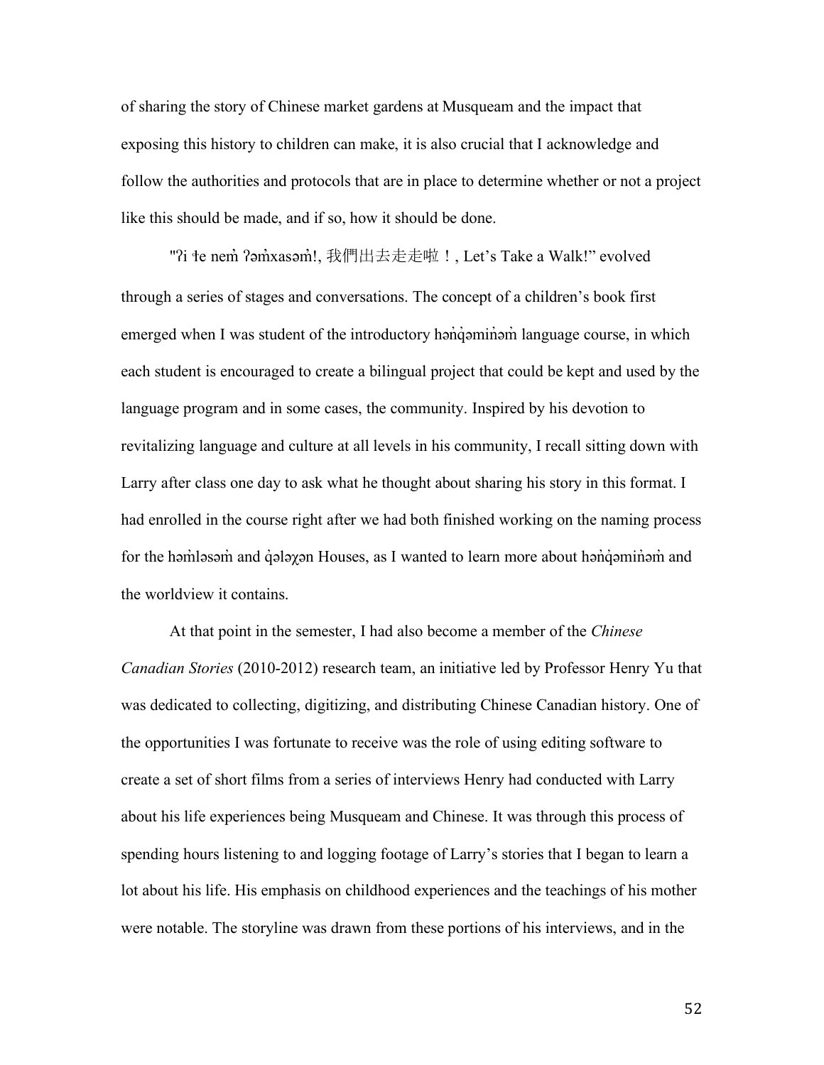of sharing the story of Chinese market gardens at Musqueam and the impact that exposing this history to children can make, it is also crucial that I acknowledge and follow the authorities and protocols that are in place to determine whether or not a project like this should be made, and if so, how it should be done.

"ʔi ɬe nem̓ ʔəm̓xasəm̓!, 我們出去走走啦！, Let's Take a Walk!" evolved through a series of stages and conversations. The concept of a children's book first emerged when I was student of the introductory hən̓q̓əmin̓əm̓ language course, in which each student is encouraged to create a bilingual project that could be kept and used by the language program and in some cases, the community. Inspired by his devotion to revitalizing language and culture at all levels in his community, I recall sitting down with Larry after class one day to ask what he thought about sharing his story in this format. I had enrolled in the course right after we had both finished working on the naming process for the həm̓ləsəm̓ and q̓ələχən Houses, as I wanted to learn more about hən̓q̓əmin̓əm̓ and the worldview it contains.

At that point in the semester, I had also become a member of the *Chinese Canadian Stories* (2010-2012) research team, an initiative led by Professor Henry Yu that was dedicated to collecting, digitizing, and distributing Chinese Canadian history. One of the opportunities I was fortunate to receive was the role of using editing software to create a set of short films from a series of interviews Henry had conducted with Larry about his life experiences being Musqueam and Chinese. It was through this process of spending hours listening to and logging footage of Larry's stories that I began to learn a lot about his life. His emphasis on childhood experiences and the teachings of his mother were notable. The storyline was drawn from these portions of his interviews, and in the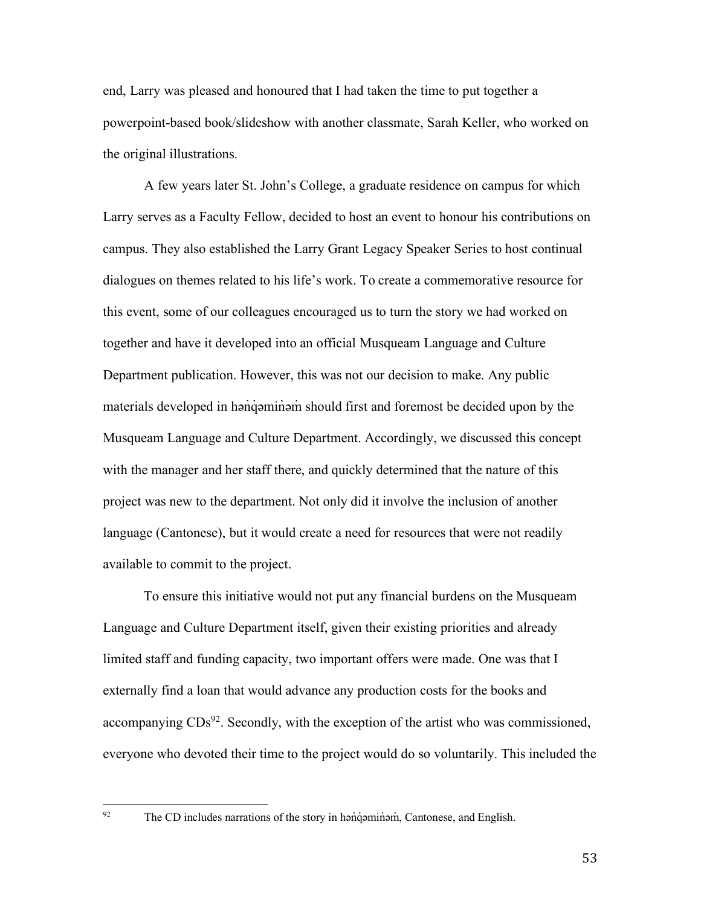end, Larry was pleased and honoured that I had taken the time to put together a powerpoint-based book/slideshow with another classmate, Sarah Keller, who worked on the original illustrations.

A few years later St. John's College, a graduate residence on campus for which Larry serves as a Faculty Fellow, decided to host an event to honour his contributions on campus. They also established the Larry Grant Legacy Speaker Series to host continual dialogues on themes related to his life's work. To create a commemorative resource for this event, some of our colleagues encouraged us to turn the story we had worked on together and have it developed into an official Musqueam Language and Culture Department publication. However, this was not our decision to make. Any public materials developed in hən̓q̓əmin̓əm̓ should first and foremost be decided upon by the Musqueam Language and Culture Department. Accordingly, we discussed this concept with the manager and her staff there, and quickly determined that the nature of this project was new to the department. Not only did it involve the inclusion of another language (Cantonese), but it would create a need for resources that were not readily available to commit to the project.

To ensure this initiative would not put any financial burdens on the Musqueam Language and Culture Department itself, given their existing priorities and already limited staff and funding capacity, two important offers were made. One was that I externally find a loan that would advance any production costs for the books and accompanying CDs[92]. Secondly, with the exception of the artist who was commissioned, everyone who devoted their time to the project would do so voluntarily. This included the

[92] The CD includes narrations of the story in hən̓q̓əmin̓əm̓, Cantonese, and English.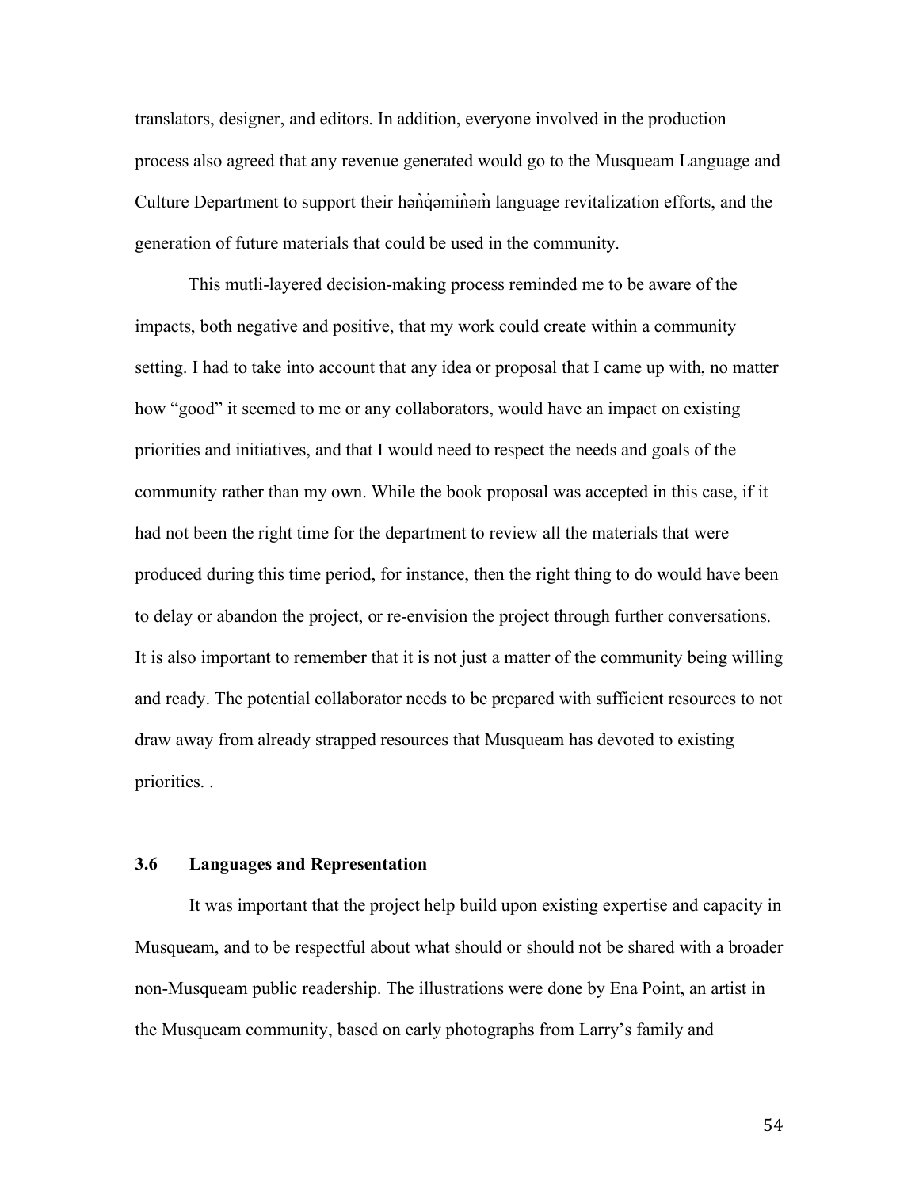translators, designer, and editors. In addition, everyone involved in the production process also agreed that any revenue generated would go to the Musqueam Language and Culture Department to support their hən̓q̓əmin̓əm̓ language revitalization efforts, and the generation of future materials that could be used in the community.

This mutli-layered decision-making process reminded me to be aware of the impacts, both negative and positive, that my work could create within a community setting. I had to take into account that any idea or proposal that I came up with, no matter how "good" it seemed to me or any collaborators, would have an impact on existing priorities and initiatives, and that I would need to respect the needs and goals of the community rather than my own. While the book proposal was accepted in this case, if it had not been the right time for the department to review all the materials that were produced during this time period, for instance, then the right thing to do would have been to delay or abandon the project, or re-envision the project through further conversations. It is also important to remember that it is not just a matter of the community being willing and ready. The potential collaborator needs to be prepared with sufficient resources to not draw away from already strapped resources that Musqueam has devoted to existing priorities. .

### 3.6 Languages and Representation

It was important that the project help build upon existing expertise and capacity in Musqueam, and to be respectful about what should or should not be shared with a broader non-Musqueam public readership. The illustrations were done by Ena Point, an artist in the Musqueam community, based on early photographs from Larry's family and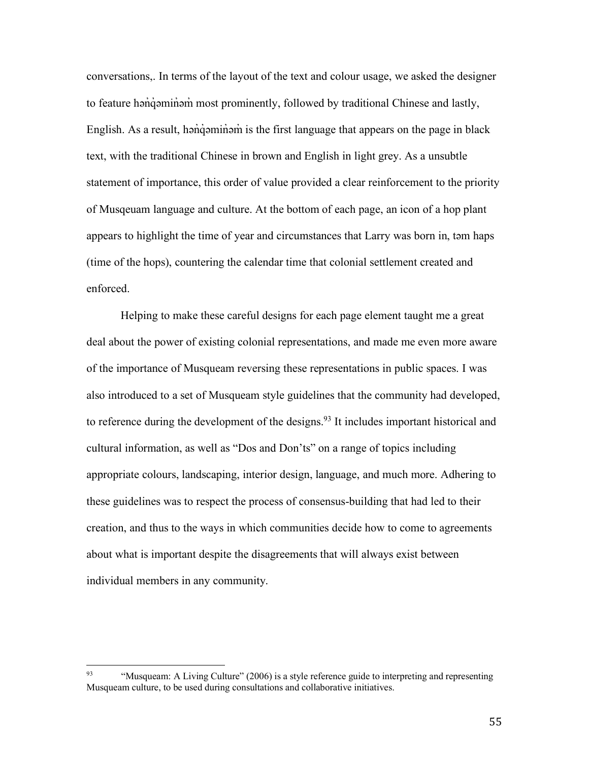conversations,. In terms of the layout of the text and colour usage, we asked the designer to feature hən̓q̓əmin̓əm̓ most prominently, followed by traditional Chinese and lastly, English. As a result, hən̓q̓əmin̓əm̓ is the first language that appears on the page in black text, with the traditional Chinese in brown and English in light grey. As a unsubtle statement of importance, this order of value provided a clear reinforcement to the priority of Musqeuam language and culture. At the bottom of each page, an icon of a hop plant appears to highlight the time of year and circumstances that Larry was born in, təm haps (time of the hops), countering the calendar time that colonial settlement created and enforced.

Helping to make these careful designs for each page element taught me a great deal about the power of existing colonial representations, and made me even more aware of the importance of Musqueam reversing these representations in public spaces. I was also introduced to a set of Musqueam style guidelines that the community had developed, to reference during the development of the designs.[93] It includes important historical and cultural information, as well as "Dos and Don'ts" on a range of topics including appropriate colours, landscaping, interior design, language, and much more. Adhering to these guidelines was to respect the process of consensus-building that had led to their creation, and thus to the ways in which communities decide how to come to agreements about what is important despite the disagreements that will always exist between individual members in any community.

---

[93] "Musqueam: A Living Culture" (2006) is a style reference guide to interpreting and representing Musqueam culture, to be used during consultations and collaborative initiatives.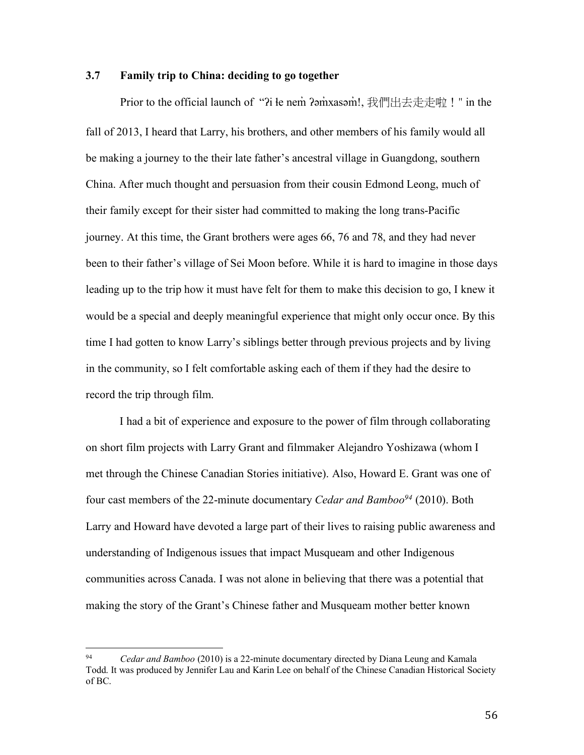### 3.7 Family trip to China: deciding to go together

Prior to the official launch of "ʔi ɬe nem̓ ʔəm̓xasəm̓!, 我們出去走走啦！" in the fall of 2013, I heard that Larry, his brothers, and other members of his family would all be making a journey to the their late father's ancestral village in Guangdong, southern China. After much thought and persuasion from their cousin Edmond Leong, much of their family except for their sister had committed to making the long trans-Pacific journey. At this time, the Grant brothers were ages 66, 76 and 78, and they had never been to their father's village of Sei Moon before. While it is hard to imagine in those days leading up to the trip how it must have felt for them to make this decision to go, I knew it would be a special and deeply meaningful experience that might only occur once. By this time I had gotten to know Larry's siblings better through previous projects and by living in the community, so I felt comfortable asking each of them if they had the desire to record the trip through film.

I had a bit of experience and exposure to the power of film through collaborating on short film projects with Larry Grant and filmmaker Alejandro Yoshizawa (whom I met through the Chinese Canadian Stories initiative). Also, Howard E. Grant was one of four cast members of the 22-minute documentary *Cedar and Bamboo*[94] (2010). Both Larry and Howard have devoted a large part of their lives to raising public awareness and understanding of Indigenous issues that impact Musqueam and other Indigenous communities across Canada. I was not alone in believing that there was a potential that making the story of the Grant's Chinese father and Musqueam mother better known

[94] *Cedar and Bamboo* (2010) is a 22-minute documentary directed by Diana Leung and Kamala Todd. It was produced by Jennifer Lau and Karin Lee on behalf of the Chinese Canadian Historical Society of BC.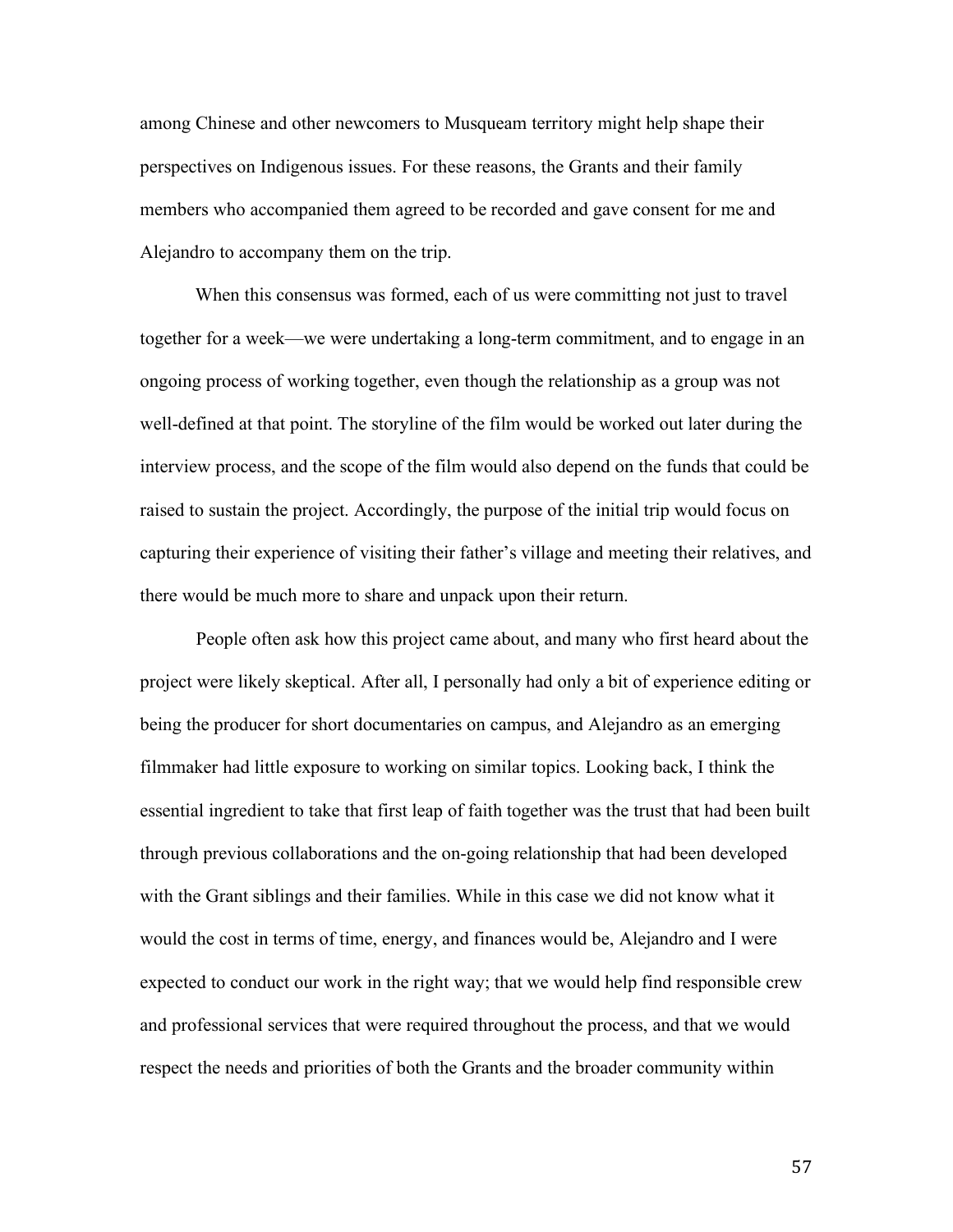among Chinese and other newcomers to Musqueam territory might help shape their perspectives on Indigenous issues. For these reasons, the Grants and their family members who accompanied them agreed to be recorded and gave consent for me and Alejandro to accompany them on the trip.

When this consensus was formed, each of us were committing not just to travel together for a week—we were undertaking a long-term commitment, and to engage in an ongoing process of working together, even though the relationship as a group was not well-defined at that point. The storyline of the film would be worked out later during the interview process, and the scope of the film would also depend on the funds that could be raised to sustain the project. Accordingly, the purpose of the initial trip would focus on capturing their experience of visiting their father's village and meeting their relatives, and there would be much more to share and unpack upon their return.

People often ask how this project came about, and many who first heard about the project were likely skeptical. After all, I personally had only a bit of experience editing or being the producer for short documentaries on campus, and Alejandro as an emerging filmmaker had little exposure to working on similar topics. Looking back, I think the essential ingredient to take that first leap of faith together was the trust that had been built through previous collaborations and the on-going relationship that had been developed with the Grant siblings and their families. While in this case we did not know what it would the cost in terms of time, energy, and finances would be, Alejandro and I were expected to conduct our work in the right way; that we would help find responsible crew and professional services that were required throughout the process, and that we would respect the needs and priorities of both the Grants and the broader community within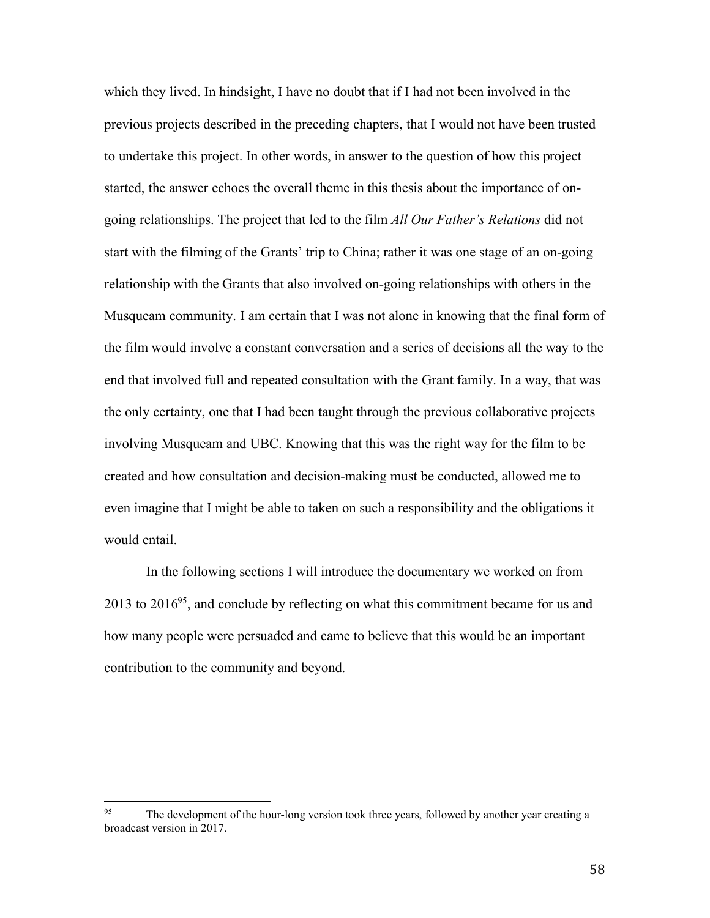which they lived. In hindsight, I have no doubt that if I had not been involved in the previous projects described in the preceding chapters, that I would not have been trusted to undertake this project. In other words, in answer to the question of how this project started, the answer echoes the overall theme in this thesis about the importance of on-going relationships. The project that led to the film *All Our Father's Relations* did not start with the filming of the Grants' trip to China; rather it was one stage of an on-going relationship with the Grants that also involved on-going relationships with others in the Musqueam community. I am certain that I was not alone in knowing that the final form of the film would involve a constant conversation and a series of decisions all the way to the end that involved full and repeated consultation with the Grant family. In a way, that was the only certainty, one that I had been taught through the previous collaborative projects involving Musqueam and UBC. Knowing that this was the right way for the film to be created and how consultation and decision-making must be conducted, allowed me to even imagine that I might be able to taken on such a responsibility and the obligations it would entail.

In the following sections I will introduce the documentary we worked on from 2013 to 2016[95], and conclude by reflecting on what this commitment became for us and how many people were persuaded and came to believe that this would be an important contribution to the community and beyond.

---

[95] The development of the hour-long version took three years, followed by another year creating a broadcast version in 2017.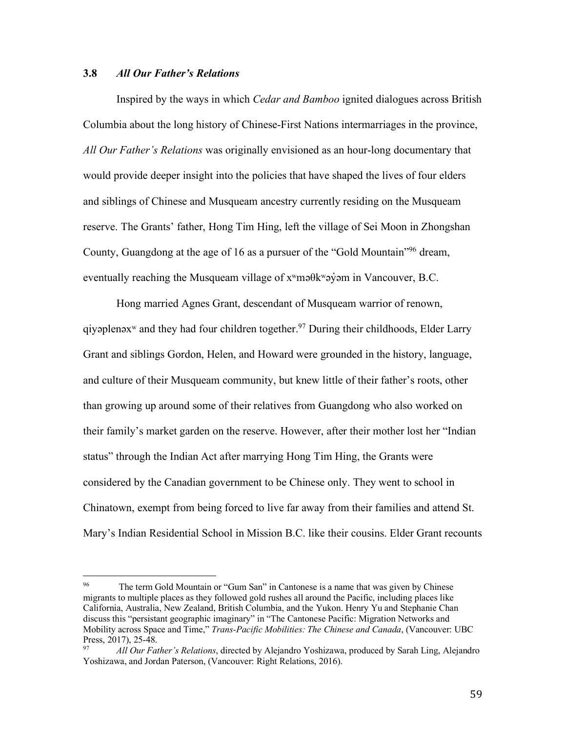### 3.8 *All Our Father's Relations*

Inspired by the ways in which *Cedar and Bamboo* ignited dialogues across British Columbia about the long history of Chinese-First Nations intermarriages in the province, *All Our Father's Relations* was originally envisioned as an hour-long documentary that would provide deeper insight into the policies that have shaped the lives of four elders and siblings of Chinese and Musqueam ancestry currently residing on the Musqueam reserve. The Grants' father, Hong Tim Hing, left the village of Sei Moon in Zhongshan County, Guangdong at the age of 16 as a pursuer of the "Gold Mountain"[96] dream, eventually reaching the Musqueam village of xʷməθkʷəy̓əm in Vancouver, B.C.

Hong married Agnes Grant, descendant of Musqueam warrior of renown, qiyəplenəxʷ and they had four children together.[97] During their childhoods, Elder Larry Grant and siblings Gordon, Helen, and Howard were grounded in the history, language, and culture of their Musqueam community, but knew little of their father's roots, other than growing up around some of their relatives from Guangdong who also worked on their family's market garden on the reserve. However, after their mother lost her "Indian status" through the Indian Act after marrying Hong Tim Hing, the Grants were considered by the Canadian government to be Chinese only. They went to school in Chinatown, exempt from being forced to live far away from their families and attend St. Mary's Indian Residential School in Mission B.C. like their cousins. Elder Grant recounts

---

[96] The term Gold Mountain or "Gum San" in Cantonese is a name that was given by Chinese migrants to multiple places as they followed gold rushes all around the Pacific, including places like California, Australia, New Zealand, British Columbia, and the Yukon. Henry Yu and Stephanie Chan discuss this "persistent geographic imaginary" in "The Cantonese Pacific: Migration Networks and Mobility across Space and Time," *Trans-Pacific Mobilities: The Chinese and Canada*, (Vancouver: UBC Press, 2017), 25-48.

[97] *All Our Father's Relations*, directed by Alejandro Yoshizawa, produced by Sarah Ling, Alejandro Yoshizawa, and Jordan Paterson, (Vancouver: Right Relations, 2016).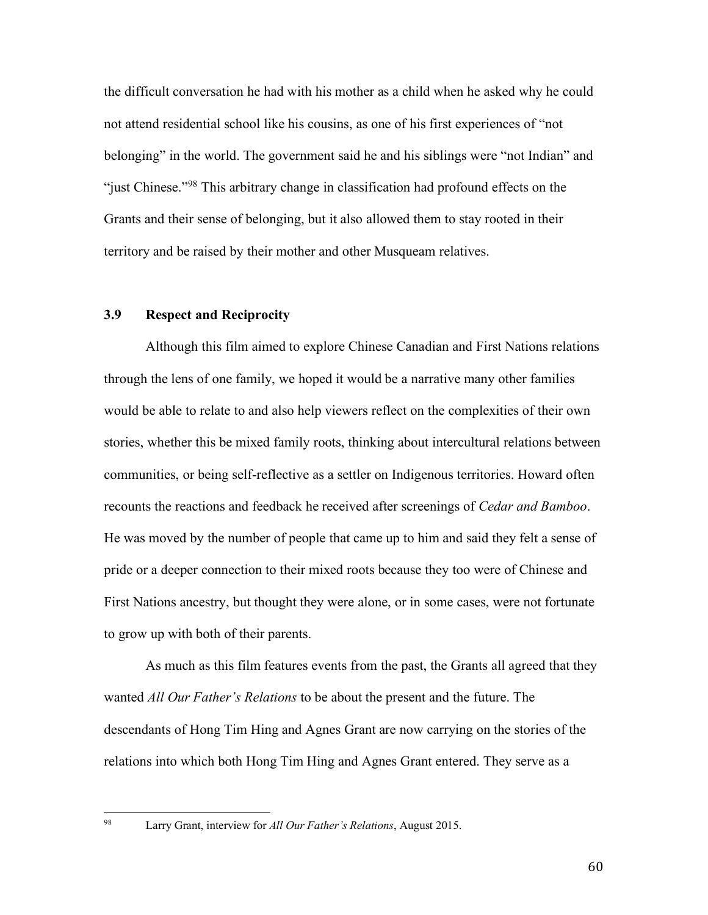the difficult conversation he had with his mother as a child when he asked why he could not attend residential school like his cousins, as one of his first experiences of "not belonging" in the world. The government said he and his siblings were "not Indian" and "just Chinese."[98] This arbitrary change in classification had profound effects on the Grants and their sense of belonging, but it also allowed them to stay rooted in their territory and be raised by their mother and other Musqueam relatives.

### 3.9 Respect and Reciprocity

Although this film aimed to explore Chinese Canadian and First Nations relations through the lens of one family, we hoped it would be a narrative many other families would be able to relate to and also help viewers reflect on the complexities of their own stories, whether this be mixed family roots, thinking about intercultural relations between communities, or being self-reflective as a settler on Indigenous territories. Howard often recounts the reactions and feedback he received after screenings of *Cedar and Bamboo*. He was moved by the number of people that came up to him and said they felt a sense of pride or a deeper connection to their mixed roots because they too were of Chinese and First Nations ancestry, but thought they were alone, or in some cases, were not fortunate to grow up with both of their parents.

As much as this film features events from the past, the Grants all agreed that they wanted *All Our Father's Relations* to be about the present and the future. The descendants of Hong Tim Hing and Agnes Grant are now carrying on the stories of the relations into which both Hong Tim Hing and Agnes Grant entered. They serve as a

---

[98] Larry Grant, interview for *All Our Father's Relations*, August 2015.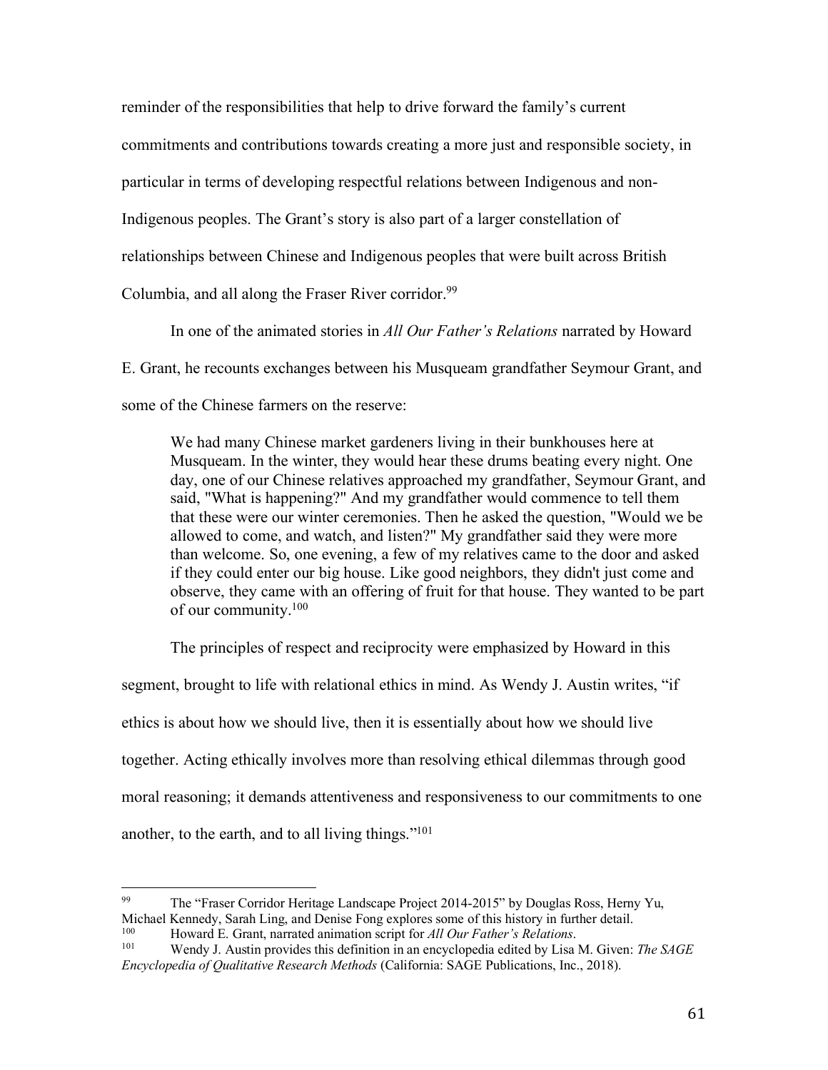reminder of the responsibilities that help to drive forward the family's current commitments and contributions towards creating a more just and responsible society, in particular in terms of developing respectful relations between Indigenous and non-Indigenous peoples. The Grant's story is also part of a larger constellation of relationships between Chinese and Indigenous peoples that were built across British Columbia, and all along the Fraser River corridor.[99]

In one of the animated stories in *All Our Father's Relations* narrated by Howard E. Grant, he recounts exchanges between his Musqueam grandfather Seymour Grant, and some of the Chinese farmers on the reserve:

> We had many Chinese market gardeners living in their bunkhouses here at Musqueam. In the winter, they would hear these drums beating every night. One day, one of our Chinese relatives approached my grandfather, Seymour Grant, and said, "What is happening?" And my grandfather would commence to tell them that these were our winter ceremonies. Then he asked the question, "Would we be allowed to come, and watch, and listen?" My grandfather said they were more than welcome. So, one evening, a few of my relatives came to the door and asked if they could enter our big house. Like good neighbors, they didn't just come and observe, they came with an offering of fruit for that house. They wanted to be part of our community.[100]

The principles of respect and reciprocity were emphasized by Howard in this segment, brought to life with relational ethics in mind. As Wendy J. Austin writes, "if ethics is about how we should live, then it is essentially about how we should live together. Acting ethically involves more than resolving ethical dilemmas through good moral reasoning; it demands attentiveness and responsiveness to our commitments to one another, to the earth, and to all living things."[101]

---

[99] The "Fraser Corridor Heritage Landscape Project 2014-2015" by Douglas Ross, Herny Yu, Michael Kennedy, Sarah Ling, and Denise Fong explores some of this history in further detail.

[100] Howard E. Grant, narrated animation script for *All Our Father's Relations*.

[101] Wendy J. Austin provides this definition in an encyclopedia edited by Lisa M. Given: *The SAGE Encyclopedia of Qualitative Research Methods* (California: SAGE Publications, Inc., 2018).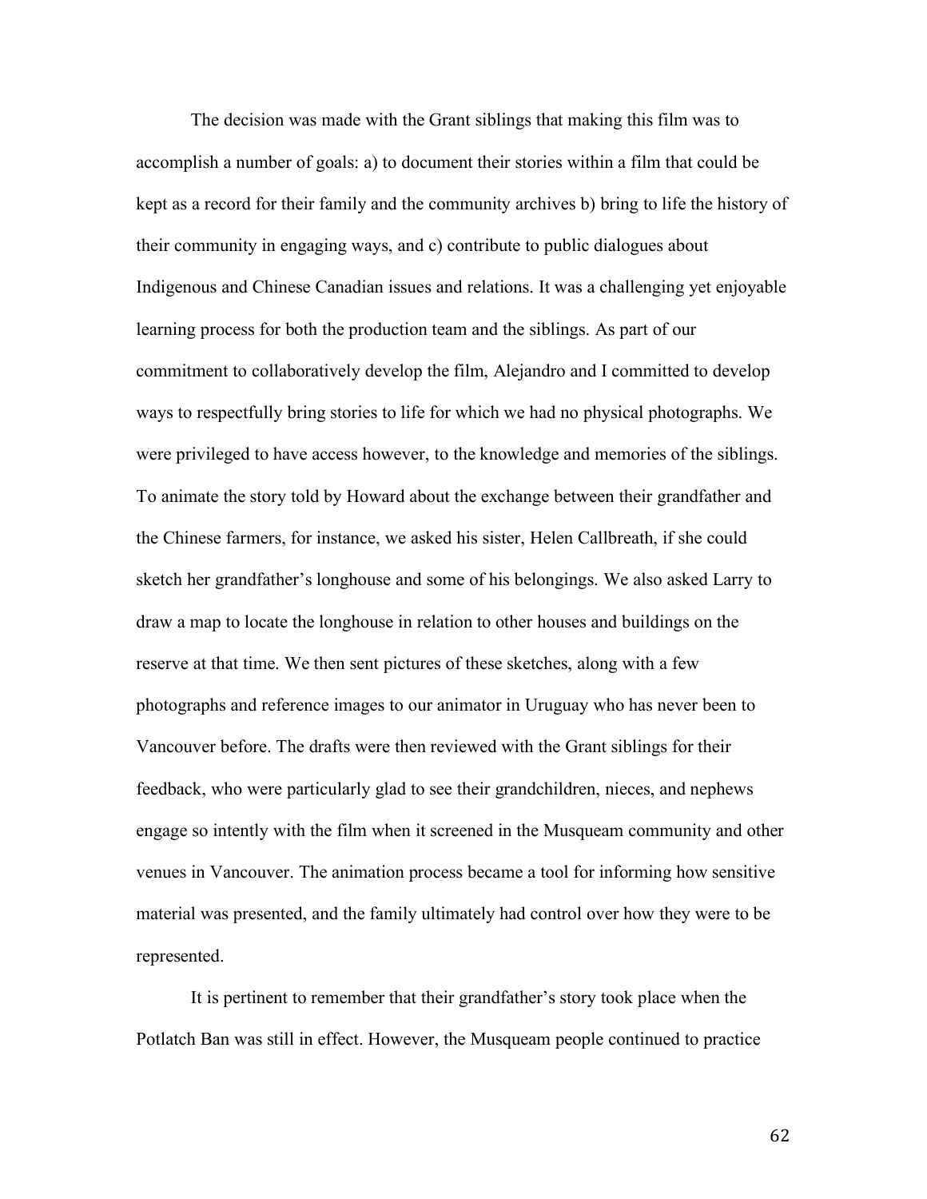The decision was made with the Grant siblings that making this film was to accomplish a number of goals: a) to document their stories within a film that could be kept as a record for their family and the community archives b) bring to life the history of their community in engaging ways, and c) contribute to public dialogues about Indigenous and Chinese Canadian issues and relations. It was a challenging yet enjoyable learning process for both the production team and the siblings. As part of our commitment to collaboratively develop the film, Alejandro and I committed to develop ways to respectfully bring stories to life for which we had no physical photographs. We were privileged to have access however, to the knowledge and memories of the siblings. To animate the story told by Howard about the exchange between their grandfather and the Chinese farmers, for instance, we asked his sister, Helen Callbreath, if she could sketch her grandfather's longhouse and some of his belongings. We also asked Larry to draw a map to locate the longhouse in relation to other houses and buildings on the reserve at that time. We then sent pictures of these sketches, along with a few photographs and reference images to our animator in Uruguay who has never been to Vancouver before. The drafts were then reviewed with the Grant siblings for their feedback, who were particularly glad to see their grandchildren, nieces, and nephews engage so intently with the film when it screened in the Musqueam community and other venues in Vancouver. The animation process became a tool for informing how sensitive material was presented, and the family ultimately had control over how they were to be represented.

It is pertinent to remember that their grandfather's story took place when the Potlatch Ban was still in effect. However, the Musqueam people continued to practice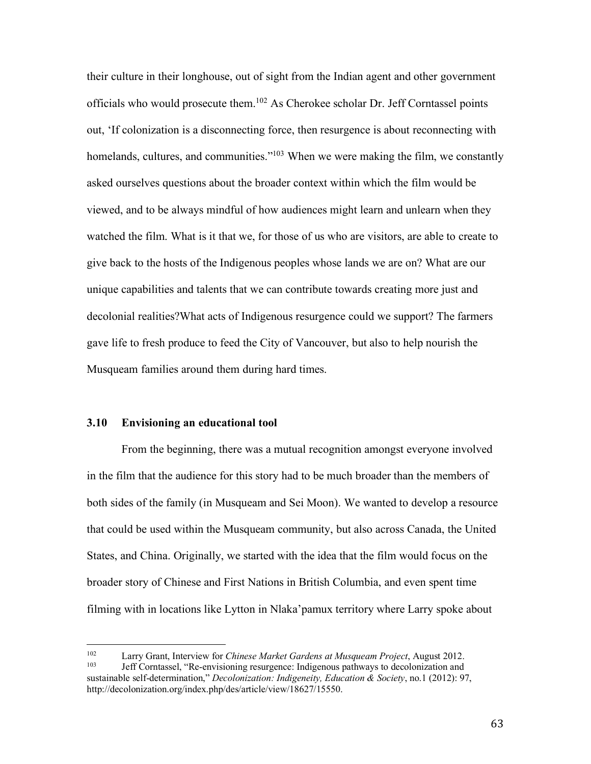their culture in their longhouse, out of sight from the Indian agent and other government officials who would prosecute them.[102] As Cherokee scholar Dr. Jeff Corntassel points out, 'If colonization is a disconnecting force, then resurgence is about reconnecting with homelands, cultures, and communities."[103] When we were making the film, we constantly asked ourselves questions about the broader context within which the film would be viewed, and to be always mindful of how audiences might learn and unlearn when they watched the film. What is it that we, for those of us who are visitors, are able to create to give back to the hosts of the Indigenous peoples whose lands we are on? What are our unique capabilities and talents that we can contribute towards creating more just and decolonial realities?What acts of Indigenous resurgence could we support? The farmers gave life to fresh produce to feed the City of Vancouver, but also to help nourish the Musqueam families around them during hard times.

### 3.10 Envisioning an educational tool

From the beginning, there was a mutual recognition amongst everyone involved in the film that the audience for this story had to be much broader than the members of both sides of the family (in Musqueam and Sei Moon). We wanted to develop a resource that could be used within the Musqueam community, but also across Canada, the United States, and China. Originally, we started with the idea that the film would focus on the broader story of Chinese and First Nations in British Columbia, and even spent time filming with in locations like Lytton in Nlaka'pamux territory where Larry spoke about

---

[102] Larry Grant, Interview for *Chinese Market Gardens at Musqueam Project*, August 2012.

[103] Jeff Corntassel, "Re-envisioning resurgence: Indigenous pathways to decolonization and sustainable self-determination," *Decolonization: Indigeneity, Education & Society*, no.1 (2012): 97, http://decolonization.org/index.php/des/article/view/18627/15550.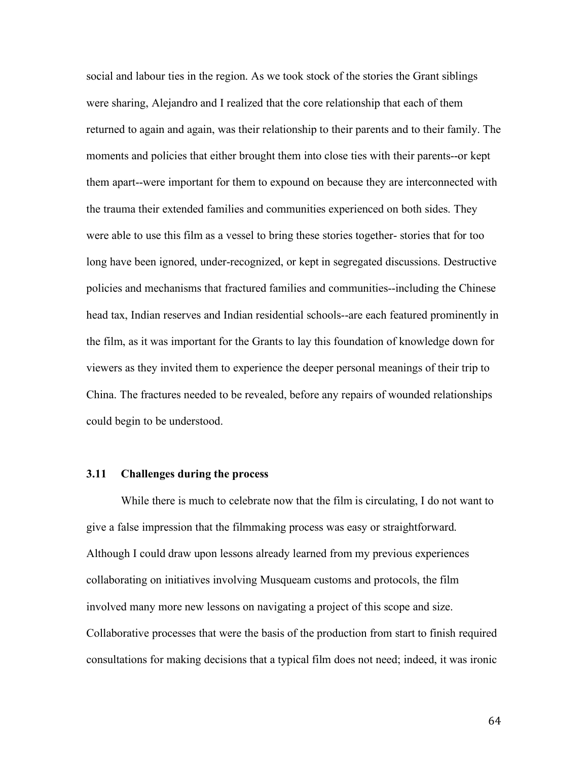social and labour ties in the region. As we took stock of the stories the Grant siblings were sharing, Alejandro and I realized that the core relationship that each of them returned to again and again, was their relationship to their parents and to their family. The moments and policies that either brought them into close ties with their parents--or kept them apart--were important for them to expound on because they are interconnected with the trauma their extended families and communities experienced on both sides. They were able to use this film as a vessel to bring these stories together- stories that for too long have been ignored, under-recognized, or kept in segregated discussions. Destructive policies and mechanisms that fractured families and communities--including the Chinese head tax, Indian reserves and Indian residential schools--are each featured prominently in the film, as it was important for the Grants to lay this foundation of knowledge down for viewers as they invited them to experience the deeper personal meanings of their trip to China. The fractures needed to be revealed, before any repairs of wounded relationships could begin to be understood.

### 3.11 Challenges during the process

While there is much to celebrate now that the film is circulating, I do not want to give a false impression that the filmmaking process was easy or straightforward. Although I could draw upon lessons already learned from my previous experiences collaborating on initiatives involving Musqueam customs and protocols, the film involved many more new lessons on navigating a project of this scope and size. Collaborative processes that were the basis of the production from start to finish required consultations for making decisions that a typical film does not need; indeed, it was ironic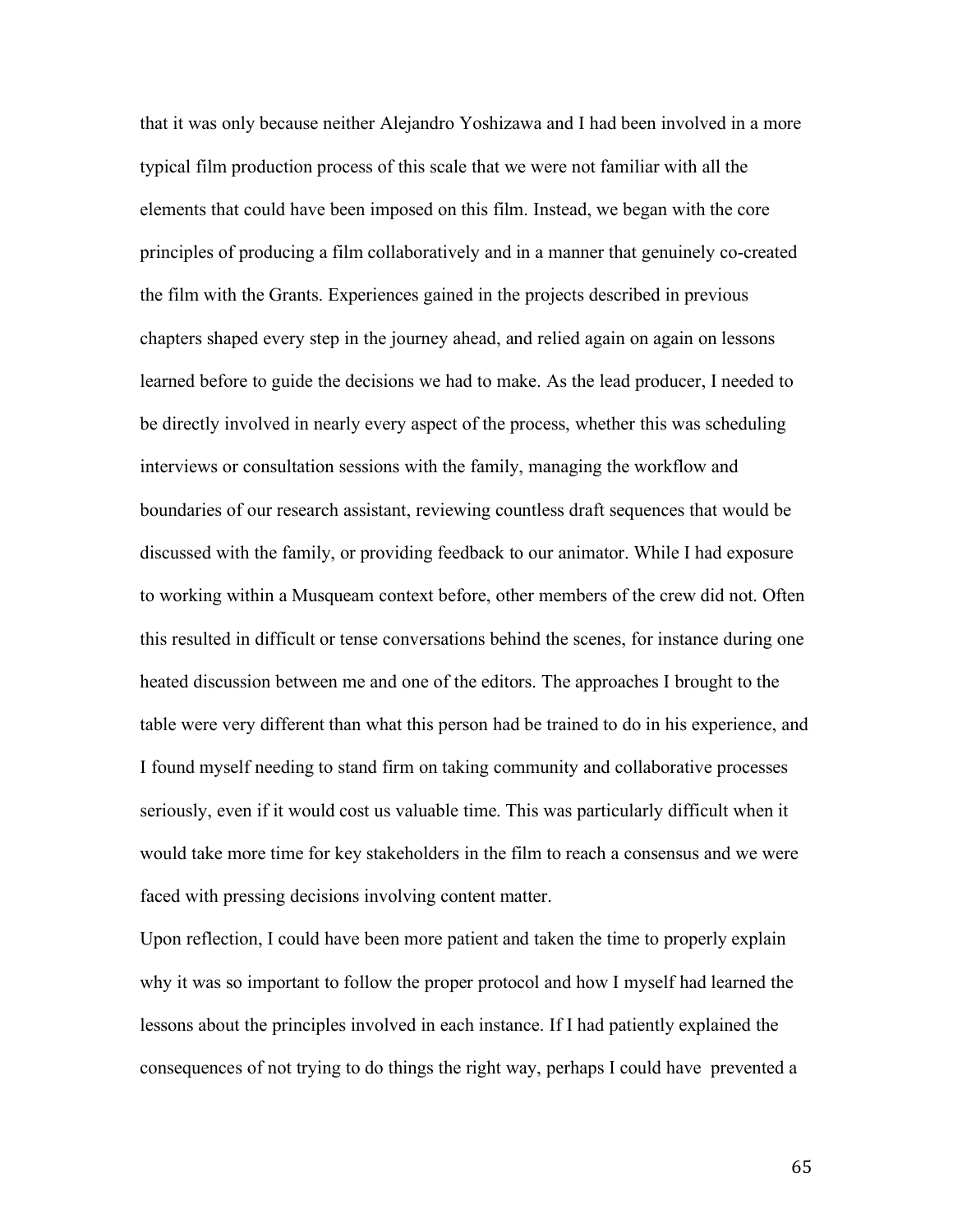that it was only because neither Alejandro Yoshizawa and I had been involved in a more typical film production process of this scale that we were not familiar with all the elements that could have been imposed on this film. Instead, we began with the core principles of producing a film collaboratively and in a manner that genuinely co-created the film with the Grants. Experiences gained in the projects described in previous chapters shaped every step in the journey ahead, and relied again on again on lessons learned before to guide the decisions we had to make. As the lead producer, I needed to be directly involved in nearly every aspect of the process, whether this was scheduling interviews or consultation sessions with the family, managing the workflow and boundaries of our research assistant, reviewing countless draft sequences that would be discussed with the family, or providing feedback to our animator. While I had exposure to working within a Musqueam context before, other members of the crew did not. Often this resulted in difficult or tense conversations behind the scenes, for instance during one heated discussion between me and one of the editors. The approaches I brought to the table were very different than what this person had be trained to do in his experience, and I found myself needing to stand firm on taking community and collaborative processes seriously, even if it would cost us valuable time. This was particularly difficult when it would take more time for key stakeholders in the film to reach a consensus and we were faced with pressing decisions involving content matter.

Upon reflection, I could have been more patient and taken the time to properly explain why it was so important to follow the proper protocol and how I myself had learned the lessons about the principles involved in each instance. If I had patiently explained the consequences of not trying to do things the right way, perhaps I could have prevented a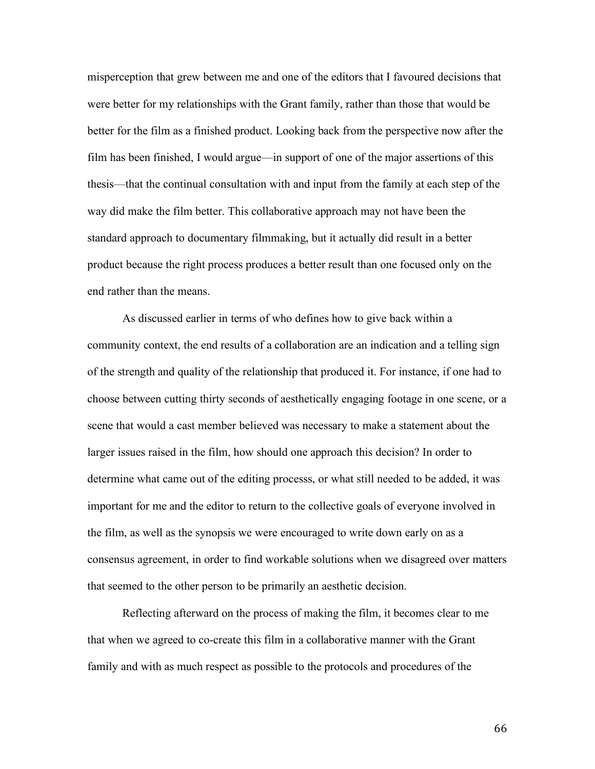misperception that grew between me and one of the editors that I favoured decisions that were better for my relationships with the Grant family, rather than those that would be better for the film as a finished product. Looking back from the perspective now after the film has been finished, I would argue—in support of one of the major assertions of this thesis—that the continual consultation with and input from the family at each step of the way did make the film better. This collaborative approach may not have been the standard approach to documentary filmmaking, but it actually did result in a better product because the right process produces a better result than one focused only on the end rather than the means.

As discussed earlier in terms of who defines how to give back within a community context, the end results of a collaboration are an indication and a telling sign of the strength and quality of the relationship that produced it. For instance, if one had to choose between cutting thirty seconds of aesthetically engaging footage in one scene, or a scene that would a cast member believed was necessary to make a statement about the larger issues raised in the film, how should one approach this decision? In order to determine what came out of the editing processs, or what still needed to be added, it was important for me and the editor to return to the collective goals of everyone involved in the film, as well as the synopsis we were encouraged to write down early on as a consensus agreement, in order to find workable solutions when we disagreed over matters that seemed to the other person to be primarily an aesthetic decision.

Reflecting afterward on the process of making the film, it becomes clear to me that when we agreed to co-create this film in a collaborative manner with the Grant family and with as much respect as possible to the protocols and procedures of the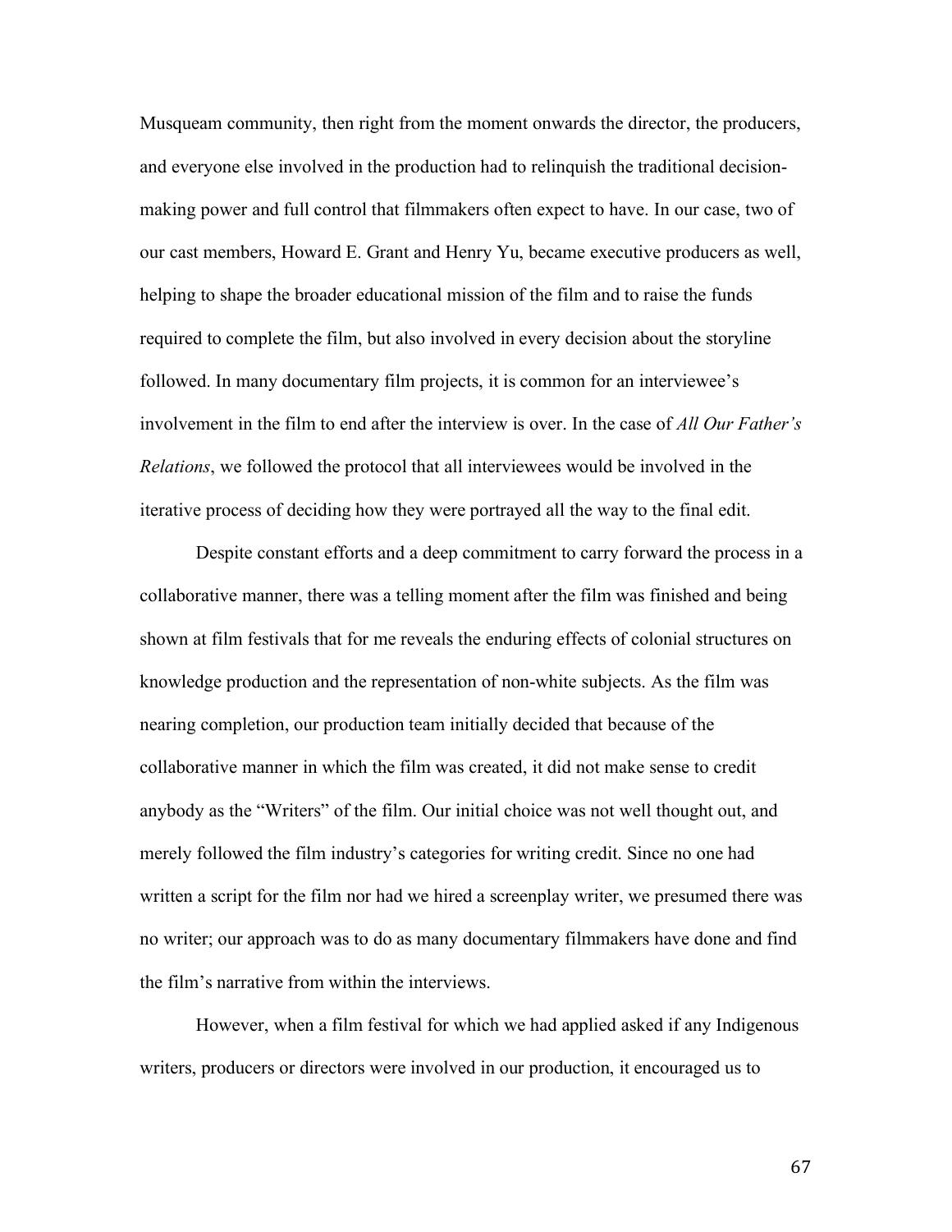Musqueam community, then right from the moment onwards the director, the producers, and everyone else involved in the production had to relinquish the traditional decision-making power and full control that filmmakers often expect to have. In our case, two of our cast members, Howard E. Grant and Henry Yu, became executive producers as well, helping to shape the broader educational mission of the film and to raise the funds required to complete the film, but also involved in every decision about the storyline followed. In many documentary film projects, it is common for an interviewee's involvement in the film to end after the interview is over. In the case of *All Our Father's Relations*, we followed the protocol that all interviewees would be involved in the iterative process of deciding how they were portrayed all the way to the final edit.

Despite constant efforts and a deep commitment to carry forward the process in a collaborative manner, there was a telling moment after the film was finished and being shown at film festivals that for me reveals the enduring effects of colonial structures on knowledge production and the representation of non-white subjects. As the film was nearing completion, our production team initially decided that because of the collaborative manner in which the film was created, it did not make sense to credit anybody as the "Writers" of the film. Our initial choice was not well thought out, and merely followed the film industry's categories for writing credit. Since no one had written a script for the film nor had we hired a screenplay writer, we presumed there was no writer; our approach was to do as many documentary filmmakers have done and find the film's narrative from within the interviews.

However, when a film festival for which we had applied asked if any Indigenous writers, producers or directors were involved in our production, it encouraged us to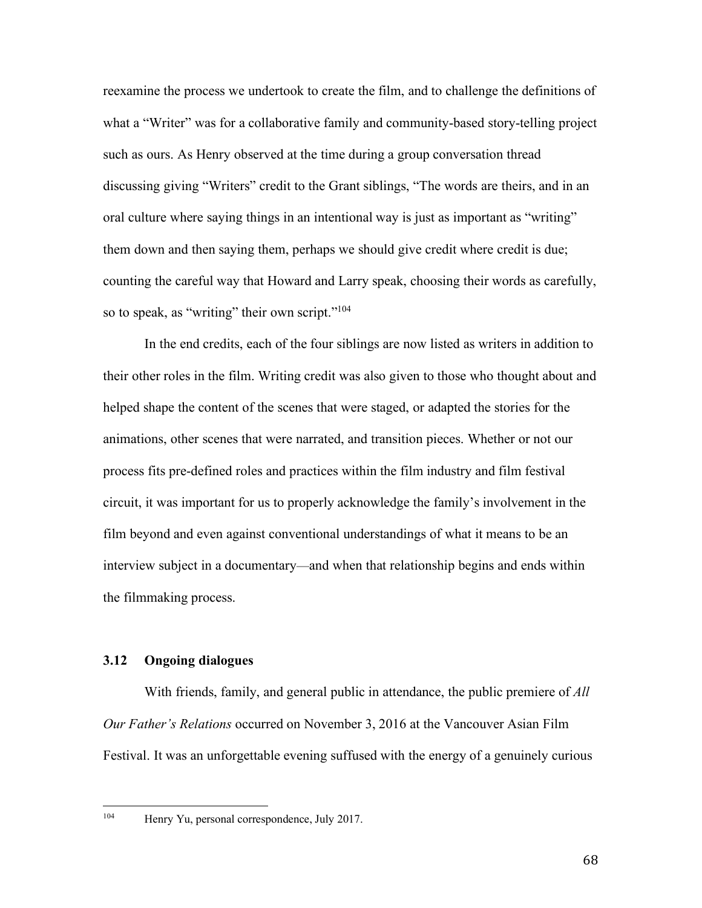reexamine the process we undertook to create the film, and to challenge the definitions of what a "Writer" was for a collaborative family and community-based story-telling project such as ours. As Henry observed at the time during a group conversation thread discussing giving "Writers" credit to the Grant siblings, "The words are theirs, and in an oral culture where saying things in an intentional way is just as important as "writing" them down and then saying them, perhaps we should give credit where credit is due; counting the careful way that Howard and Larry speak, choosing their words as carefully, so to speak, as "writing" their own script."[104]

In the end credits, each of the four siblings are now listed as writers in addition to their other roles in the film. Writing credit was also given to those who thought about and helped shape the content of the scenes that were staged, or adapted the stories for the animations, other scenes that were narrated, and transition pieces. Whether or not our process fits pre-defined roles and practices within the film industry and film festival circuit, it was important for us to properly acknowledge the family's involvement in the film beyond and even against conventional understandings of what it means to be an interview subject in a documentary—and when that relationship begins and ends within the filmmaking process.

### 3.12 Ongoing dialogues

With friends, family, and general public in attendance, the public premiere of *All Our Father's Relations* occurred on November 3, 2016 at the Vancouver Asian Film Festival. It was an unforgettable evening suffused with the energy of a genuinely curious

[104] Henry Yu, personal correspondence, July 2017.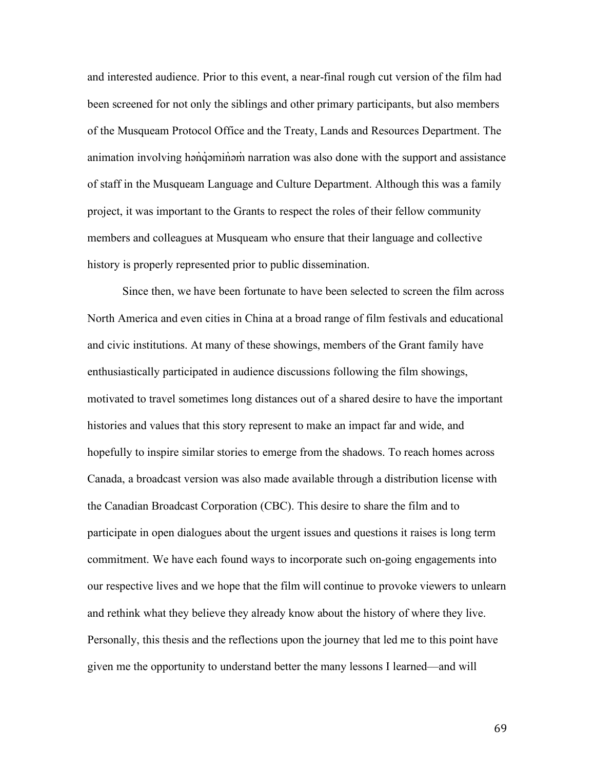and interested audience. Prior to this event, a near-final rough cut version of the film had been screened for not only the siblings and other primary participants, but also members of the Musqueam Protocol Office and the Treaty, Lands and Resources Department. The animation involving hən̓q̓əmin̓əm̓ narration was also done with the support and assistance of staff in the Musqueam Language and Culture Department. Although this was a family project, it was important to the Grants to respect the roles of their fellow community members and colleagues at Musqueam who ensure that their language and collective history is properly represented prior to public dissemination.

Since then, we have been fortunate to have been selected to screen the film across North America and even cities in China at a broad range of film festivals and educational and civic institutions. At many of these showings, members of the Grant family have enthusiastically participated in audience discussions following the film showings, motivated to travel sometimes long distances out of a shared desire to have the important histories and values that this story represent to make an impact far and wide, and hopefully to inspire similar stories to emerge from the shadows. To reach homes across Canada, a broadcast version was also made available through a distribution license with the Canadian Broadcast Corporation (CBC). This desire to share the film and to participate in open dialogues about the urgent issues and questions it raises is long term commitment. We have each found ways to incorporate such on-going engagements into our respective lives and we hope that the film will continue to provoke viewers to unlearn and rethink what they believe they already know about the history of where they live. Personally, this thesis and the reflections upon the journey that led me to this point have given me the opportunity to understand better the many lessons I learned—and will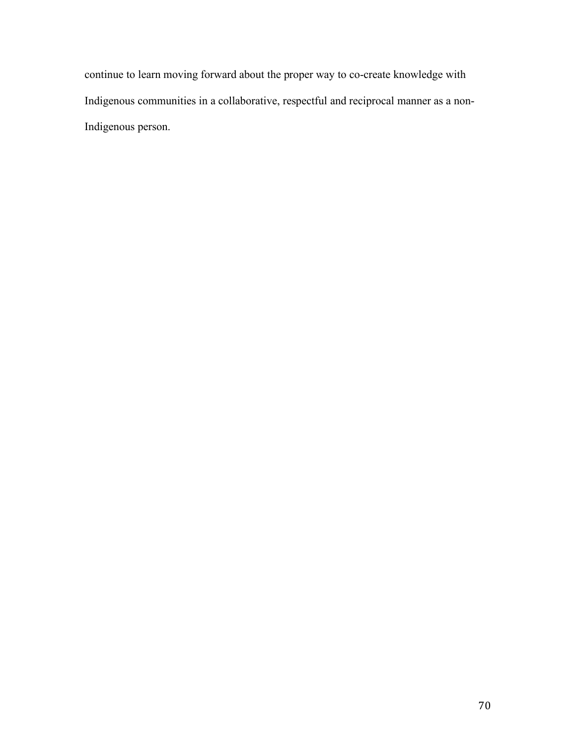continue to learn moving forward about the proper way to co-create knowledge with Indigenous communities in a collaborative, respectful and reciprocal manner as a non-Indigenous person.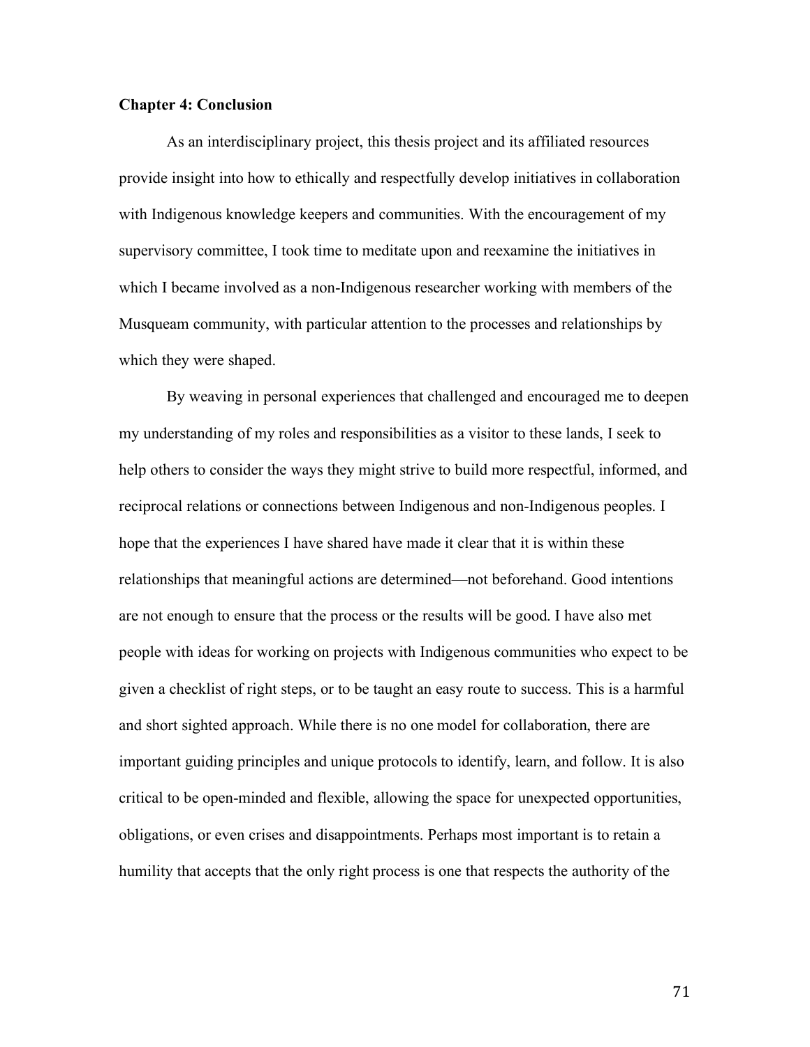## Chapter 4: Conclusion

As an interdisciplinary project, this thesis project and its affiliated resources provide insight into how to ethically and respectfully develop initiatives in collaboration with Indigenous knowledge keepers and communities. With the encouragement of my supervisory committee, I took time to meditate upon and reexamine the initiatives in which I became involved as a non-Indigenous researcher working with members of the Musqueam community, with particular attention to the processes and relationships by which they were shaped.

By weaving in personal experiences that challenged and encouraged me to deepen my understanding of my roles and responsibilities as a visitor to these lands, I seek to help others to consider the ways they might strive to build more respectful, informed, and reciprocal relations or connections between Indigenous and non-Indigenous peoples. I hope that the experiences I have shared have made it clear that it is within these relationships that meaningful actions are determined—not beforehand. Good intentions are not enough to ensure that the process or the results will be good. I have also met people with ideas for working on projects with Indigenous communities who expect to be given a checklist of right steps, or to be taught an easy route to success. This is a harmful and short sighted approach. While there is no one model for collaboration, there are important guiding principles and unique protocols to identify, learn, and follow. It is also critical to be open-minded and flexible, allowing the space for unexpected opportunities, obligations, or even crises and disappointments. Perhaps most important is to retain a humility that accepts that the only right process is one that respects the authority of the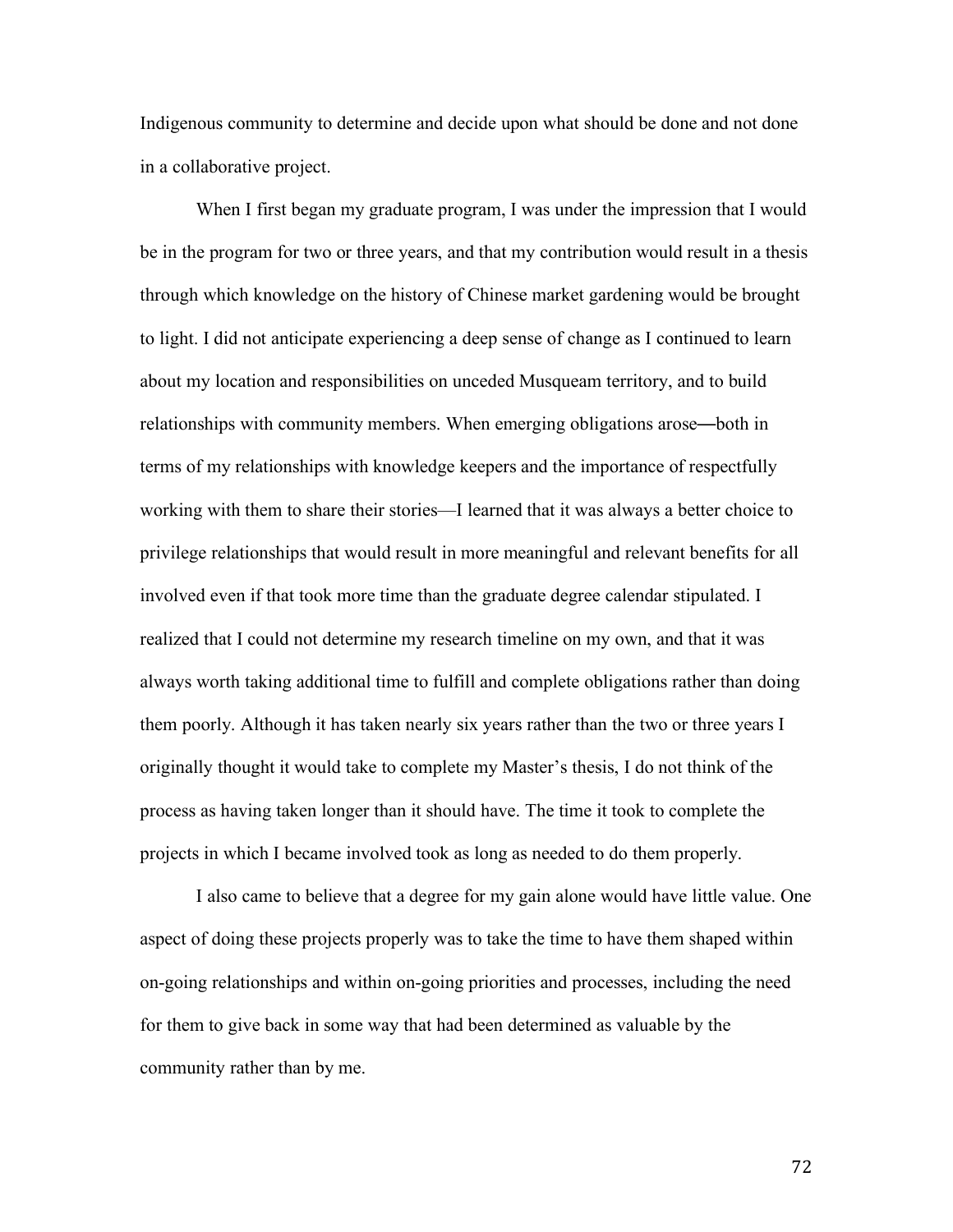Indigenous community to determine and decide upon what should be done and not done in a collaborative project.

When I first began my graduate program, I was under the impression that I would be in the program for two or three years, and that my contribution would result in a thesis through which knowledge on the history of Chinese market gardening would be brought to light. I did not anticipate experiencing a deep sense of change as I continued to learn about my location and responsibilities on unceded Musqueam territory, and to build relationships with community members. When emerging obligations arose—both in terms of my relationships with knowledge keepers and the importance of respectfully working with them to share their stories—I learned that it was always a better choice to privilege relationships that would result in more meaningful and relevant benefits for all involved even if that took more time than the graduate degree calendar stipulated. I realized that I could not determine my research timeline on my own, and that it was always worth taking additional time to fulfill and complete obligations rather than doing them poorly. Although it has taken nearly six years rather than the two or three years I originally thought it would take to complete my Master's thesis, I do not think of the process as having taken longer than it should have. The time it took to complete the projects in which I became involved took as long as needed to do them properly.

I also came to believe that a degree for my gain alone would have little value. One aspect of doing these projects properly was to take the time to have them shaped within on-going relationships and within on-going priorities and processes, including the need for them to give back in some way that had been determined as valuable by the community rather than by me.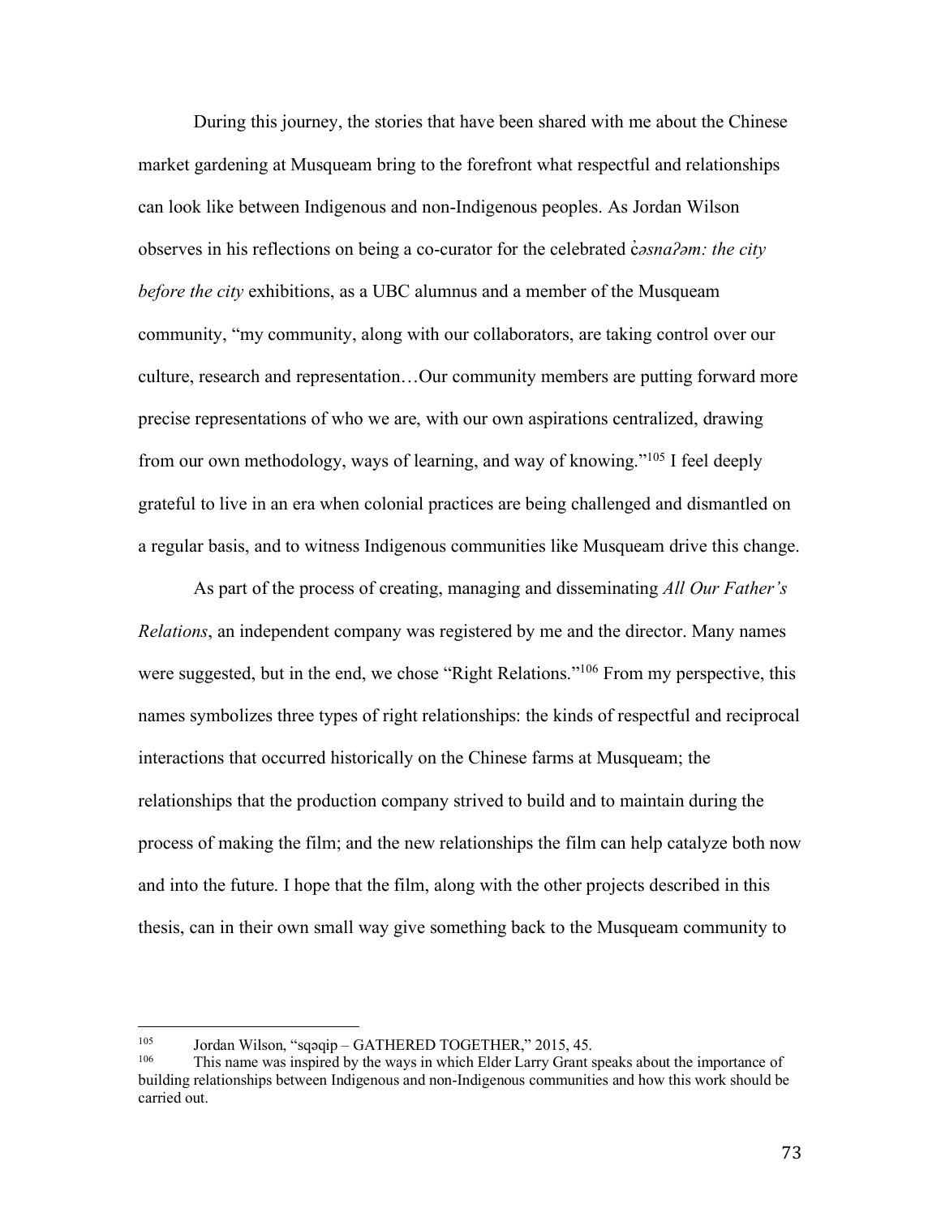During this journey, the stories that have been shared with me about the Chinese market gardening at Musqueam bring to the forefront what respectful and relationships can look like between Indigenous and non-Indigenous peoples. As Jordan Wilson observes in his reflections on being a co-curator for the celebrated *c̓əsnaʔəm: the city before the city* exhibitions, as a UBC alumnus and a member of the Musqueam community, "my community, along with our collaborators, are taking control over our culture, research and representation…Our community members are putting forward more precise representations of who we are, with our own aspirations centralized, drawing from our own methodology, ways of learning, and way of knowing."[105] I feel deeply grateful to live in an era when colonial practices are being challenged and dismantled on a regular basis, and to witness Indigenous communities like Musqueam drive this change.

As part of the process of creating, managing and disseminating *All Our Father's Relations*, an independent company was registered by me and the director. Many names were suggested, but in the end, we chose "Right Relations."[106] From my perspective, this names symbolizes three types of right relationships: the kinds of respectful and reciprocal interactions that occurred historically on the Chinese farms at Musqueam; the relationships that the production company strived to build and to maintain during the process of making the film; and the new relationships the film can help catalyze both now and into the future. I hope that the film, along with the other projects described in this thesis, can in their own small way give something back to the Musqueam community to

---

[105] Jordan Wilson, "sqəqip – GATHERED TOGETHER," 2015, 45.

[106] This name was inspired by the ways in which Elder Larry Grant speaks about the importance of building relationships between Indigenous and non-Indigenous communities and how this work should be carried out.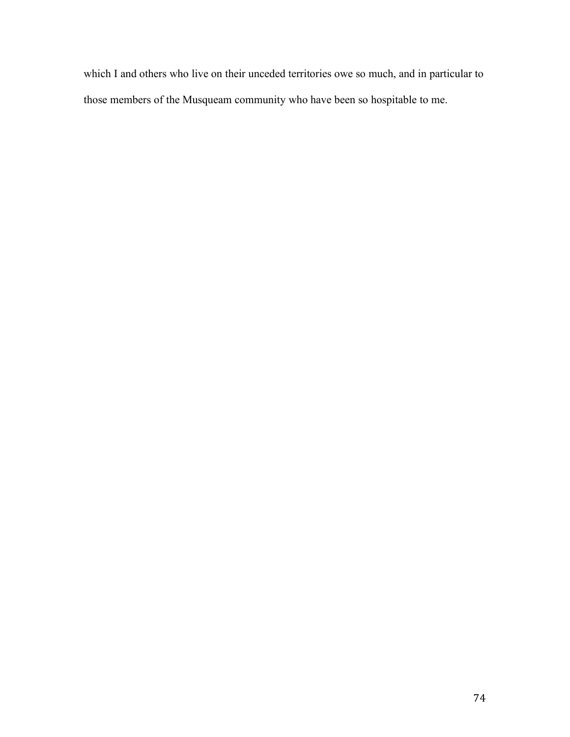which I and others who live on their unceded territories owe so much, and in particular to those members of the Musqueam community who have been so hospitable to me.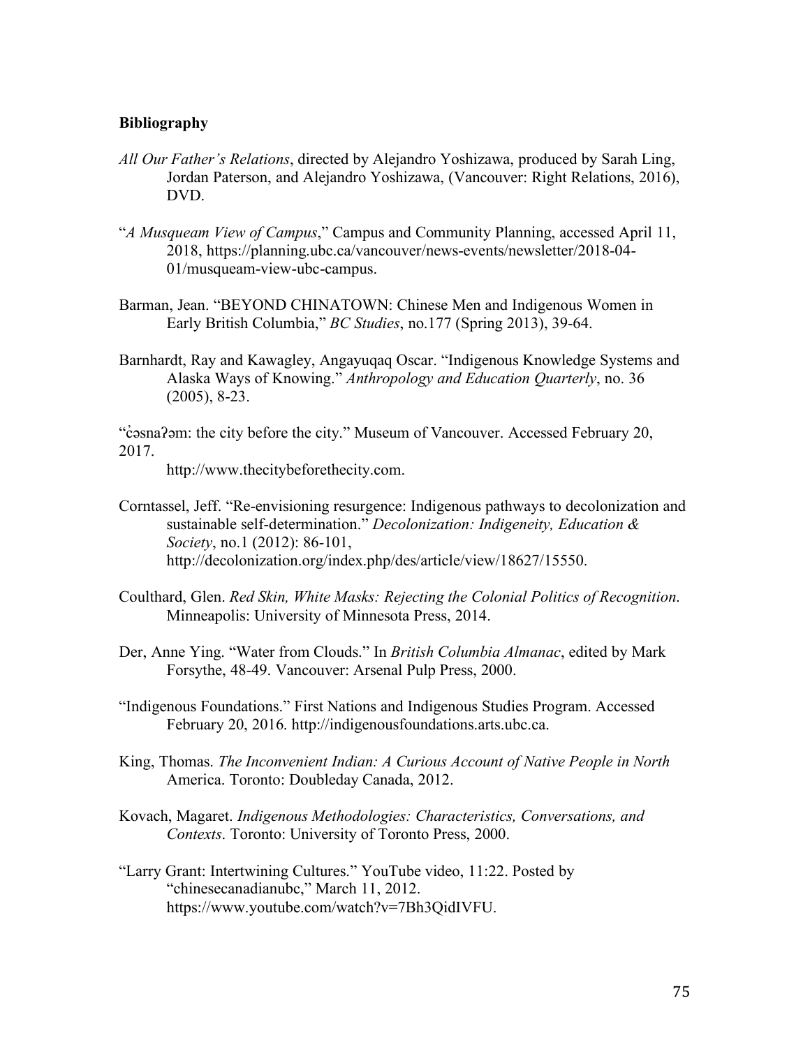**Bibliography**

*All Our Father's Relations*, directed by Alejandro Yoshizawa, produced by Sarah Ling, Jordan Paterson, and Alejandro Yoshizawa, (Vancouver: Right Relations, 2016), DVD.

"*A Musqueam View of Campus*," Campus and Community Planning, accessed April 11, 2018, https://planning.ubc.ca/vancouver/news-events/newsletter/2018-04-01/musqueam-view-ubc-campus.

Barman, Jean. "BEYOND CHINATOWN: Chinese Men and Indigenous Women in Early British Columbia," *BC Studies*, no.177 (Spring 2013), 39-64.

Barnhardt, Ray and Kawagley, Angayuqaq Oscar. "Indigenous Knowledge Systems and Alaska Ways of Knowing." *Anthropology and Education Quarterly*, no. 36 (2005), 8-23.

"c̓əsnaʔəm: the city before the city." Museum of Vancouver. Accessed February 20, 2017.
http://www.thecitybeforethecity.com.

Corntassel, Jeff. "Re-envisioning resurgence: Indigenous pathways to decolonization and sustainable self-determination." *Decolonization: Indigeneity, Education & Society*, no.1 (2012): 86-101, http://decolonization.org/index.php/des/article/view/18627/15550.

Coulthard, Glen. *Red Skin, White Masks: Rejecting the Colonial Politics of Recognition*. Minneapolis: University of Minnesota Press, 2014.

Der, Anne Ying. "Water from Clouds." In *British Columbia Almanac*, edited by Mark Forsythe, 48-49. Vancouver: Arsenal Pulp Press, 2000.

"Indigenous Foundations." First Nations and Indigenous Studies Program. Accessed February 20, 2016. http://indigenousfoundations.arts.ubc.ca.

King, Thomas. *The Inconvenient Indian: A Curious Account of Native People in North* America. Toronto: Doubleday Canada, 2012.

Kovach, Magaret. *Indigenous Methodologies: Characteristics, Conversations, and Contexts*. Toronto: University of Toronto Press, 2000.

"Larry Grant: Intertwining Cultures." YouTube video, 11:22. Posted by "chinesecanadianubc," March 11, 2012. https://www.youtube.com/watch?v=7Bh3QidIVFU.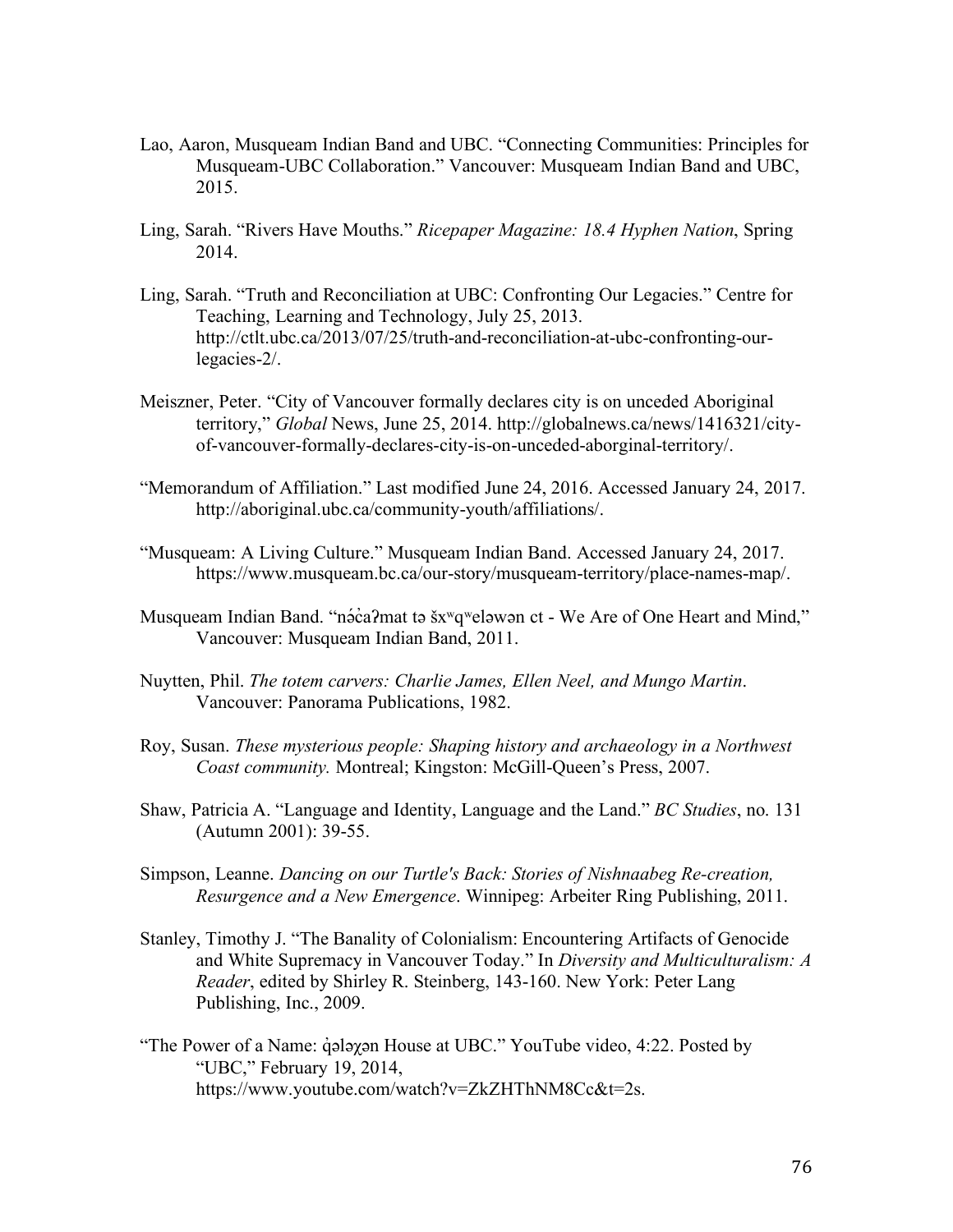Lao, Aaron, Musqueam Indian Band and UBC. "Connecting Communities: Principles for Musqueam-UBC Collaboration." Vancouver: Musqueam Indian Band and UBC, 2015.

Ling, Sarah. "Rivers Have Mouths." *Ricepaper Magazine: 18.4 Hyphen Nation*, Spring 2014.

Ling, Sarah. "Truth and Reconciliation at UBC: Confronting Our Legacies." Centre for Teaching, Learning and Technology, July 25, 2013. http://ctlt.ubc.ca/2013/07/25/truth-and-reconciliation-at-ubc-confronting-our-legacies-2/.

Meiszner, Peter. "City of Vancouver formally declares city is on unceded Aboriginal territory," *Global* News, June 25, 2014. http://globalnews.ca/news/1416321/city-of-vancouver-formally-declares-city-is-on-unceded-aborginal-territory/.

"Memorandum of Affiliation." Last modified June 24, 2016. Accessed January 24, 2017. http://aboriginal.ubc.ca/community-youth/affiliations/.

"Musqueam: A Living Culture." Musqueam Indian Band. Accessed January 24, 2017. https://www.musqueam.bc.ca/our-story/musqueam-territory/place-names-map/.

Musqueam Indian Band. "nə́c̓aʔmat tə šxʷqʷeləwən ct - We Are of One Heart and Mind," Vancouver: Musqueam Indian Band, 2011.

Nuytten, Phil. *The totem carvers: Charlie James, Ellen Neel, and Mungo Martin*. Vancouver: Panorama Publications, 1982.

Roy, Susan. *These mysterious people: Shaping history and archaeology in a Northwest Coast community.* Montreal; Kingston: McGill-Queen's Press, 2007.

Shaw, Patricia A. "Language and Identity, Language and the Land." *BC Studies*, no. 131 (Autumn 2001): 39-55.

Simpson, Leanne. *Dancing on our Turtle's Back: Stories of Nishnaabeg Re-creation, Resurgence and a New Emergence*. Winnipeg: Arbeiter Ring Publishing, 2011.

Stanley, Timothy J. "The Banality of Colonialism: Encountering Artifacts of Genocide and White Supremacy in Vancouver Today." In *Diversity and Multiculturalism: A Reader*, edited by Shirley R. Steinberg, 143-160. New York: Peter Lang Publishing, Inc., 2009.

"The Power of a Name: q̓ələχən House at UBC." YouTube video, 4:22. Posted by "UBC," February 19, 2014, https://www.youtube.com/watch?v=ZkZHThNM8Cc&t=2s.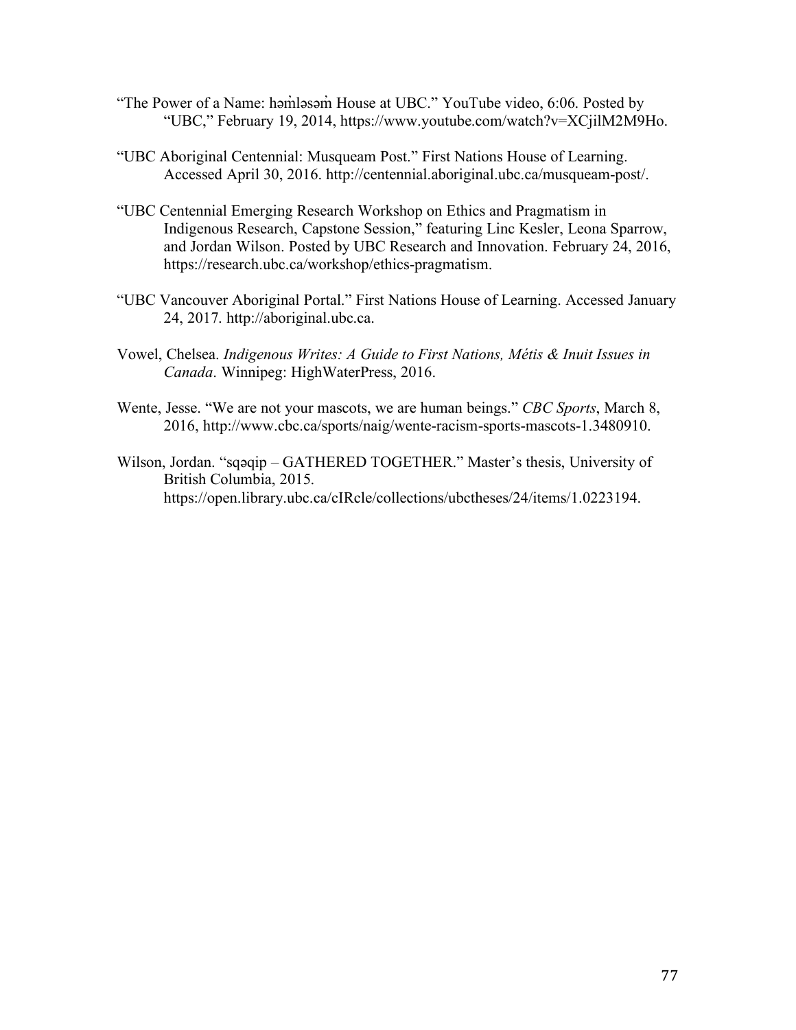"The Power of a Name: hәm̓lәsәm̓ House at UBC." YouTube video, 6:06. Posted by "UBC," February 19, 2014, https://www.youtube.com/watch?v=XCjilM2M9Ho.

"UBC Aboriginal Centennial: Musqueam Post." First Nations House of Learning. Accessed April 30, 2016. http://centennial.aboriginal.ubc.ca/musqueam-post/.

"UBC Centennial Emerging Research Workshop on Ethics and Pragmatism in Indigenous Research, Capstone Session," featuring Linc Kesler, Leona Sparrow, and Jordan Wilson. Posted by UBC Research and Innovation. February 24, 2016, https://research.ubc.ca/workshop/ethics-pragmatism.

"UBC Vancouver Aboriginal Portal." First Nations House of Learning. Accessed January 24, 2017. http://aboriginal.ubc.ca.

Vowel, Chelsea. *Indigenous Writes: A Guide to First Nations, Métis & Inuit Issues in Canada*. Winnipeg: HighWaterPress, 2016.

Wente, Jesse. "We are not your mascots, we are human beings." *CBC Sports*, March 8, 2016, http://www.cbc.ca/sports/naig/wente-racism-sports-mascots-1.3480910.

Wilson, Jordan. "sqәqip – GATHERED TOGETHER." Master's thesis, University of British Columbia, 2015. https://open.library.ubc.ca/cIRcle/collections/ubctheses/24/items/1.0223194.